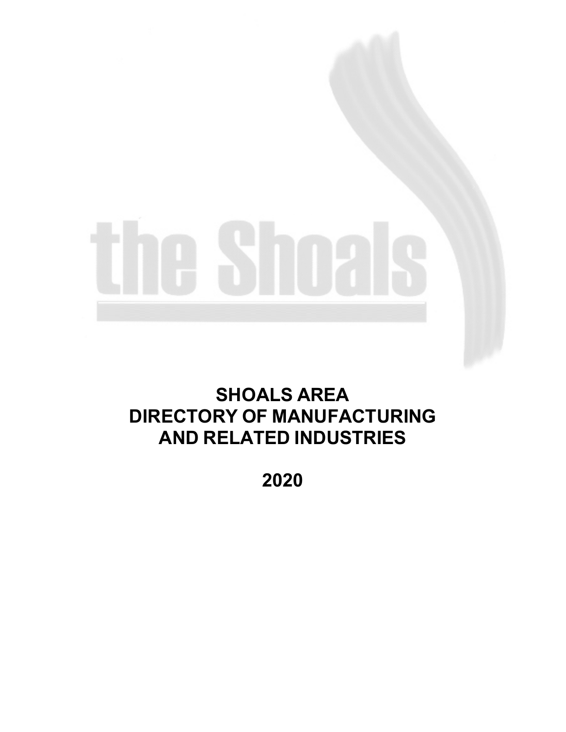# SHOALS AREA DIRECTORY OF MANUFACTURING AND RELATED INDUSTRIES

## 2020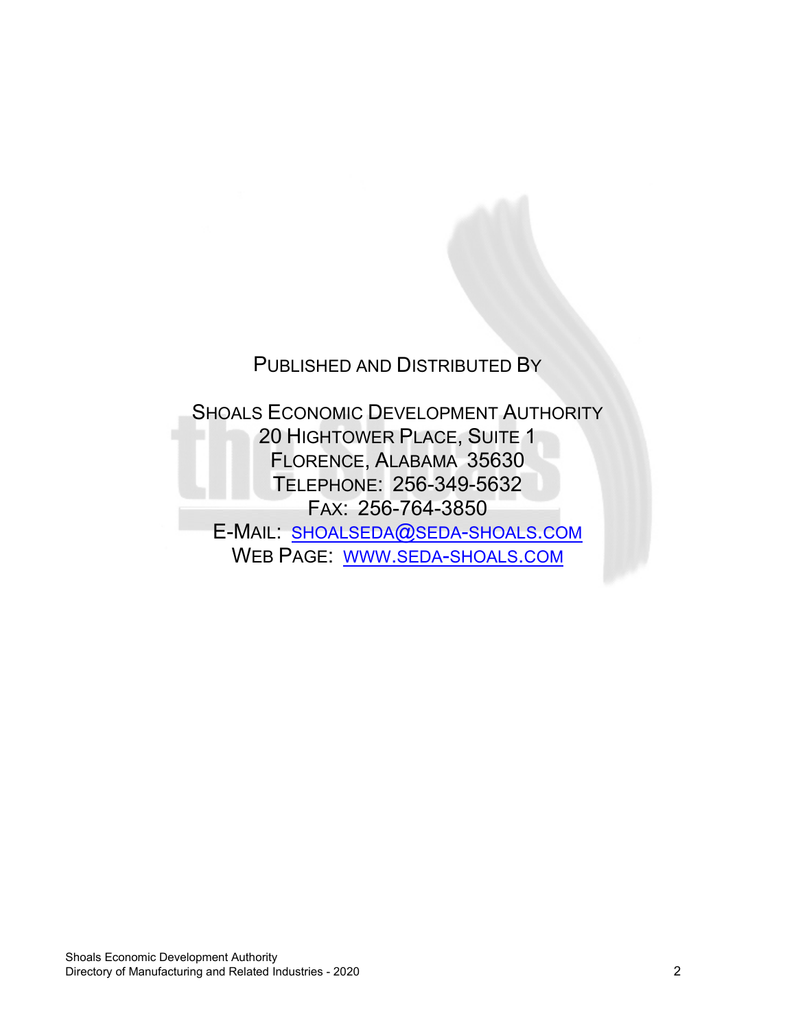PUBLISHED AND DISTRIBUTED BY

SHOALS ECONOMIC DEVELOPMENT AUTHORITY
20 HIGHTOWER PLACE, SUITE 1
FLORENCE, ALABAMA 35630
TELEPHONE: 256-349-5632
FAX: 256-764-3850
E-MAIL: SHOALSEDA@SEDA-SHOALS.COM
WEB PAGE: WWW.SEDA-SHOALS.COM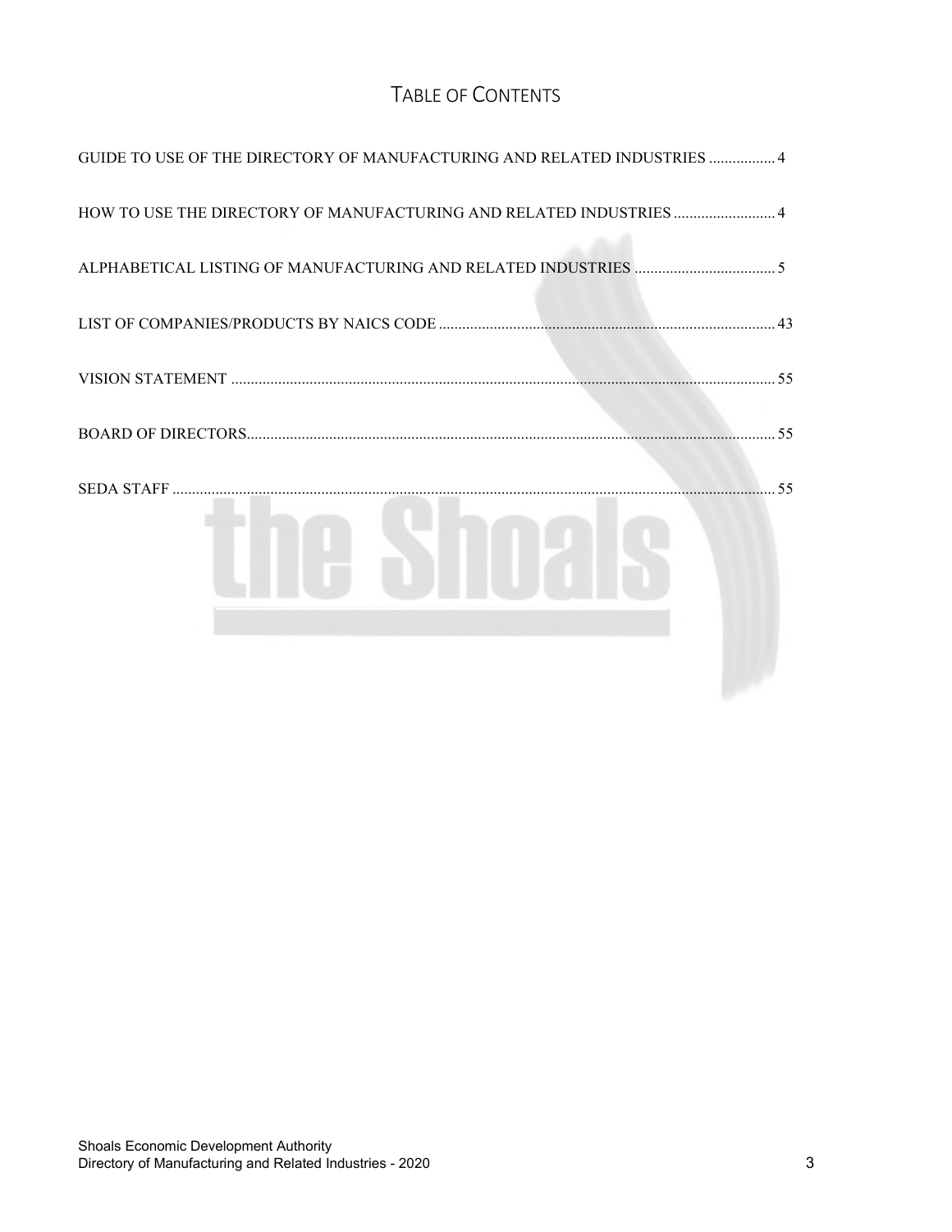# TABLE OF CONTENTS

GUIDE TO USE OF THE DIRECTORY OF MANUFACTURING AND RELATED INDUSTRIES ................. 4

HOW TO USE THE DIRECTORY OF MANUFACTURING AND RELATED INDUSTRIES .......................... 4

ALPHABETICAL LISTING OF MANUFACTURING AND RELATED INDUSTRIES .................................... 5

LIST OF COMPANIES/PRODUCTS BY NAICS CODE ..................................................................................... 43

VISION STATEMENT .......................................................................................................................................... 55

BOARD OF DIRECTORS...................................................................................................................................... 55

SEDA STAFF .......................................................................................................................................................... 55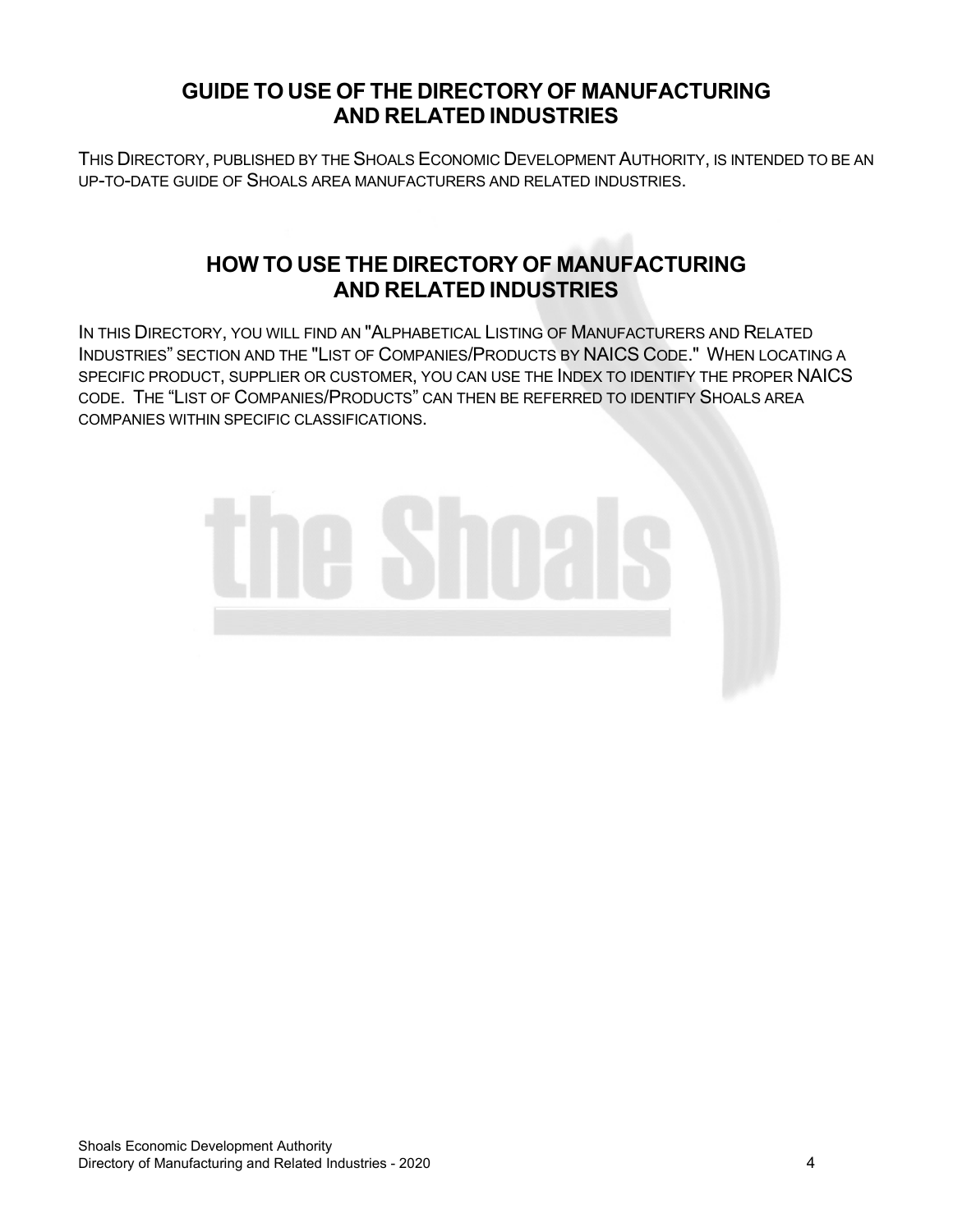## GUIDE TO USE OF THE DIRECTORY OF MANUFACTURING AND RELATED INDUSTRIES

THIS DIRECTORY, PUBLISHED BY THE SHOALS ECONOMIC DEVELOPMENT AUTHORITY, IS INTENDED TO BE AN UP-TO-DATE GUIDE OF SHOALS AREA MANUFACTURERS AND RELATED INDUSTRIES.

## HOW TO USE THE DIRECTORY OF MANUFACTURING AND RELATED INDUSTRIES

IN THIS DIRECTORY, YOU WILL FIND AN "ALPHABETICAL LISTING OF MANUFACTURERS AND RELATED INDUSTRIES" SECTION AND THE "LIST OF COMPANIES/PRODUCTS BY NAICS CODE." WHEN LOCATING A SPECIFIC PRODUCT, SUPPLIER OR CUSTOMER, YOU CAN USE THE INDEX TO IDENTIFY THE PROPER NAICS CODE. THE "LIST OF COMPANIES/PRODUCTS" CAN THEN BE REFERRED TO IDENTIFY SHOALS AREA COMPANIES WITHIN SPECIFIC CLASSIFICATIONS.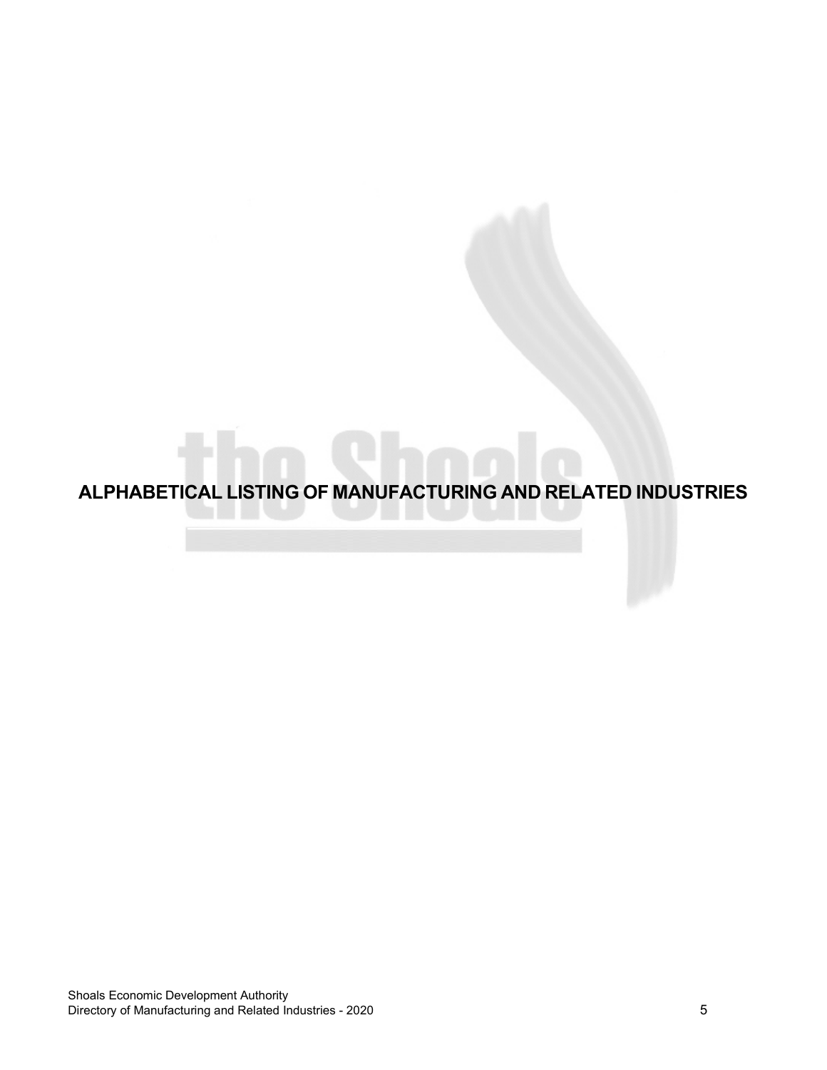# ALPHABETICAL LISTING OF MANUFACTURING AND RELATED INDUSTRIES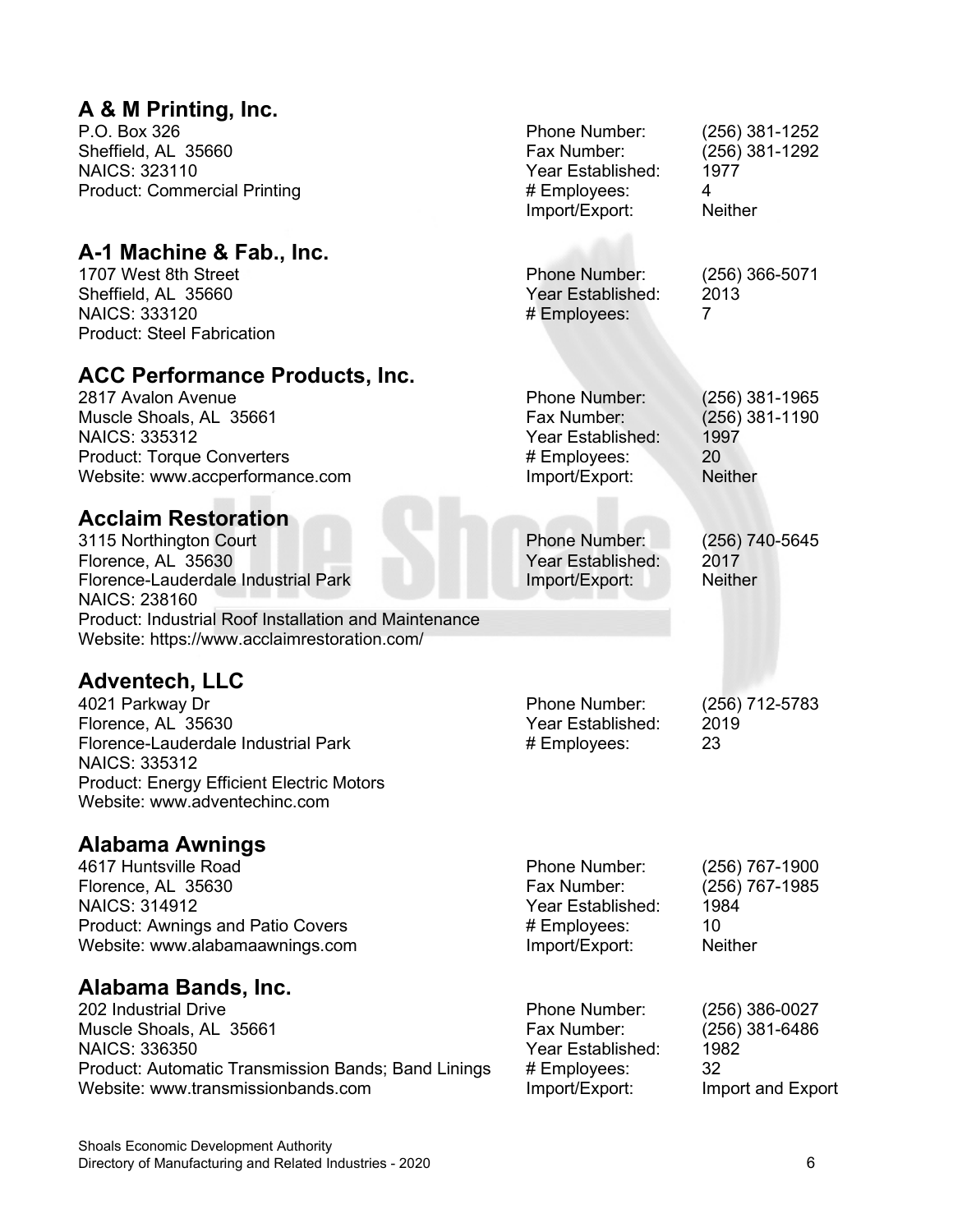## A & M Printing, Inc.

P.O. Box 326
Sheffield, AL 35660
NAICS: 323110
Product: Commercial Printing

Phone Number: (256) 381-1252
Fax Number: (256) 381-1292
Year Established: 1977
# Employees: 4
Import/Export: Neither

## A-1 Machine & Fab., Inc.

1707 West 8th Street
Sheffield, AL 35660
NAICS: 333120
Product: Steel Fabrication

Phone Number: (256) 366-5071
Year Established: 2013
# Employees: 7

## ACC Performance Products, Inc.

2817 Avalon Avenue
Muscle Shoals, AL 35661
NAICS: 335312
Product: Torque Converters
Website: www.accperformance.com

Phone Number: (256) 381-1965
Fax Number: (256) 381-1190
Year Established: 1997
# Employees: 20
Import/Export: Neither

## Acclaim Restoration

3115 Northington Court
Florence, AL 35630
Florence-Lauderdale Industrial Park
NAICS: 238160
Product: Industrial Roof Installation and Maintenance
Website: https://www.acclaimrestoration.com/

Phone Number: (256) 740-5645
Year Established: 2017
Import/Export: Neither

## Adventech, LLC

4021 Parkway Dr
Florence, AL 35630
Florence-Lauderdale Industrial Park
NAICS: 335312
Product: Energy Efficient Electric Motors
Website: www.adventechinc.com

Phone Number: (256) 712-5783
Year Established: 2019
# Employees: 23

## Alabama Awnings

4617 Huntsville Road
Florence, AL 35630
NAICS: 314912
Product: Awnings and Patio Covers
Website: www.alabamaawnings.com

Phone Number: (256) 767-1900
Fax Number: (256) 767-1985
Year Established: 1984
# Employees: 10
Import/Export: Neither

## Alabama Bands, Inc.

202 Industrial Drive
Muscle Shoals, AL 35661
NAICS: 336350
Product: Automatic Transmission Bands; Band Linings
Website: www.transmissionbands.com

Phone Number: (256) 386-0027
Fax Number: (256) 381-6486
Year Established: 1982
# Employees: 32
Import/Export: Import and Export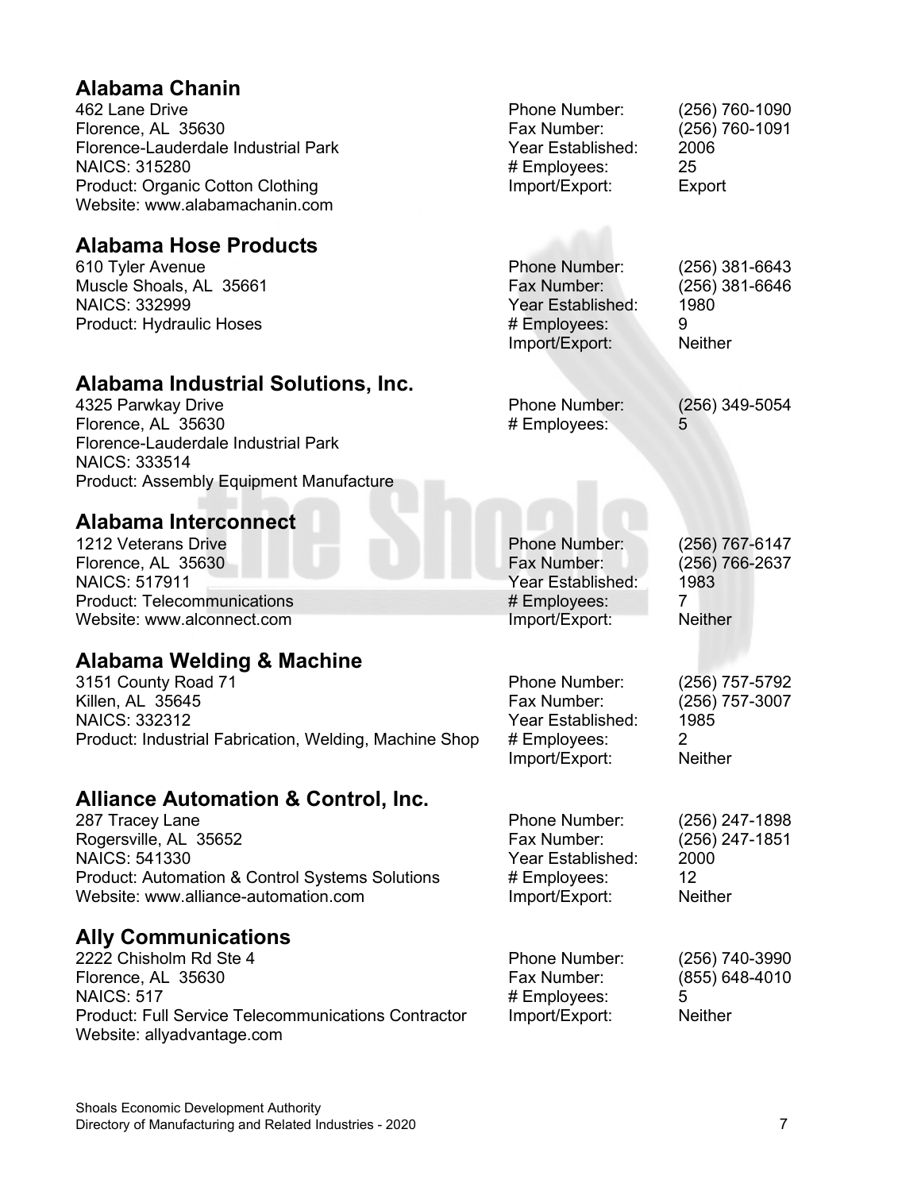## Alabama Chanin

462 Lane Drive
Florence, AL 35630
Florence-Lauderdale Industrial Park
NAICS: 315280
Product: Organic Cotton Clothing
Website: www.alabamachanin.com

Phone Number: (256) 760-1090
Fax Number: (256) 760-1091
Year Established: 2006
# Employees: 25
Import/Export: Export

## Alabama Hose Products

610 Tyler Avenue
Muscle Shoals, AL 35661
NAICS: 332999
Product: Hydraulic Hoses

Phone Number: (256) 381-6643
Fax Number: (256) 381-6646
Year Established: 1980
# Employees: 9
Import/Export: Neither

## Alabama Industrial Solutions, Inc.

4325 Parwkay Drive
Florence, AL 35630
Florence-Lauderdale Industrial Park
NAICS: 333514
Product: Assembly Equipment Manufacture

Phone Number: (256) 349-5054
# Employees: 5

## Alabama Interconnect

1212 Veterans Drive
Florence, AL 35630
NAICS: 517911
Product: Telecommunications
Website: www.alconnect.com

Phone Number: (256) 767-6147
Fax Number: (256) 766-2637
Year Established: 1983
# Employees: 7
Import/Export: Neither

## Alabama Welding & Machine

3151 County Road 71
Killen, AL 35645
NAICS: 332312
Product: Industrial Fabrication, Welding, Machine Shop

Phone Number: (256) 757-5792
Fax Number: (256) 757-3007
Year Established: 1985
# Employees: 2
Import/Export: Neither

## Alliance Automation & Control, Inc.

287 Tracey Lane
Rogersville, AL 35652
NAICS: 541330
Product: Automation & Control Systems Solutions
Website: www.alliance-automation.com

Phone Number: (256) 247-1898
Fax Number: (256) 247-1851
Year Established: 2000
# Employees: 12
Import/Export: Neither

## Ally Communications

2222 Chisholm Rd Ste 4
Florence, AL 35630
NAICS: 517
Product: Full Service Telecommunications Contractor
Website: allyadvantage.com

Phone Number: (256) 740-3990
Fax Number: (855) 648-4010
# Employees: 5
Import/Export: Neither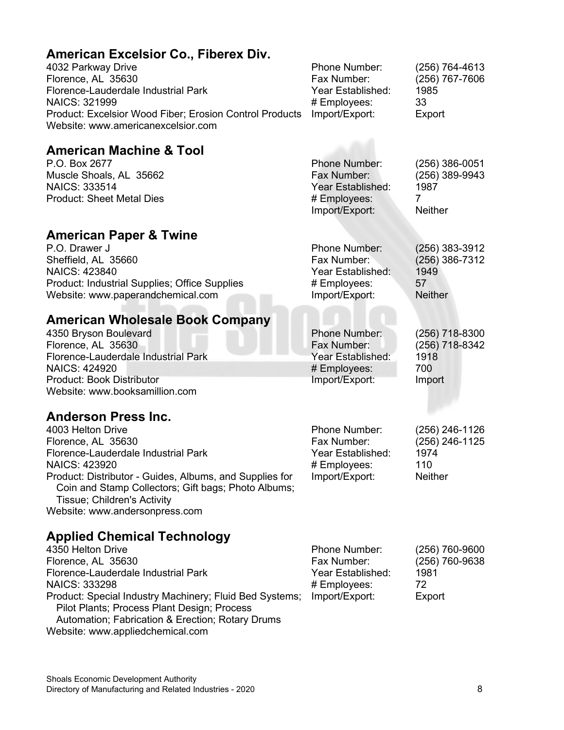## American Excelsior Co., Fiberex Div.

4032 Parkway Drive
Florence, AL 35630
Florence-Lauderdale Industrial Park
NAICS: 321999
Product: Excelsior Wood Fiber; Erosion Control Products
Website: www.americanexcelsior.com

Phone Number: (256) 764-4613
Fax Number: (256) 767-7606
Year Established: 1985
# Employees: 33
Import/Export: Export

## American Machine & Tool

P.O. Box 2677
Muscle Shoals, AL 35662
NAICS: 333514
Product: Sheet Metal Dies

Phone Number: (256) 386-0051
Fax Number: (256) 389-9943
Year Established: 1987
# Employees: 7
Import/Export: Neither

## American Paper & Twine

P.O. Drawer J
Sheffield, AL 35660
NAICS: 423840
Product: Industrial Supplies; Office Supplies
Website: www.paperandchemical.com

Phone Number: (256) 383-3912
Fax Number: (256) 386-7312
Year Established: 1949
# Employees: 57
Import/Export: Neither

## American Wholesale Book Company

4350 Bryson Boulevard
Florence, AL 35630
Florence-Lauderdale Industrial Park
NAICS: 424920
Product: Book Distributor
Website: www.booksamillion.com

Phone Number: (256) 718-8300
Fax Number: (256) 718-8342
Year Established: 1918
# Employees: 700
Import/Export: Import

## Anderson Press Inc.

4003 Helton Drive
Florence, AL 35630
Florence-Lauderdale Industrial Park
NAICS: 423920
Product: Distributor - Guides, Albums, and Supplies for Coin and Stamp Collectors; Gift bags; Photo Albums; Tissue; Children's Activity
Website: www.andersonpress.com

Phone Number: (256) 246-1126
Fax Number: (256) 246-1125
Year Established: 1974
# Employees: 110
Import/Export: Neither

## Applied Chemical Technology

4350 Helton Drive
Florence, AL 35630
Florence-Lauderdale Industrial Park
NAICS: 333298
Product: Special Industry Machinery; Fluid Bed Systems; Pilot Plants; Process Plant Design; Process Automation; Fabrication & Erection; Rotary Drums
Website: www.appliedchemical.com

Phone Number: (256) 760-9600
Fax Number: (256) 760-9638
Year Established: 1981
# Employees: 72
Import/Export: Export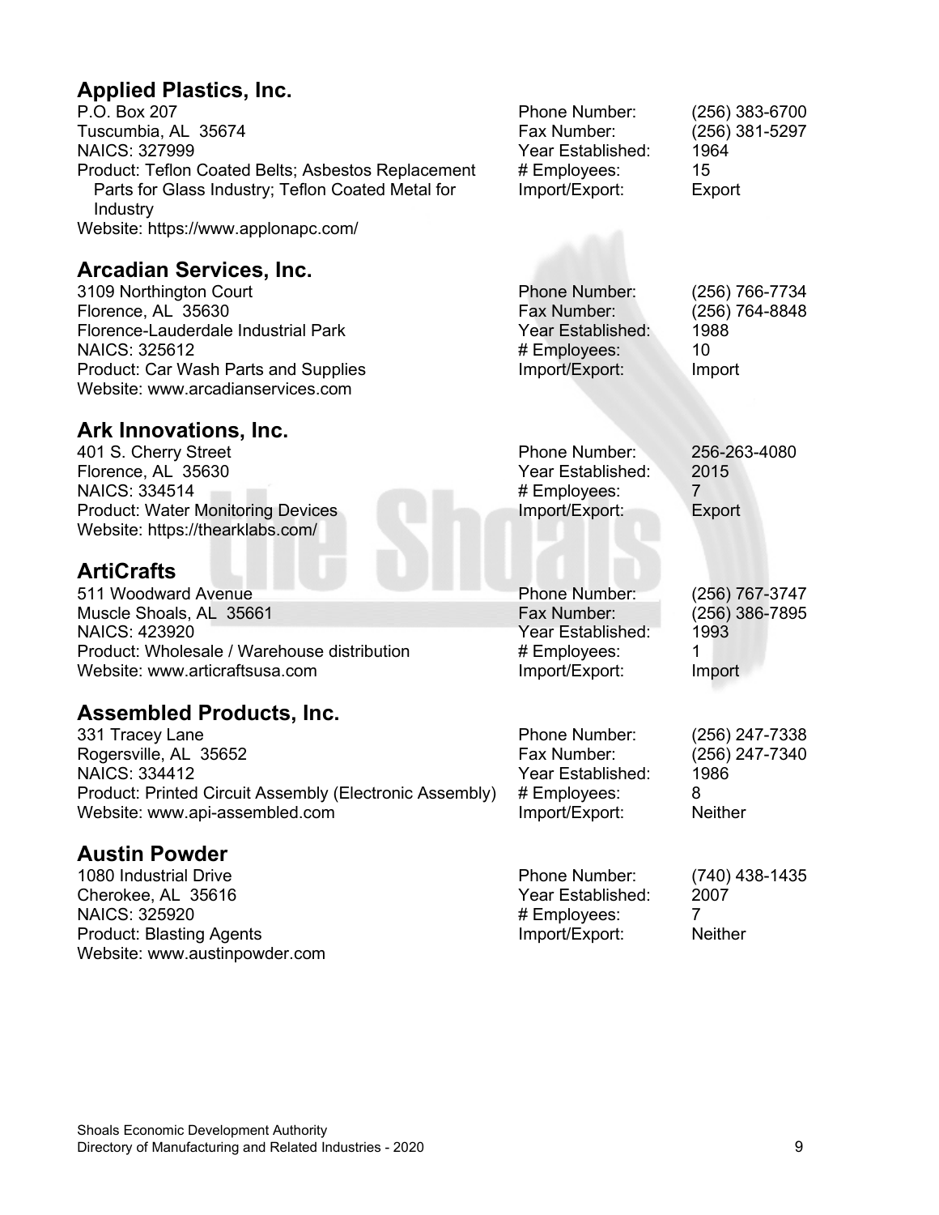## Applied Plastics, Inc.

P.O. Box 207
Tuscumbia, AL 35674
NAICS: 327999
Product: Teflon Coated Belts; Asbestos Replacement Parts for Glass Industry; Teflon Coated Metal for Industry
Website: https://www.applonapc.com/

Phone Number: (256) 383-6700
Fax Number: (256) 381-5297
Year Established: 1964
# Employees: 15
Import/Export: Export

## Arcadian Services, Inc.

3109 Northington Court
Florence, AL 35630
Florence-Lauderdale Industrial Park
NAICS: 325612
Product: Car Wash Parts and Supplies
Website: www.arcadianservices.com

Phone Number: (256) 766-7734
Fax Number: (256) 764-8848
Year Established: 1988
# Employees: 10
Import/Export: Import

## Ark Innovations, Inc.

401 S. Cherry Street
Florence, AL 35630
NAICS: 334514
Product: Water Monitoring Devices
Website: https://thearklabs.com/

Phone Number: 256-263-4080
Year Established: 2015
# Employees: 7
Import/Export: Export

## ArtiCrafts

511 Woodward Avenue
Muscle Shoals, AL 35661
NAICS: 423920
Product: Wholesale / Warehouse distribution
Website: www.articraftsusa.com

Phone Number: (256) 767-3747
Fax Number: (256) 386-7895
Year Established: 1993
# Employees: 1
Import/Export: Import

## Assembled Products, Inc.

331 Tracey Lane
Rogersville, AL 35652
NAICS: 334412
Product: Printed Circuit Assembly (Electronic Assembly)
Website: www.api-assembled.com

Phone Number: (256) 247-7338
Fax Number: (256) 247-7340
Year Established: 1986
# Employees: 8
Import/Export: Neither

## Austin Powder

1080 Industrial Drive
Cherokee, AL 35616
NAICS: 325920
Product: Blasting Agents
Website: www.austinpowder.com

Phone Number: (740) 438-1435
Year Established: 2007
# Employees: 7
Import/Export: Neither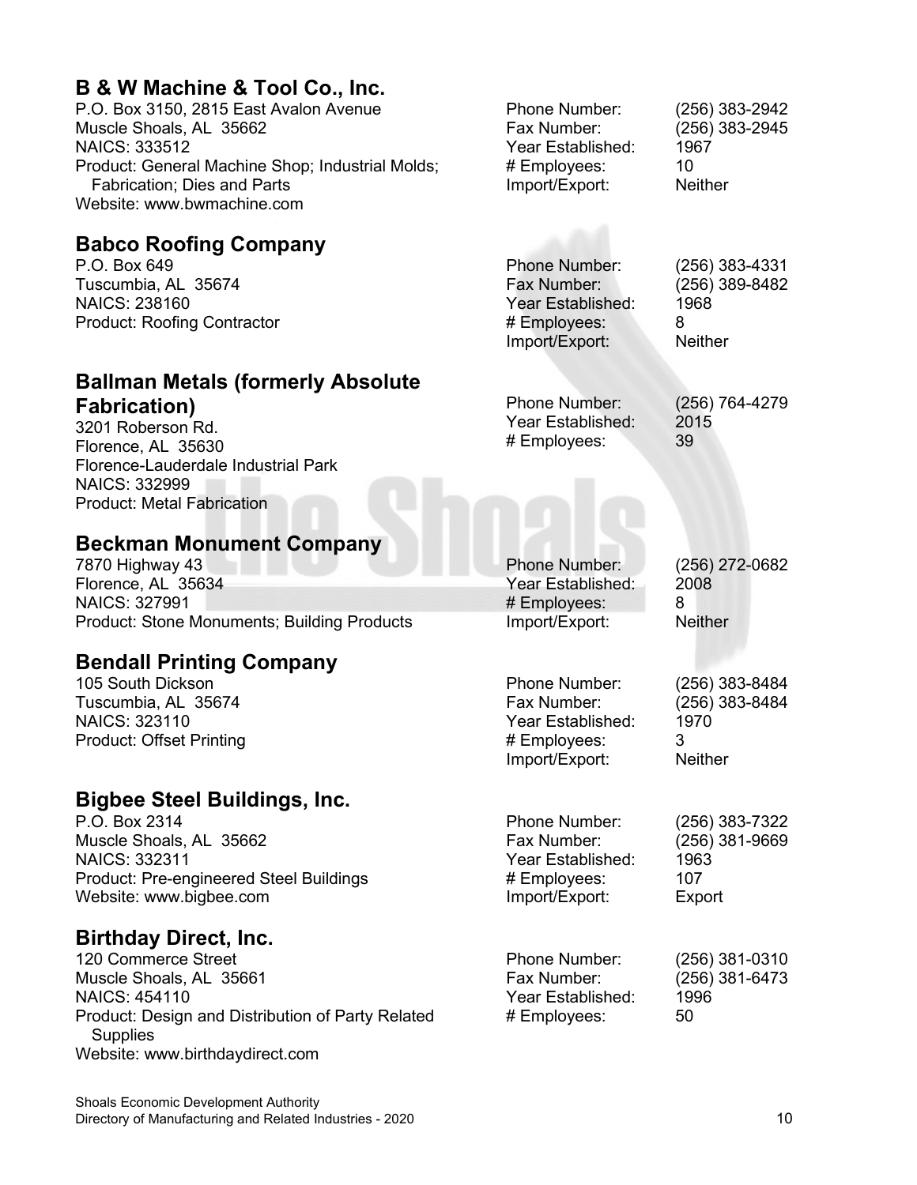## B & W Machine & Tool Co., Inc.

P.O. Box 3150, 2815 East Avalon Avenue
Muscle Shoals, AL 35662
NAICS: 333512
Product: General Machine Shop; Industrial Molds; Fabrication; Dies and Parts
Website: www.bwmachine.com

Phone Number: (256) 383-2942
Fax Number: (256) 383-2945
Year Established: 1967
# Employees: 10
Import/Export: Neither

## Babco Roofing Company

P.O. Box 649
Tuscumbia, AL 35674
NAICS: 238160
Product: Roofing Contractor

Phone Number: (256) 383-4331
Fax Number: (256) 389-8482
Year Established: 1968
# Employees: 8
Import/Export: Neither

## Ballman Metals (formerly Absolute Fabrication)

3201 Roberson Rd.
Florence, AL 35630
Florence-Lauderdale Industrial Park
NAICS: 332999
Product: Metal Fabrication

Phone Number: (256) 764-4279
Year Established: 2015
# Employees: 39

## Beckman Monument Company

7870 Highway 43
Florence, AL 35634
NAICS: 327991
Product: Stone Monuments; Building Products

Phone Number: (256) 272-0682
Year Established: 2008
# Employees: 8
Import/Export: Neither

## Bendall Printing Company

105 South Dickson
Tuscumbia, AL 35674
NAICS: 323110
Product: Offset Printing

Phone Number: (256) 383-8484
Fax Number: (256) 383-8484
Year Established: 1970
# Employees: 3
Import/Export: Neither

## Bigbee Steel Buildings, Inc.

P.O. Box 2314
Muscle Shoals, AL 35662
NAICS: 332311
Product: Pre-engineered Steel Buildings
Website: www.bigbee.com

Phone Number: (256) 383-7322
Fax Number: (256) 381-9669
Year Established: 1963
# Employees: 107
Import/Export: Export

## Birthday Direct, Inc.

120 Commerce Street
Muscle Shoals, AL 35661
NAICS: 454110
Product: Design and Distribution of Party Related Supplies
Website: www.birthdaydirect.com

Phone Number: (256) 381-0310
Fax Number: (256) 381-6473
Year Established: 1996
# Employees: 50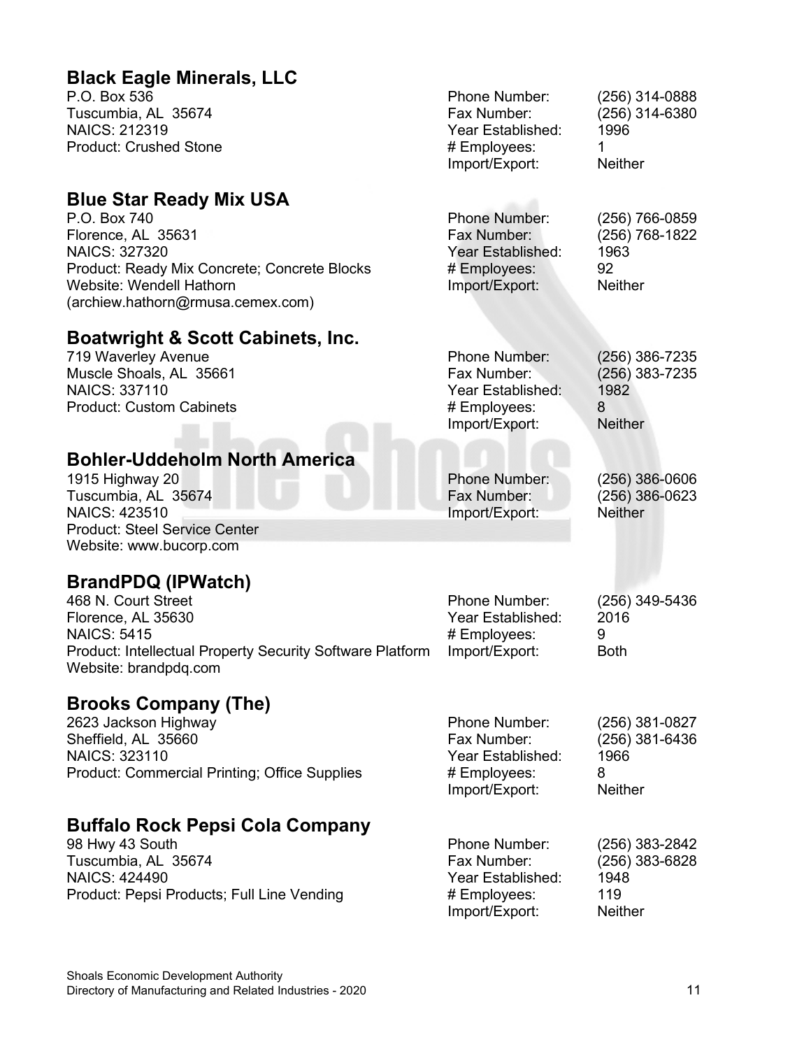## Black Eagle Minerals, LLC

P.O. Box 536
Tuscumbia, AL 35674
NAICS: 212319
Product: Crushed Stone

Phone Number: (256) 314-0888
Fax Number: (256) 314-6380
Year Established: 1996
# Employees: 1
Import/Export: Neither

## Blue Star Ready Mix USA

P.O. Box 740
Florence, AL 35631
NAICS: 327320
Product: Ready Mix Concrete; Concrete Blocks
Website: Wendell Hathorn (archiew.hathorn@rmusa.cemex.com)

Phone Number: (256) 766-0859
Fax Number: (256) 768-1822
Year Established: 1963
# Employees: 92
Import/Export: Neither

## Boatwright & Scott Cabinets, Inc.

719 Waverley Avenue
Muscle Shoals, AL 35661
NAICS: 337110
Product: Custom Cabinets

Phone Number: (256) 386-7235
Fax Number: (256) 383-7235
Year Established: 1982
# Employees: 8
Import/Export: Neither

## Bohler-Uddeholm North America

1915 Highway 20
Tuscumbia, AL 35674
NAICS: 423510
Product: Steel Service Center
Website: www.bucorp.com

Phone Number: (256) 386-0606
Fax Number: (256) 386-0623
Import/Export: Neither

## BrandPDQ (IPWatch)

468 N. Court Street
Florence, AL 35630
NAICS: 5415
Product: Intellectual Property Security Software Platform
Website: brandpdq.com

Phone Number: (256) 349-5436
Year Established: 2016
# Employees: 9
Import/Export: Both

## Brooks Company (The)

2623 Jackson Highway
Sheffield, AL 35660
NAICS: 323110
Product: Commercial Printing; Office Supplies

Phone Number: (256) 381-0827
Fax Number: (256) 381-6436
Year Established: 1966
# Employees: 8
Import/Export: Neither

## Buffalo Rock Pepsi Cola Company

98 Hwy 43 South
Tuscumbia, AL 35674
NAICS: 424490
Product: Pepsi Products; Full Line Vending

Phone Number: (256) 383-2842
Fax Number: (256) 383-6828
Year Established: 1948
# Employees: 119
Import/Export: Neither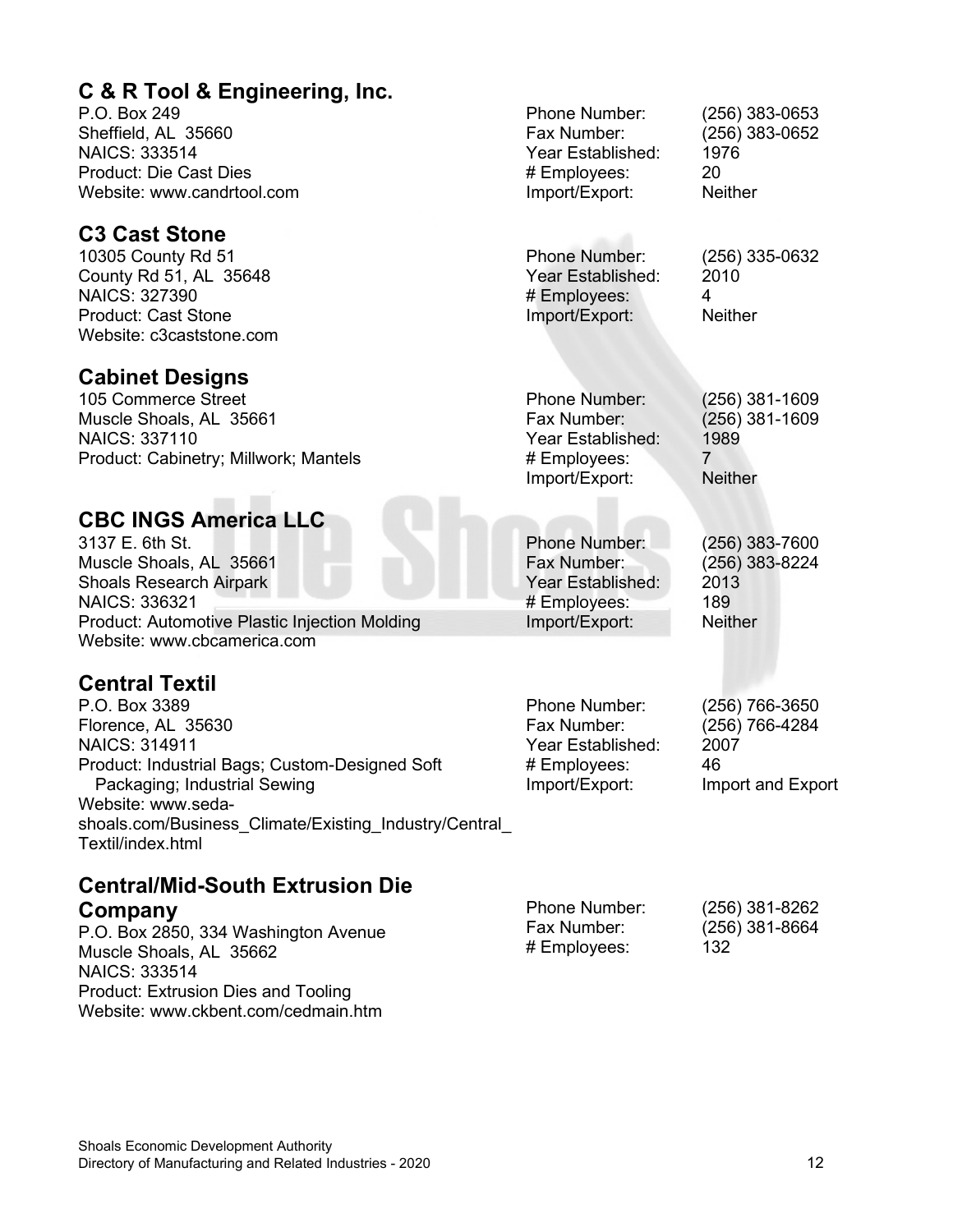## C & R Tool & Engineering, Inc.

P.O. Box 249
Sheffield, AL 35660
NAICS: 333514
Product: Die Cast Dies
Website: www.candrtool.com

Phone Number: (256) 383-0653
Fax Number: (256) 383-0652
Year Established: 1976
# Employees: 20
Import/Export: Neither

## C3 Cast Stone

10305 County Rd 51
County Rd 51, AL 35648
NAICS: 327390
Product: Cast Stone
Website: c3caststone.com

Phone Number: (256) 335-0632
Year Established: 2010
# Employees: 4
Import/Export: Neither

## Cabinet Designs

105 Commerce Street
Muscle Shoals, AL 35661
NAICS: 337110
Product: Cabinetry; Millwork; Mantels

Phone Number: (256) 381-1609
Fax Number: (256) 381-1609
Year Established: 1989
# Employees: 7
Import/Export: Neither

## CBC INGS America LLC

3137 E. 6th St.
Muscle Shoals, AL 35661
Shoals Research Airpark
NAICS: 336321
Product: Automotive Plastic Injection Molding
Website: www.cbcamerica.com

Phone Number: (256) 383-7600
Fax Number: (256) 383-8224
Year Established: 2013
# Employees: 189
Import/Export: Neither

## Central Textil

P.O. Box 3389
Florence, AL 35630
NAICS: 314911
Product: Industrial Bags; Custom-Designed Soft Packaging; Industrial Sewing
Website: www.seda-shoals.com/Business_Climate/Existing_Industry/Central_Textil/index.html

Phone Number: (256) 766-3650
Fax Number: (256) 766-4284
Year Established: 2007
# Employees: 46
Import/Export: Import and Export

## Central/Mid-South Extrusion Die Company

P.O. Box 2850, 334 Washington Avenue
Muscle Shoals, AL 35662
NAICS: 333514
Product: Extrusion Dies and Tooling
Website: www.ckbent.com/cedmain.htm

Phone Number: (256) 381-8262
Fax Number: (256) 381-8664
# Employees: 132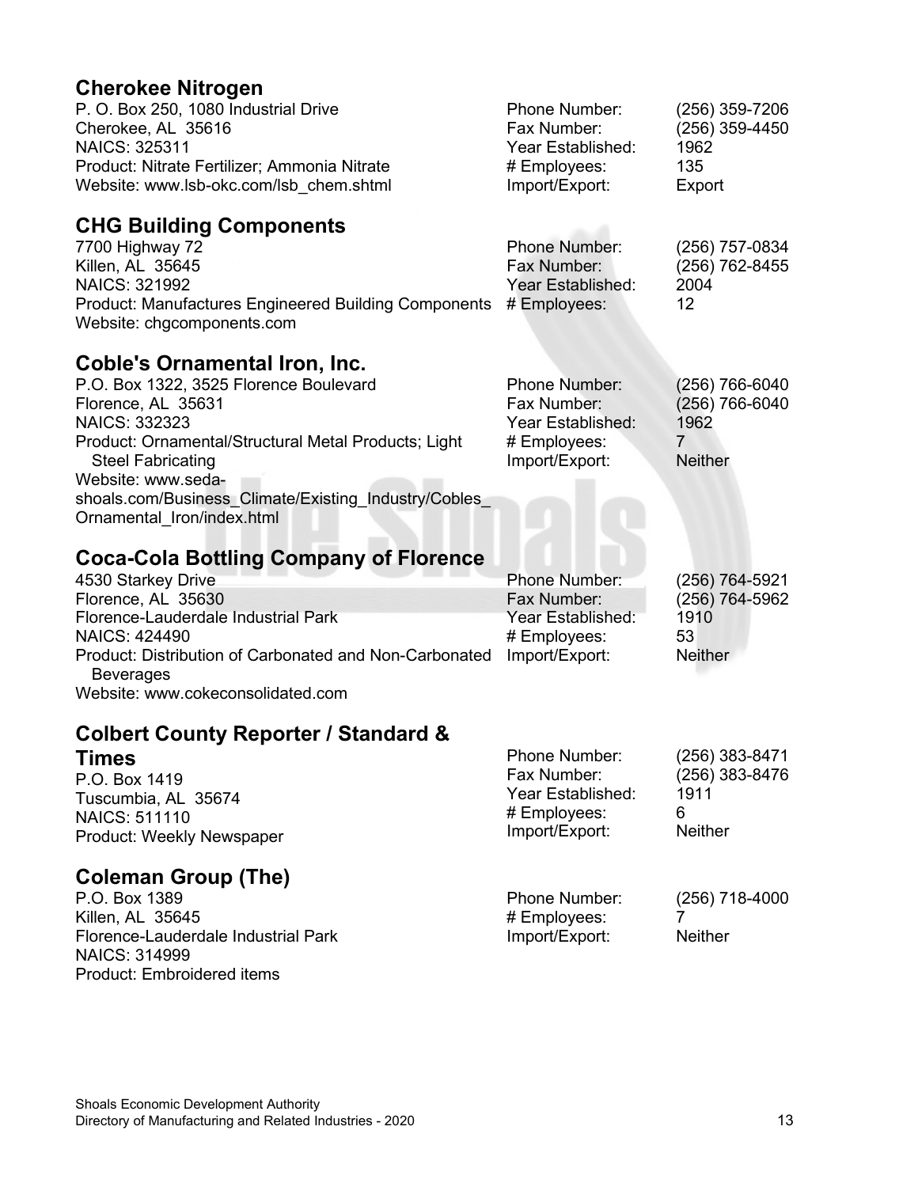## Cherokee Nitrogen

P. O. Box 250, 1080 Industrial Drive
Cherokee, AL 35616
NAICS: 325311
Product: Nitrate Fertilizer; Ammonia Nitrate
Website: www.lsb-okc.com/lsb_chem.shtml

Phone Number: (256) 359-7206
Fax Number: (256) 359-4450
Year Established: 1962
# Employees: 135
Import/Export: Export

## CHG Building Components

7700 Highway 72
Killen, AL 35645
NAICS: 321992
Product: Manufactures Engineered Building Components
Website: chgcomponents.com

Phone Number: (256) 757-0834
Fax Number: (256) 762-8455
Year Established: 2004
# Employees: 12

## Coble's Ornamental Iron, Inc.

P.O. Box 1322, 3525 Florence Boulevard
Florence, AL 35631
NAICS: 332323
Product: Ornamental/Structural Metal Products; Light Steel Fabricating
Website: www.seda-shoals.com/Business_Climate/Existing_Industry/Cobles_Ornamental_Iron/index.html

Phone Number: (256) 766-6040
Fax Number: (256) 766-6040
Year Established: 1962
# Employees: 7
Import/Export: Neither

## Coca-Cola Bottling Company of Florence

4530 Starkey Drive
Florence, AL 35630
Florence-Lauderdale Industrial Park
NAICS: 424490
Product: Distribution of Carbonated and Non-Carbonated Beverages
Website: www.cokeconsolidated.com

Phone Number: (256) 764-5921
Fax Number: (256) 764-5962
Year Established: 1910
# Employees: 53
Import/Export: Neither

## Colbert County Reporter / Standard & Times

P.O. Box 1419
Tuscumbia, AL 35674
NAICS: 511110
Product: Weekly Newspaper

Phone Number: (256) 383-8471
Fax Number: (256) 383-8476
Year Established: 1911
# Employees: 6
Import/Export: Neither

## Coleman Group (The)

P.O. Box 1389
Killen, AL 35645
Florence-Lauderdale Industrial Park
NAICS: 314999
Product: Embroidered items

Phone Number: (256) 718-4000
# Employees: 7
Import/Export: Neither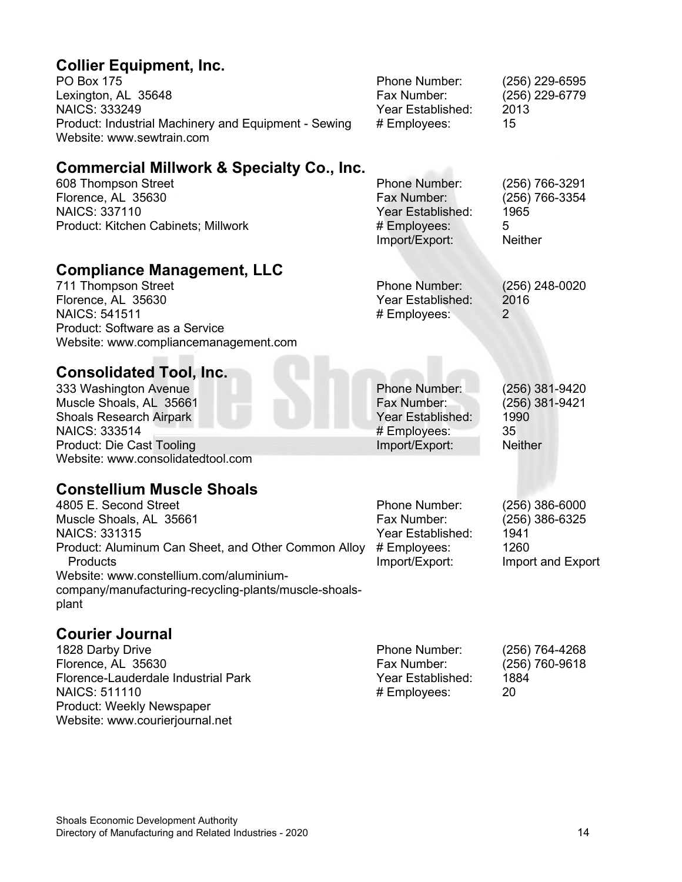## Collier Equipment, Inc.

PO Box 175
Lexington, AL 35648
NAICS: 333249
Product: Industrial Machinery and Equipment - Sewing
Website: www.sewtrain.com

Phone Number: (256) 229-6595
Fax Number: (256) 229-6779
Year Established: 2013
# Employees: 15

## Commercial Millwork & Specialty Co., Inc.

608 Thompson Street
Florence, AL 35630
NAICS: 337110
Product: Kitchen Cabinets; Millwork

Phone Number: (256) 766-3291
Fax Number: (256) 766-3354
Year Established: 1965
# Employees: 5
Import/Export: Neither

## Compliance Management, LLC

711 Thompson Street
Florence, AL 35630
NAICS: 541511
Product: Software as a Service
Website: www.compliancemanagement.com

Phone Number: (256) 248-0020
Year Established: 2016
# Employees: 2

## Consolidated Tool, Inc.

333 Washington Avenue
Muscle Shoals, AL 35661
Shoals Research Airpark
NAICS: 333514
Product: Die Cast Tooling
Website: www.consolidatedtool.com

Phone Number: (256) 381-9420
Fax Number: (256) 381-9421
Year Established: 1990
# Employees: 35
Import/Export: Neither

## Constellium Muscle Shoals

4805 E. Second Street
Muscle Shoals, AL 35661
NAICS: 331315
Product: Aluminum Can Sheet, and Other Common Alloy Products
Website: www.constellium.com/aluminium-company/manufacturing-recycling-plants/muscle-shoals-plant

Phone Number: (256) 386-6000
Fax Number: (256) 386-6325
Year Established: 1941
# Employees: 1260
Import/Export: Import and Export

## Courier Journal

1828 Darby Drive
Florence, AL 35630
Florence-Lauderdale Industrial Park
NAICS: 511110
Product: Weekly Newspaper
Website: www.courierjournal.net

Phone Number: (256) 764-4268
Fax Number: (256) 760-9618
Year Established: 1884
# Employees: 20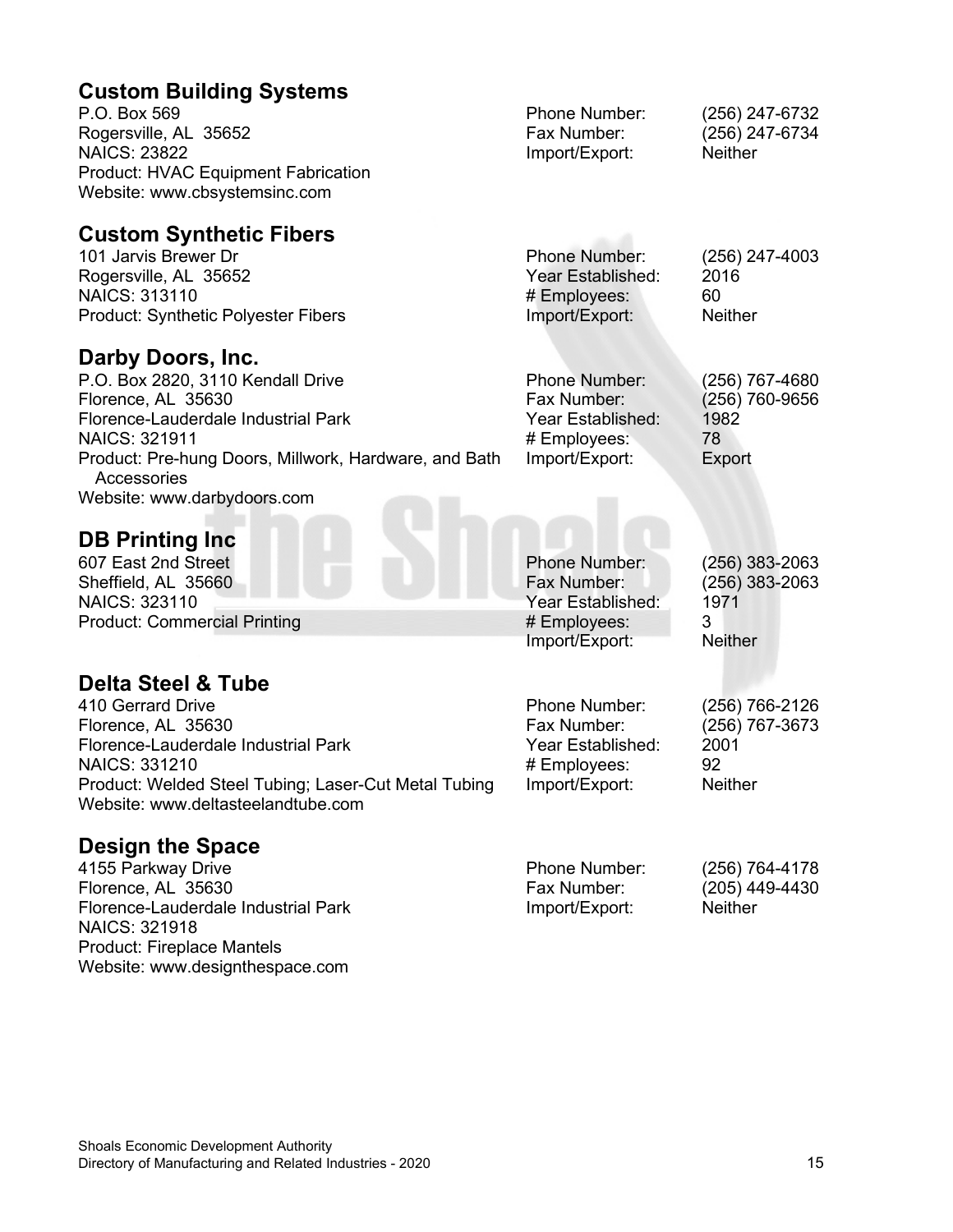## Custom Building Systems

P.O. Box 569
Rogersville, AL 35652
NAICS: 23822
Product: HVAC Equipment Fabrication
Website: www.cbsystemsinc.com

Phone Number: (256) 247-6732
Fax Number: (256) 247-6734
Import/Export: Neither

## Custom Synthetic Fibers

101 Jarvis Brewer Dr
Rogersville, AL 35652
NAICS: 313110
Product: Synthetic Polyester Fibers

Phone Number: (256) 247-4003
Year Established: 2016
# Employees: 60
Import/Export: Neither

## Darby Doors, Inc.

P.O. Box 2820, 3110 Kendall Drive
Florence, AL 35630
Florence-Lauderdale Industrial Park
NAICS: 321911
Product: Pre-hung Doors, Millwork, Hardware, and Bath Accessories
Website: www.darbydoors.com

Phone Number: (256) 767-4680
Fax Number: (256) 760-9656
Year Established: 1982
# Employees: 78
Import/Export: Export

## DB Printing Inc

607 East 2nd Street
Sheffield, AL 35660
NAICS: 323110
Product: Commercial Printing

Phone Number: (256) 383-2063
Fax Number: (256) 383-2063
Year Established: 1971
# Employees: 3
Import/Export: Neither

## Delta Steel & Tube

410 Gerrard Drive
Florence, AL 35630
Florence-Lauderdale Industrial Park
NAICS: 331210
Product: Welded Steel Tubing; Laser-Cut Metal Tubing
Website: www.deltasteelandtube.com

Phone Number: (256) 766-2126
Fax Number: (256) 767-3673
Year Established: 2001
# Employees: 92
Import/Export: Neither

## Design the Space

4155 Parkway Drive
Florence, AL 35630
Florence-Lauderdale Industrial Park
NAICS: 321918
Product: Fireplace Mantels
Website: www.designthespace.com

Phone Number: (256) 764-4178
Fax Number: (205) 449-4430
Import/Export: Neither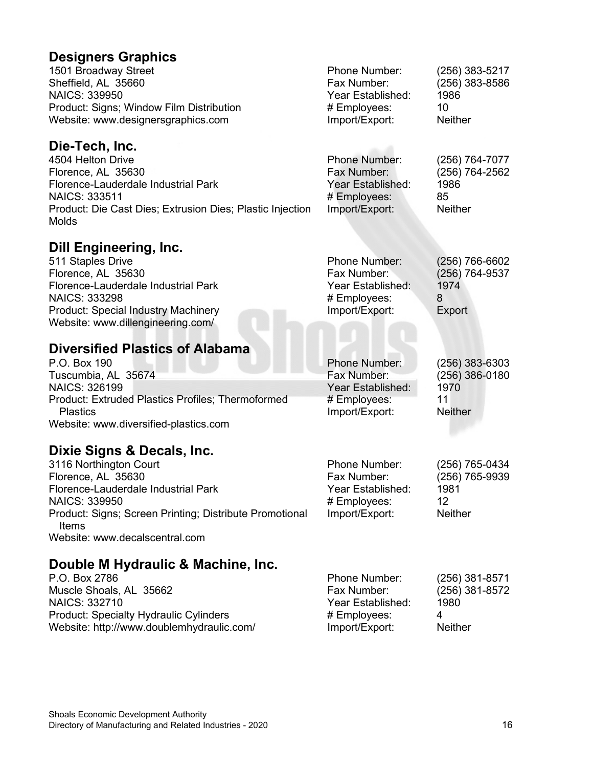## Designers Graphics

1501 Broadway Street
Sheffield, AL 35660
NAICS: 339950
Product: Signs; Window Film Distribution
Website: www.designersgraphics.com

Phone Number: (256) 383-5217
Fax Number: (256) 383-8586
Year Established: 1986
# Employees: 10
Import/Export: Neither

## Die-Tech, Inc.

4504 Helton Drive
Florence, AL 35630
Florence-Lauderdale Industrial Park
NAICS: 333511
Product: Die Cast Dies; Extrusion Dies; Plastic Injection Molds

Phone Number: (256) 764-7077
Fax Number: (256) 764-2562
Year Established: 1986
# Employees: 85
Import/Export: Neither

## Dill Engineering, Inc.

511 Staples Drive
Florence, AL 35630
Florence-Lauderdale Industrial Park
NAICS: 333298
Product: Special Industry Machinery
Website: www.dillengineering.com/

Phone Number: (256) 766-6602
Fax Number: (256) 764-9537
Year Established: 1974
# Employees: 8
Import/Export: Export

## Diversified Plastics of Alabama

P.O. Box 190
Tuscumbia, AL 35674
NAICS: 326199
Product: Extruded Plastics Profiles; Thermoformed Plastics
Website: www.diversified-plastics.com

Phone Number: (256) 383-6303
Fax Number: (256) 386-0180
Year Established: 1970
# Employees: 11
Import/Export: Neither

## Dixie Signs & Decals, Inc.

3116 Northington Court
Florence, AL 35630
Florence-Lauderdale Industrial Park
NAICS: 339950
Product: Signs; Screen Printing; Distribute Promotional Items
Website: www.decalscentral.com

Phone Number: (256) 765-0434
Fax Number: (256) 765-9939
Year Established: 1981
# Employees: 12
Import/Export: Neither

## Double M Hydraulic & Machine, Inc.

P.O. Box 2786
Muscle Shoals, AL 35662
NAICS: 332710
Product: Specialty Hydraulic Cylinders
Website: http://www.doublemhydraulic.com/

Phone Number: (256) 381-8571
Fax Number: (256) 381-8572
Year Established: 1980
# Employees: 4
Import/Export: Neither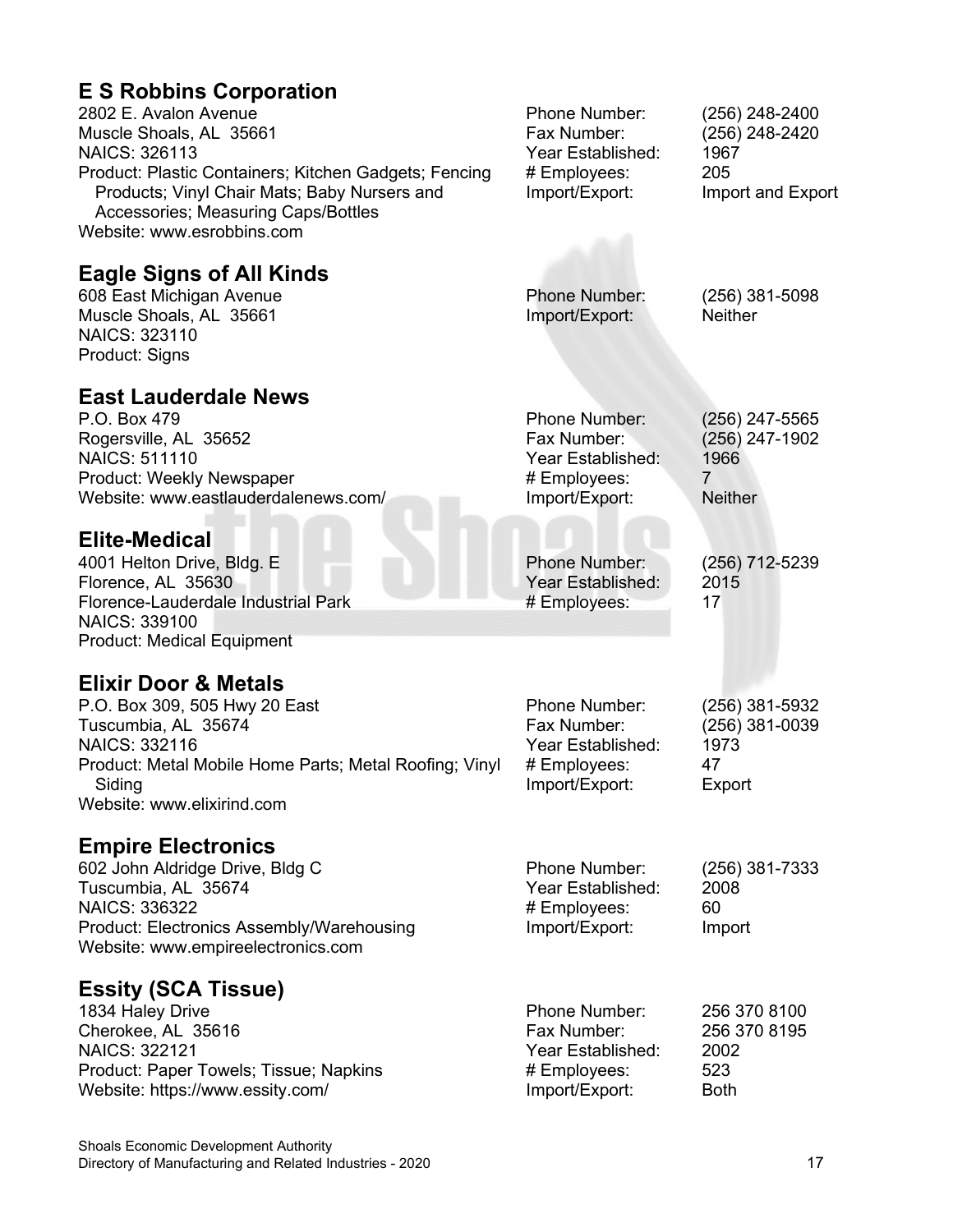## E S Robbins Corporation

2802 E. Avalon Avenue
Muscle Shoals, AL 35661
NAICS: 326113
Product: Plastic Containers; Kitchen Gadgets; Fencing Products; Vinyl Chair Mats; Baby Nursers and Accessories; Measuring Caps/Bottles
Website: www.esrobbins.com

Phone Number: (256) 248-2400
Fax Number: (256) 248-2420
Year Established: 1967
# Employees: 205
Import/Export: Import and Export

## Eagle Signs of All Kinds

608 East Michigan Avenue
Muscle Shoals, AL 35661
NAICS: 323110
Product: Signs

Phone Number: (256) 381-5098
Import/Export: Neither

## East Lauderdale News

P.O. Box 479
Rogersville, AL 35652
NAICS: 511110
Product: Weekly Newspaper
Website: www.eastlauderdalenews.com/

Phone Number: (256) 247-5565
Fax Number: (256) 247-1902
Year Established: 1966
# Employees: 7
Import/Export: Neither

## Elite-Medical

4001 Helton Drive, Bldg. E
Florence, AL 35630
Florence-Lauderdale Industrial Park
NAICS: 339100
Product: Medical Equipment

Phone Number: (256) 712-5239
Year Established: 2015
# Employees: 17

## Elixir Door & Metals

P.O. Box 309, 505 Hwy 20 East
Tuscumbia, AL 35674
NAICS: 332116
Product: Metal Mobile Home Parts; Metal Roofing; Vinyl Siding
Website: www.elixirind.com

Phone Number: (256) 381-5932
Fax Number: (256) 381-0039
Year Established: 1973
# Employees: 47
Import/Export: Export

## Empire Electronics

602 John Aldridge Drive, Bldg C
Tuscumbia, AL 35674
NAICS: 336322
Product: Electronics Assembly/Warehousing
Website: www.empireelectronics.com

Phone Number: (256) 381-7333
Year Established: 2008
# Employees: 60
Import/Export: Import

## Essity (SCA Tissue)

1834 Haley Drive
Cherokee, AL 35616
NAICS: 322121
Product: Paper Towels; Tissue; Napkins
Website: https://www.essity.com/

Phone Number: 256 370 8100
Fax Number: 256 370 8195
Year Established: 2002
# Employees: 523
Import/Export: Both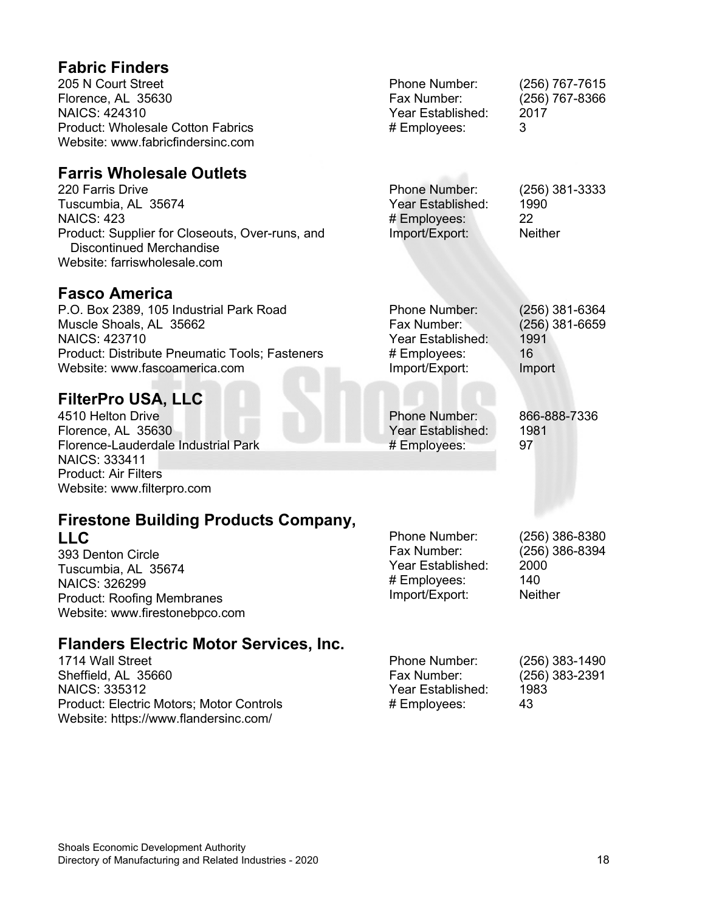## Fabric Finders

205 N Court Street
Florence, AL 35630
NAICS: 424310
Product: Wholesale Cotton Fabrics
Website: www.fabricfindersinc.com

Phone Number: (256) 767-7615
Fax Number: (256) 767-8366
Year Established: 2017
# Employees: 3

## Farris Wholesale Outlets

220 Farris Drive
Tuscumbia, AL 35674
NAICS: 423
Product: Supplier for Closeouts, Over-runs, and Discontinued Merchandise
Website: farriswholesale.com

Phone Number: (256) 381-3333
Year Established: 1990
# Employees: 22
Import/Export: Neither

## Fasco America

P.O. Box 2389, 105 Industrial Park Road
Muscle Shoals, AL 35662
NAICS: 423710
Product: Distribute Pneumatic Tools; Fasteners
Website: www.fascoamerica.com

Phone Number: (256) 381-6364
Fax Number: (256) 381-6659
Year Established: 1991
# Employees: 16
Import/Export: Import

## FilterPro USA, LLC

4510 Helton Drive
Florence, AL 35630
Florence-Lauderdale Industrial Park
NAICS: 333411
Product: Air Filters
Website: www.filterpro.com

Phone Number: 866-888-7336
Year Established: 1981
# Employees: 97

## Firestone Building Products Company, LLC

393 Denton Circle
Tuscumbia, AL 35674
NAICS: 326299
Product: Roofing Membranes
Website: www.firestonebpco.com

Phone Number: (256) 386-8380
Fax Number: (256) 386-8394
Year Established: 2000
# Employees: 140
Import/Export: Neither

## Flanders Electric Motor Services, Inc.

1714 Wall Street
Sheffield, AL 35660
NAICS: 335312
Product: Electric Motors; Motor Controls
Website: https://www.flandersinc.com/

Phone Number: (256) 383-1490
Fax Number: (256) 383-2391
Year Established: 1983
# Employees: 43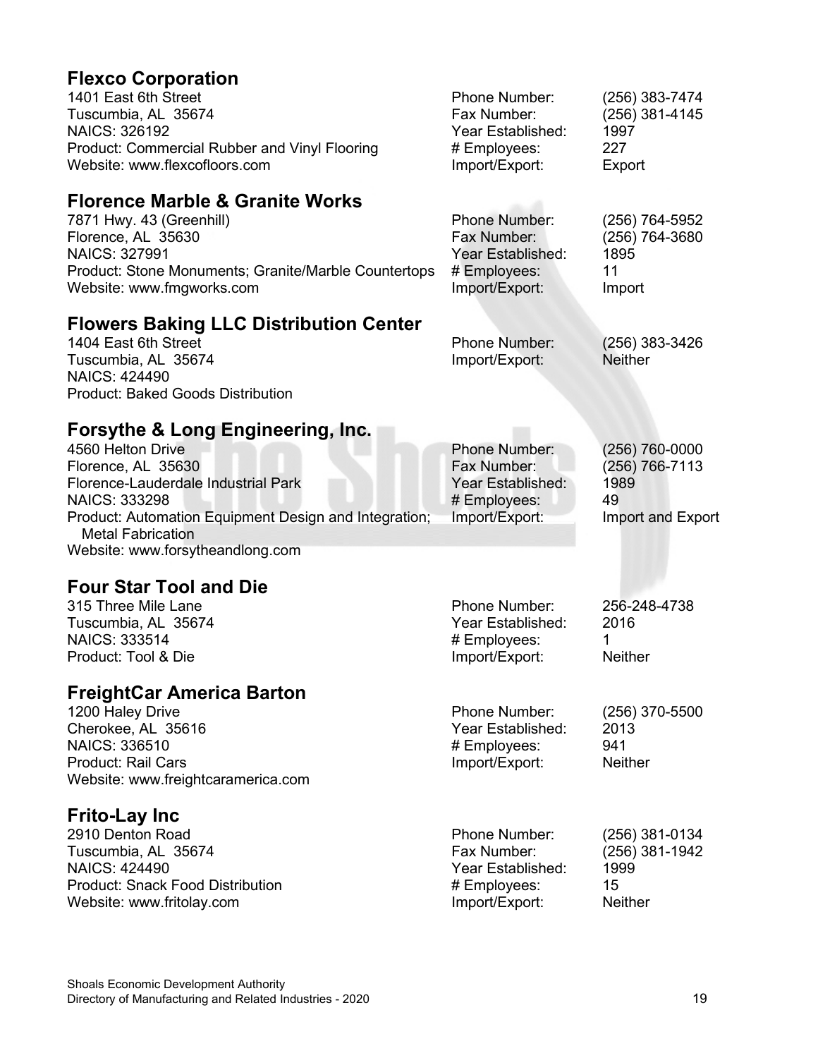## Flexco Corporation

1401 East 6th Street
Tuscumbia, AL 35674
NAICS: 326192
Product: Commercial Rubber and Vinyl Flooring
Website: www.flexcofloors.com

Phone Number: (256) 383-7474
Fax Number: (256) 381-4145
Year Established: 1997
# Employees: 227
Import/Export: Export

## Florence Marble & Granite Works

7871 Hwy. 43 (Greenhill)
Florence, AL 35630
NAICS: 327991
Product: Stone Monuments; Granite/Marble Countertops
Website: www.fmgworks.com

Phone Number: (256) 764-5952
Fax Number: (256) 764-3680
Year Established: 1895
# Employees: 11
Import/Export: Import

## Flowers Baking LLC Distribution Center

1404 East 6th Street
Tuscumbia, AL 35674
NAICS: 424490
Product: Baked Goods Distribution

Phone Number: (256) 383-3426
Import/Export: Neither

## Forsythe & Long Engineering, Inc.

4560 Helton Drive
Florence, AL 35630
Florence-Lauderdale Industrial Park
NAICS: 333298
Product: Automation Equipment Design and Integration; Metal Fabrication
Website: www.forsytheandlong.com

Phone Number: (256) 760-0000
Fax Number: (256) 766-7113
Year Established: 1989
# Employees: 49
Import/Export: Import and Export

## Four Star Tool and Die

315 Three Mile Lane
Tuscumbia, AL 35674
NAICS: 333514
Product: Tool & Die

Phone Number: 256-248-4738
Year Established: 2016
# Employees: 1
Import/Export: Neither

## FreightCar America Barton

1200 Haley Drive
Cherokee, AL 35616
NAICS: 336510
Product: Rail Cars
Website: www.freightcaramerica.com

Phone Number: (256) 370-5500
Year Established: 2013
# Employees: 941
Import/Export: Neither

## Frito-Lay Inc

2910 Denton Road
Tuscumbia, AL 35674
NAICS: 424490
Product: Snack Food Distribution
Website: www.fritolay.com

Phone Number: (256) 381-0134
Fax Number: (256) 381-1942
Year Established: 1999
# Employees: 15
Import/Export: Neither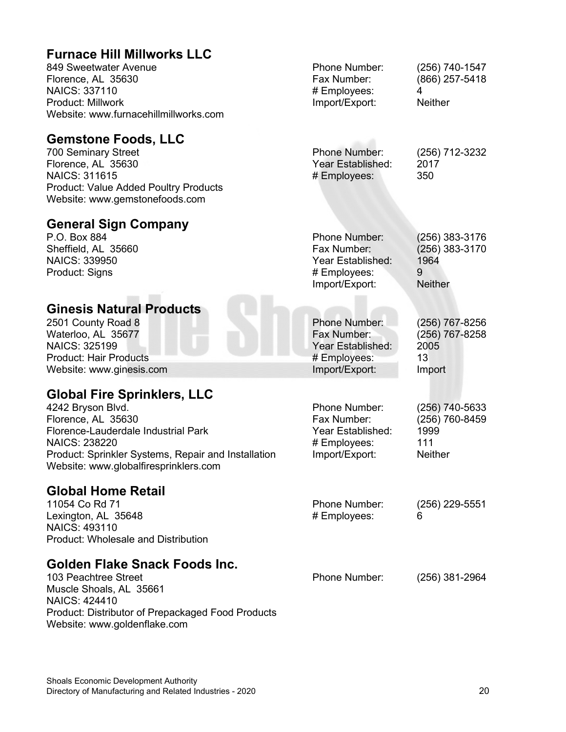## Furnace Hill Millworks LLC

849 Sweetwater Avenue
Florence, AL 35630
NAICS: 337110
Product: Millwork
Website: www.furnacehillmillworks.com

Phone Number: (256) 740-1547
Fax Number: (866) 257-5418
# Employees: 4
Import/Export: Neither

## Gemstone Foods, LLC

700 Seminary Street
Florence, AL 35630
NAICS: 311615
Product: Value Added Poultry Products
Website: www.gemstonefoods.com

Phone Number: (256) 712-3232
Year Established: 2017
# Employees: 350

## General Sign Company

P.O. Box 884
Sheffield, AL 35660
NAICS: 339950
Product: Signs

Phone Number: (256) 383-3176
Fax Number: (256) 383-3170
Year Established: 1964
# Employees: 9
Import/Export: Neither

## Ginesis Natural Products

2501 County Road 8
Waterloo, AL 35677
NAICS: 325199
Product: Hair Products
Website: www.ginesis.com

Phone Number: (256) 767-8256
Fax Number: (256) 767-8258
Year Established: 2005
# Employees: 13
Import/Export: Import

## Global Fire Sprinklers, LLC

4242 Bryson Blvd.
Florence, AL 35630
Florence-Lauderdale Industrial Park
NAICS: 238220
Product: Sprinkler Systems, Repair and Installation
Website: www.globalfiresprinklers.com

Phone Number: (256) 740-5633
Fax Number: (256) 760-8459
Year Established: 1999
# Employees: 111
Import/Export: Neither

## Global Home Retail

11054 Co Rd 71
Lexington, AL 35648
NAICS: 493110
Product: Wholesale and Distribution

Phone Number: (256) 229-5551
# Employees: 6

## Golden Flake Snack Foods Inc.

103 Peachtree Street
Muscle Shoals, AL 35661
NAICS: 424410
Product: Distributor of Prepackaged Food Products
Website: www.goldenflake.com

Phone Number: (256) 381-2964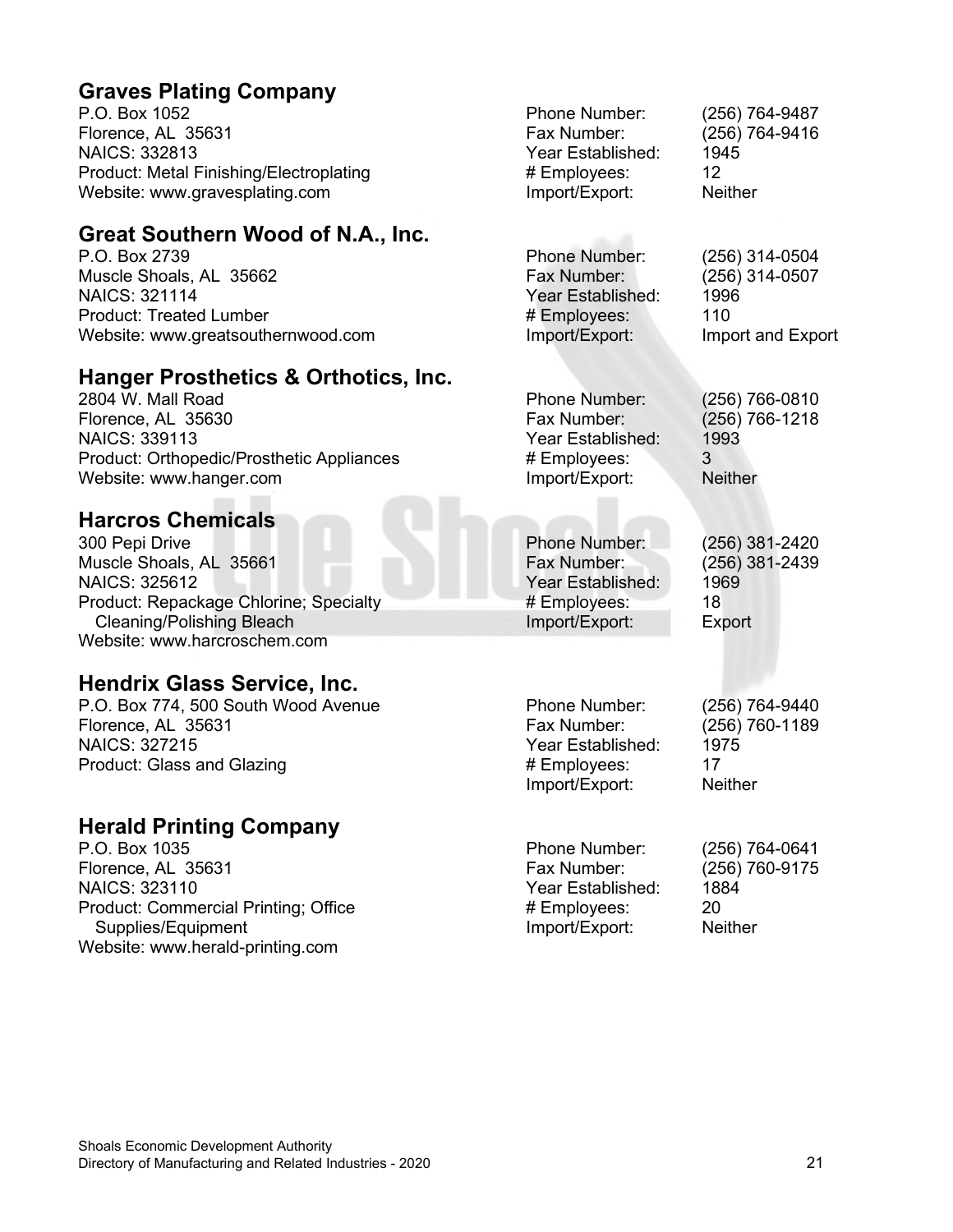## Graves Plating Company

P.O. Box 1052
Florence, AL 35631
NAICS: 332813
Product: Metal Finishing/Electroplating
Website: www.gravesplating.com

Phone Number: (256) 764-9487
Fax Number: (256) 764-9416
Year Established: 1945
# Employees: 12
Import/Export: Neither

## Great Southern Wood of N.A., Inc.

P.O. Box 2739
Muscle Shoals, AL 35662
NAICS: 321114
Product: Treated Lumber
Website: www.greatsouthernwood.com

Phone Number: (256) 314-0504
Fax Number: (256) 314-0507
Year Established: 1996
# Employees: 110
Import/Export: Import and Export

## Hanger Prosthetics & Orthotics, Inc.

2804 W. Mall Road
Florence, AL 35630
NAICS: 339113
Product: Orthopedic/Prosthetic Appliances
Website: www.hanger.com

Phone Number: (256) 766-0810
Fax Number: (256) 766-1218
Year Established: 1993
# Employees: 3
Import/Export: Neither

## Harcros Chemicals

300 Pepi Drive
Muscle Shoals, AL 35661
NAICS: 325612
Product: Repackage Chlorine; Specialty Cleaning/Polishing Bleach
Website: www.harcroschem.com

Phone Number: (256) 381-2420
Fax Number: (256) 381-2439
Year Established: 1969
# Employees: 18
Import/Export: Export

## Hendrix Glass Service, Inc.

P.O. Box 774, 500 South Wood Avenue
Florence, AL 35631
NAICS: 327215
Product: Glass and Glazing

Phone Number: (256) 764-9440
Fax Number: (256) 760-1189
Year Established: 1975
# Employees: 17
Import/Export: Neither

## Herald Printing Company

P.O. Box 1035
Florence, AL 35631
NAICS: 323110
Product: Commercial Printing; Office Supplies/Equipment
Website: www.herald-printing.com

Phone Number: (256) 764-0641
Fax Number: (256) 760-9175
Year Established: 1884
# Employees: 20
Import/Export: Neither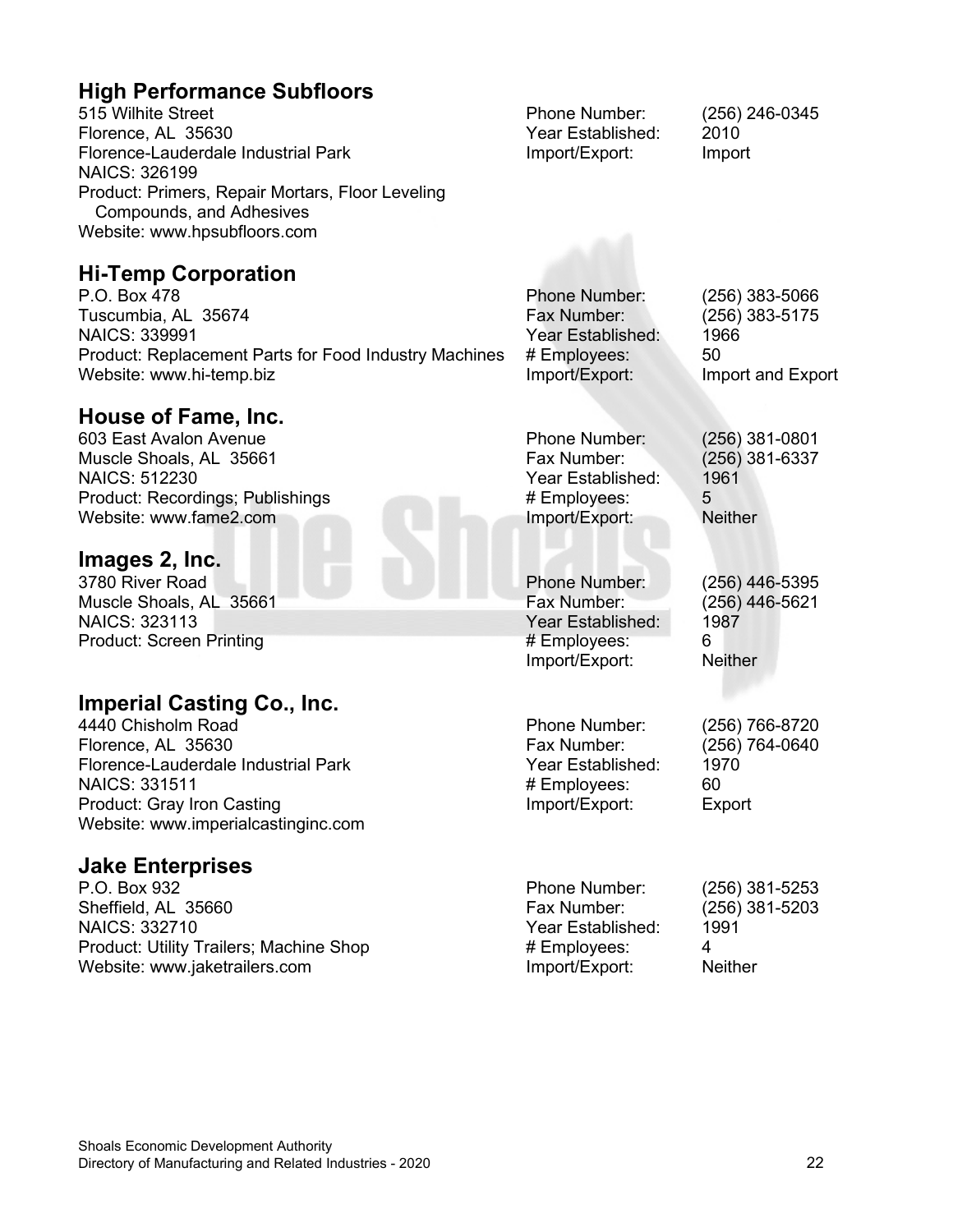## High Performance Subfloors

515 Wilhite Street
Florence, AL 35630
Florence-Lauderdale Industrial Park
NAICS: 326199
Product: Primers, Repair Mortars, Floor Leveling Compounds, and Adhesives
Website: www.hpsubfloors.com

Phone Number: (256) 246-0345
Year Established: 2010
Import/Export: Import

## Hi-Temp Corporation

P.O. Box 478
Tuscumbia, AL 35674
NAICS: 339991
Product: Replacement Parts for Food Industry Machines
Website: www.hi-temp.biz

Phone Number: (256) 383-5066
Fax Number: (256) 383-5175
Year Established: 1966
# Employees: 50
Import/Export: Import and Export

## House of Fame, Inc.

603 East Avalon Avenue
Muscle Shoals, AL 35661
NAICS: 512230
Product: Recordings; Publishings
Website: www.fame2.com

Phone Number: (256) 381-0801
Fax Number: (256) 381-6337
Year Established: 1961
# Employees: 5
Import/Export: Neither

## Images 2, Inc.

3780 River Road
Muscle Shoals, AL 35661
NAICS: 323113
Product: Screen Printing

Phone Number: (256) 446-5395
Fax Number: (256) 446-5621
Year Established: 1987
# Employees: 6
Import/Export: Neither

## Imperial Casting Co., Inc.

4440 Chisholm Road
Florence, AL 35630
Florence-Lauderdale Industrial Park
NAICS: 331511
Product: Gray Iron Casting
Website: www.imperialcastinginc.com

Phone Number: (256) 766-8720
Fax Number: (256) 764-0640
Year Established: 1970
# Employees: 60
Import/Export: Export

## Jake Enterprises

P.O. Box 932
Sheffield, AL 35660
NAICS: 332710
Product: Utility Trailers; Machine Shop
Website: www.jaketrailers.com

Phone Number: (256) 381-5253
Fax Number: (256) 381-5203
Year Established: 1991
# Employees: 4
Import/Export: Neither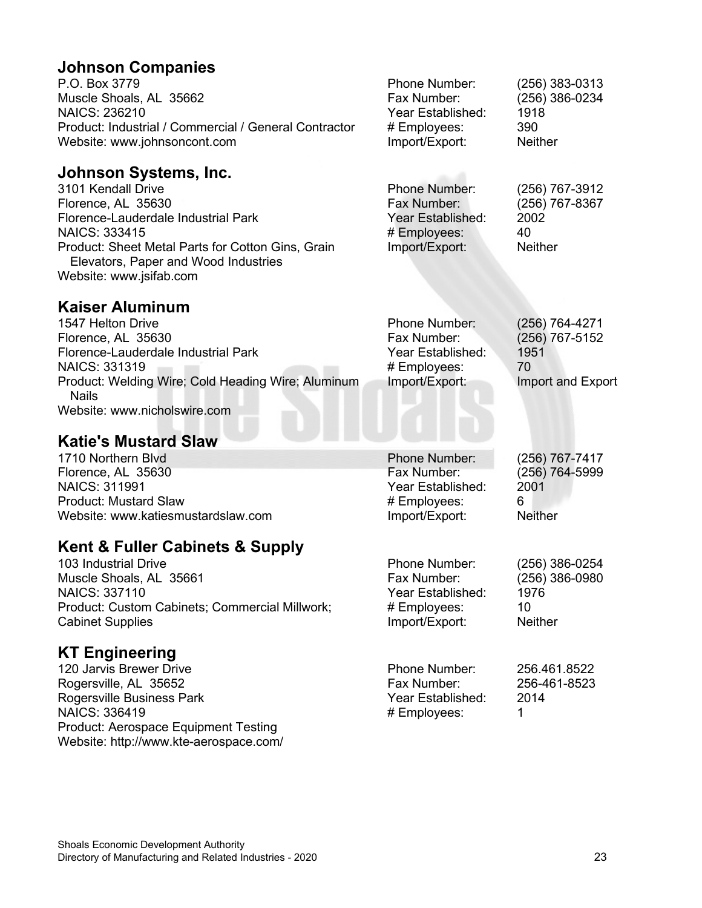## Johnson Companies

P.O. Box 3779
Muscle Shoals, AL 35662
NAICS: 236210
Product: Industrial / Commercial / General Contractor
Website: www.johnsoncont.com

Phone Number: (256) 383-0313
Fax Number: (256) 386-0234
Year Established: 1918
# Employees: 390
Import/Export: Neither

## Johnson Systems, Inc.

3101 Kendall Drive
Florence, AL 35630
Florence-Lauderdale Industrial Park
NAICS: 333415
Product: Sheet Metal Parts for Cotton Gins, Grain Elevators, Paper and Wood Industries
Website: www.jsifab.com

Phone Number: (256) 767-3912
Fax Number: (256) 767-8367
Year Established: 2002
# Employees: 40
Import/Export: Neither

## Kaiser Aluminum

1547 Helton Drive
Florence, AL 35630
Florence-Lauderdale Industrial Park
NAICS: 331319
Product: Welding Wire; Cold Heading Wire; Aluminum Nails
Website: www.nicholswire.com

Phone Number: (256) 764-4271
Fax Number: (256) 767-5152
Year Established: 1951
# Employees: 70
Import/Export: Import and Export

## Katie's Mustard Slaw

1710 Northern Blvd
Florence, AL 35630
NAICS: 311991
Product: Mustard Slaw
Website: www.katiesmustardslaw.com

Phone Number: (256) 767-7417
Fax Number: (256) 764-5999
Year Established: 2001
# Employees: 6
Import/Export: Neither

## Kent & Fuller Cabinets & Supply

103 Industrial Drive
Muscle Shoals, AL 35661
NAICS: 337110
Product: Custom Cabinets; Commercial Millwork; Cabinet Supplies

Phone Number: (256) 386-0254
Fax Number: (256) 386-0980
Year Established: 1976
# Employees: 10
Import/Export: Neither

## KT Engineering

120 Jarvis Brewer Drive
Rogersville, AL 35652
Rogersville Business Park
NAICS: 336419
Product: Aerospace Equipment Testing
Website: http://www.kte-aerospace.com/

Phone Number: 256.461.8522
Fax Number: 256-461-8523
Year Established: 2014
# Employees: 1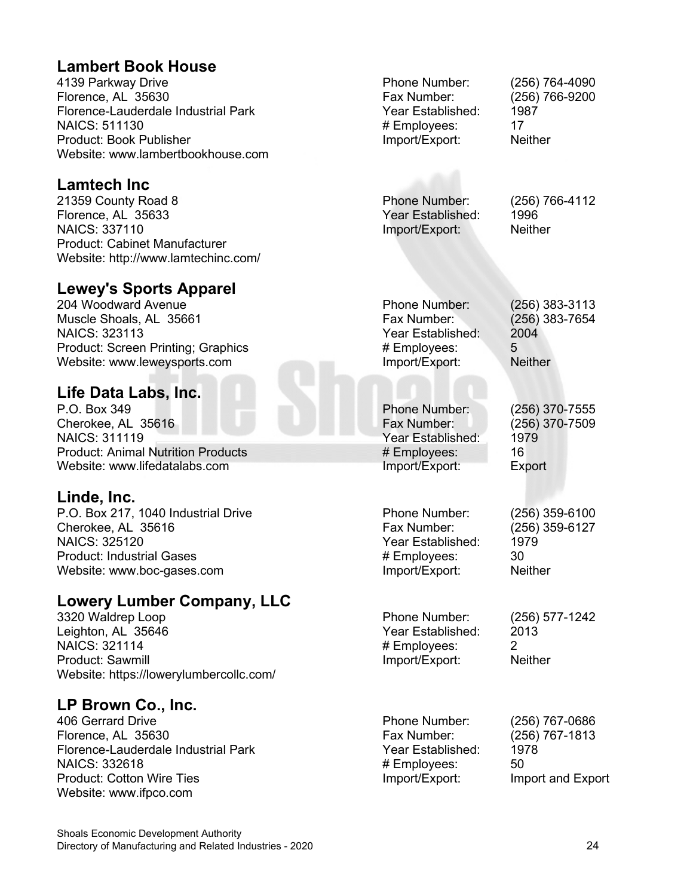## Lambert Book House

4139 Parkway Drive
Florence, AL 35630
Florence-Lauderdale Industrial Park
NAICS: 511130
Product: Book Publisher
Website: www.lambertbookhouse.com

Phone Number: (256) 764-4090
Fax Number: (256) 766-9200
Year Established: 1987
# Employees: 17
Import/Export: Neither

## Lamtech Inc

21359 County Road 8
Florence, AL 35633
NAICS: 337110
Product: Cabinet Manufacturer
Website: http://www.lamtechinc.com/

Phone Number: (256) 766-4112
Year Established: 1996
Import/Export: Neither

## Lewey's Sports Apparel

204 Woodward Avenue
Muscle Shoals, AL 35661
NAICS: 323113
Product: Screen Printing; Graphics
Website: www.leweysports.com

Phone Number: (256) 383-3113
Fax Number: (256) 383-7654
Year Established: 2004
# Employees: 5
Import/Export: Neither

## Life Data Labs, Inc.

P.O. Box 349
Cherokee, AL 35616
NAICS: 311119
Product: Animal Nutrition Products
Website: www.lifedatalabs.com

Phone Number: (256) 370-7555
Fax Number: (256) 370-7509
Year Established: 1979
# Employees: 16
Import/Export: Export

## Linde, Inc.

P.O. Box 217, 1040 Industrial Drive
Cherokee, AL 35616
NAICS: 325120
Product: Industrial Gases
Website: www.boc-gases.com

Phone Number: (256) 359-6100
Fax Number: (256) 359-6127
Year Established: 1979
# Employees: 30
Import/Export: Neither

## Lowery Lumber Company, LLC

3320 Waldrep Loop
Leighton, AL 35646
NAICS: 321114
Product: Sawmill
Website: https://lowerylumbercollc.com/

Phone Number: (256) 577-1242
Year Established: 2013
# Employees: 2
Import/Export: Neither

## LP Brown Co., Inc.

406 Gerrard Drive
Florence, AL 35630
Florence-Lauderdale Industrial Park
NAICS: 332618
Product: Cotton Wire Ties
Website: www.ifpco.com

Phone Number: (256) 767-0686
Fax Number: (256) 767-1813
Year Established: 1978
# Employees: 50
Import/Export: Import and Export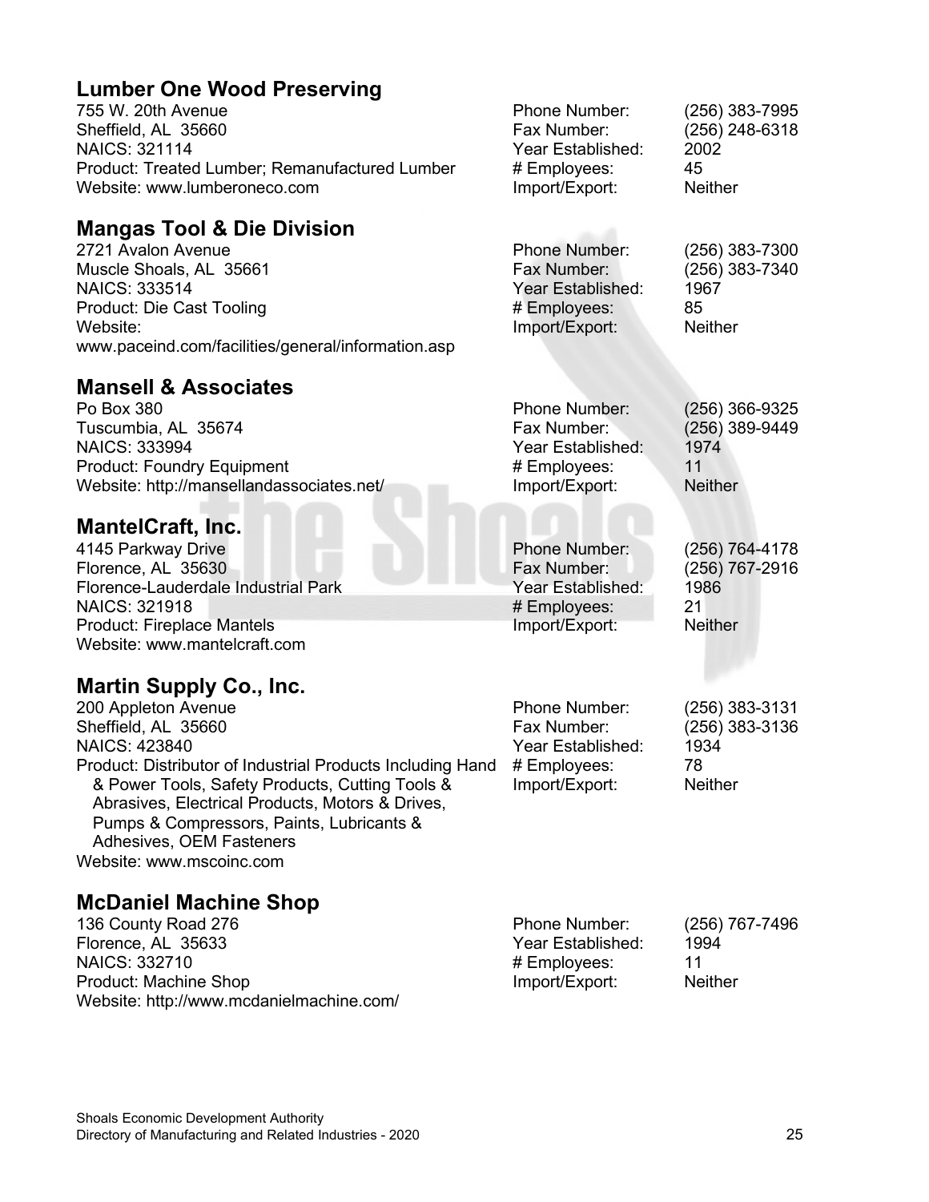## Lumber One Wood Preserving

755 W. 20th Avenue
Sheffield, AL 35660
NAICS: 321114
Product: Treated Lumber; Remanufactured Lumber
Website: www.lumberoneco.com

Phone Number: (256) 383-7995
Fax Number: (256) 248-6318
Year Established: 2002
# Employees: 45
Import/Export: Neither

## Mangas Tool & Die Division

2721 Avalon Avenue
Muscle Shoals, AL 35661
NAICS: 333514
Product: Die Cast Tooling
Website: www.paceind.com/facilities/general/information.asp

Phone Number: (256) 383-7300
Fax Number: (256) 383-7340
Year Established: 1967
# Employees: 85
Import/Export: Neither

## Mansell & Associates

Po Box 380
Tuscumbia, AL 35674
NAICS: 333994
Product: Foundry Equipment
Website: http://mansellandassociates.net/

Phone Number: (256) 366-9325
Fax Number: (256) 389-9449
Year Established: 1974
# Employees: 11
Import/Export: Neither

## MantelCraft, Inc.

4145 Parkway Drive
Florence, AL 35630
Florence-Lauderdale Industrial Park
NAICS: 321918
Product: Fireplace Mantels
Website: www.mantelcraft.com

Phone Number: (256) 764-4178
Fax Number: (256) 767-2916
Year Established: 1986
# Employees: 21
Import/Export: Neither

## Martin Supply Co., Inc.

200 Appleton Avenue
Sheffield, AL 35660
NAICS: 423840
Product: Distributor of Industrial Products Including Hand & Power Tools, Safety Products, Cutting Tools & Abrasives, Electrical Products, Motors & Drives, Pumps & Compressors, Paints, Lubricants & Adhesives, OEM Fasteners
Website: www.mscoinc.com

Phone Number: (256) 383-3131
Fax Number: (256) 383-3136
Year Established: 1934
# Employees: 78
Import/Export: Neither

## McDaniel Machine Shop

136 County Road 276
Florence, AL 35633
NAICS: 332710
Product: Machine Shop
Website: http://www.mcdanielmachine.com/

Phone Number: (256) 767-7496
Year Established: 1994
# Employees: 11
Import/Export: Neither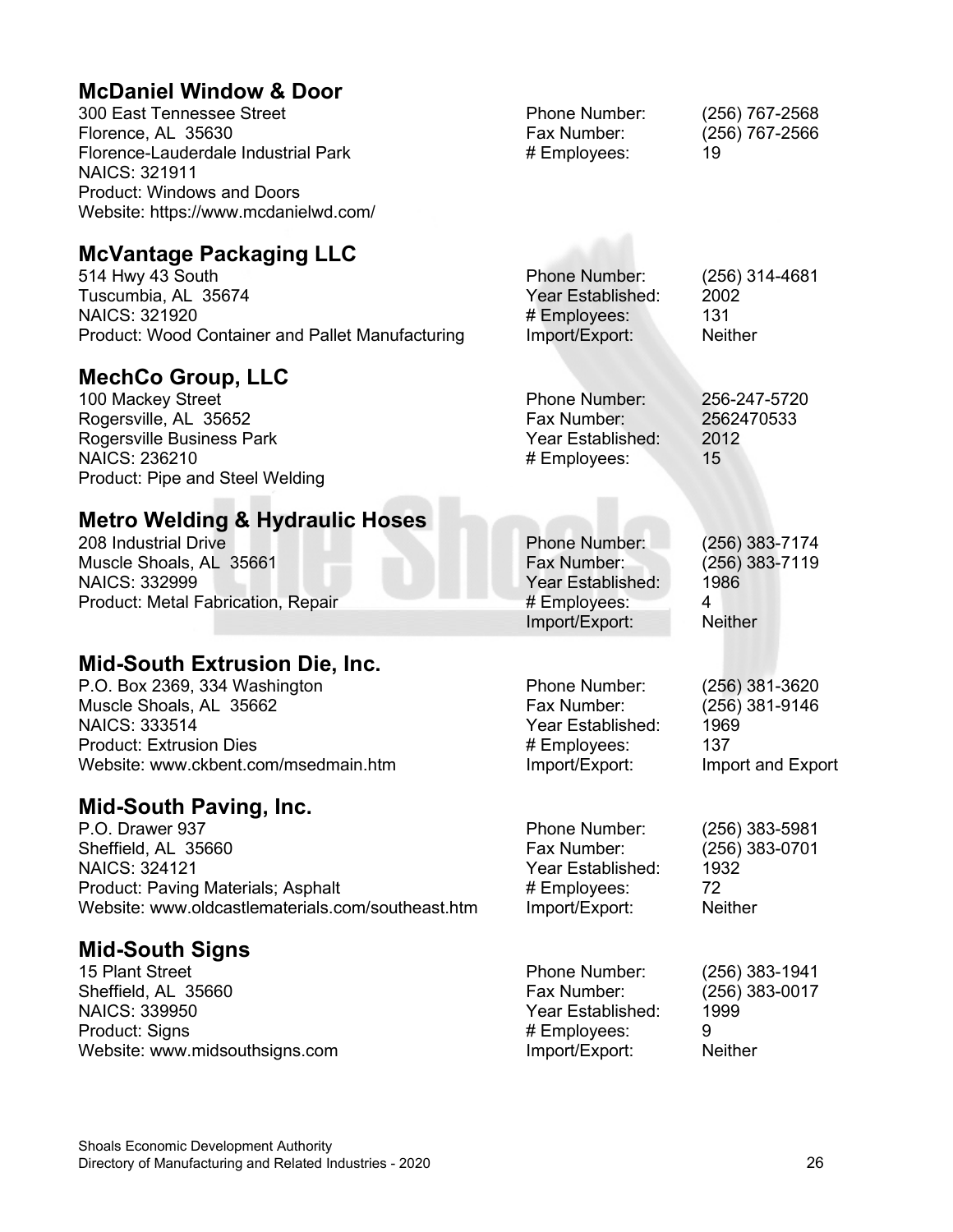## McDaniel Window & Door

300 East Tennessee Street
Florence, AL 35630
Florence-Lauderdale Industrial Park
NAICS: 321911
Product: Windows and Doors
Website: https://www.mcdanielwd.com/

Phone Number: (256) 767-2568
Fax Number: (256) 767-2566
# Employees: 19

## McVantage Packaging LLC

514 Hwy 43 South
Tuscumbia, AL 35674
NAICS: 321920
Product: Wood Container and Pallet Manufacturing

Phone Number: (256) 314-4681
Year Established: 2002
# Employees: 131
Import/Export: Neither

## MechCo Group, LLC

100 Mackey Street
Rogersville, AL 35652
Rogersville Business Park
NAICS: 236210
Product: Pipe and Steel Welding

Phone Number: 256-247-5720
Fax Number: 2562470533
Year Established: 2012
# Employees: 15

## Metro Welding & Hydraulic Hoses

208 Industrial Drive
Muscle Shoals, AL 35661
NAICS: 332999
Product: Metal Fabrication, Repair

Phone Number: (256) 383-7174
Fax Number: (256) 383-7119
Year Established: 1986
# Employees: 4
Import/Export: Neither

## Mid-South Extrusion Die, Inc.

P.O. Box 2369, 334 Washington
Muscle Shoals, AL 35662
NAICS: 333514
Product: Extrusion Dies
Website: www.ckbent.com/msedmain.htm

Phone Number: (256) 381-3620
Fax Number: (256) 381-9146
Year Established: 1969
# Employees: 137
Import/Export: Import and Export

## Mid-South Paving, Inc.

P.O. Drawer 937
Sheffield, AL 35660
NAICS: 324121
Product: Paving Materials; Asphalt
Website: www.oldcastlematerials.com/southeast.htm

Phone Number: (256) 383-5981
Fax Number: (256) 383-0701
Year Established: 1932
# Employees: 72
Import/Export: Neither

## Mid-South Signs

15 Plant Street
Sheffield, AL 35660
NAICS: 339950
Product: Signs
Website: www.midsouthsigns.com

Phone Number: (256) 383-1941
Fax Number: (256) 383-0017
Year Established: 1999
# Employees: 9
Import/Export: Neither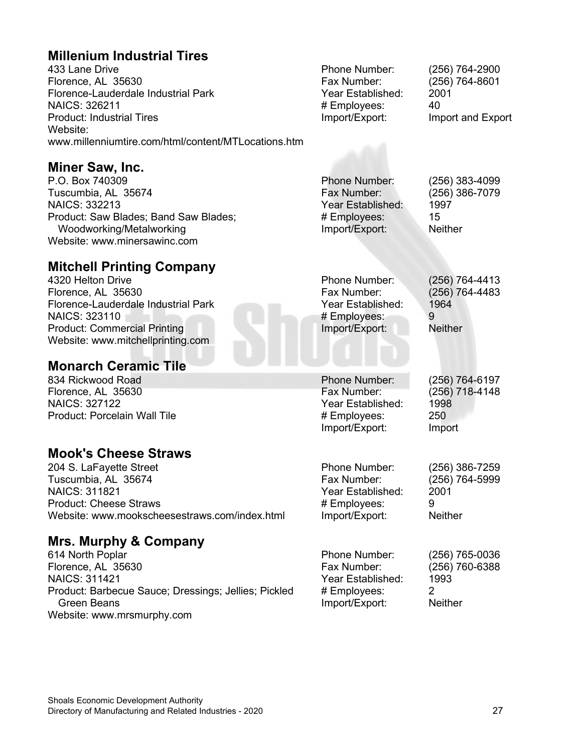## Millenium Industrial Tires

433 Lane Drive
Florence, AL 35630
Florence-Lauderdale Industrial Park
NAICS: 326211
Product: Industrial Tires
Website:
www.millenniumtire.com/html/content/MTLocations.htm

Phone Number: (256) 764-2900
Fax Number: (256) 764-8601
Year Established: 2001
# Employees: 40
Import/Export: Import and Export

## Miner Saw, Inc.

P.O. Box 740309
Tuscumbia, AL 35674
NAICS: 332213
Product: Saw Blades; Band Saw Blades; Woodworking/Metalworking
Website: www.minersawinc.com

Phone Number: (256) 383-4099
Fax Number: (256) 386-7079
Year Established: 1997
# Employees: 15
Import/Export: Neither

## Mitchell Printing Company

4320 Helton Drive
Florence, AL 35630
Florence-Lauderdale Industrial Park
NAICS: 323110
Product: Commercial Printing
Website: www.mitchellprinting.com

Phone Number: (256) 764-4413
Fax Number: (256) 764-4483
Year Established: 1964
# Employees: 9
Import/Export: Neither

## Monarch Ceramic Tile

834 Rickwood Road
Florence, AL 35630
NAICS: 327122
Product: Porcelain Wall Tile

Phone Number: (256) 764-6197
Fax Number: (256) 718-4148
Year Established: 1998
# Employees: 250
Import/Export: Import

## Mook's Cheese Straws

204 S. LaFayette Street
Tuscumbia, AL 35674
NAICS: 311821
Product: Cheese Straws
Website: www.mookscheesestraws.com/index.html

Phone Number: (256) 386-7259
Fax Number: (256) 764-5999
Year Established: 2001
# Employees: 9
Import/Export: Neither

## Mrs. Murphy & Company

614 North Poplar
Florence, AL 35630
NAICS: 311421
Product: Barbecue Sauce; Dressings; Jellies; Pickled Green Beans
Website: www.mrsmurphy.com

Phone Number: (256) 765-0036
Fax Number: (256) 760-6388
Year Established: 1993
# Employees: 2
Import/Export: Neither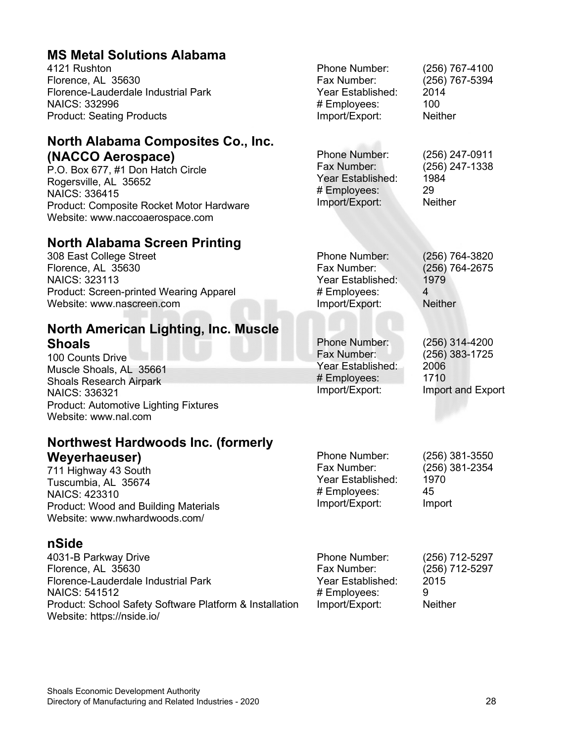## MS Metal Solutions Alabama

4121 Rushton
Florence, AL 35630
Florence-Lauderdale Industrial Park
NAICS: 332996
Product: Seating Products

Phone Number: (256) 767-4100
Fax Number: (256) 767-5394
Year Established: 2014
# Employees: 100
Import/Export: Neither

## North Alabama Composites Co., Inc. (NACCO Aerospace)

P.O. Box 677, #1 Don Hatch Circle
Rogersville, AL 35652
NAICS: 336415
Product: Composite Rocket Motor Hardware
Website: www.naccoaerospace.com

Phone Number: (256) 247-0911
Fax Number: (256) 247-1338
Year Established: 1984
# Employees: 29
Import/Export: Neither

## North Alabama Screen Printing

308 East College Street
Florence, AL 35630
NAICS: 323113
Product: Screen-printed Wearing Apparel
Website: www.nascreen.com

Phone Number: (256) 764-3820
Fax Number: (256) 764-2675
Year Established: 1979
# Employees: 4
Import/Export: Neither

## North American Lighting, Inc. Muscle Shoals

100 Counts Drive
Muscle Shoals, AL 35661
Shoals Research Airpark
NAICS: 336321
Product: Automotive Lighting Fixtures
Website: www.nal.com

Phone Number: (256) 314-4200
Fax Number: (256) 383-1725
Year Established: 2006
# Employees: 1710
Import/Export: Import and Export

## Northwest Hardwoods Inc. (formerly Weyerhaeuser)

711 Highway 43 South
Tuscumbia, AL 35674
NAICS: 423310
Product: Wood and Building Materials
Website: www.nwhardwoods.com/

Phone Number: (256) 381-3550
Fax Number: (256) 381-2354
Year Established: 1970
# Employees: 45
Import/Export: Import

## nSide

4031-B Parkway Drive
Florence, AL 35630
Florence-Lauderdale Industrial Park
NAICS: 541512
Product: School Safety Software Platform & Installation
Website: https://nside.io/

Phone Number: (256) 712-5297
Fax Number: (256) 712-5297
Year Established: 2015
# Employees: 9
Import/Export: Neither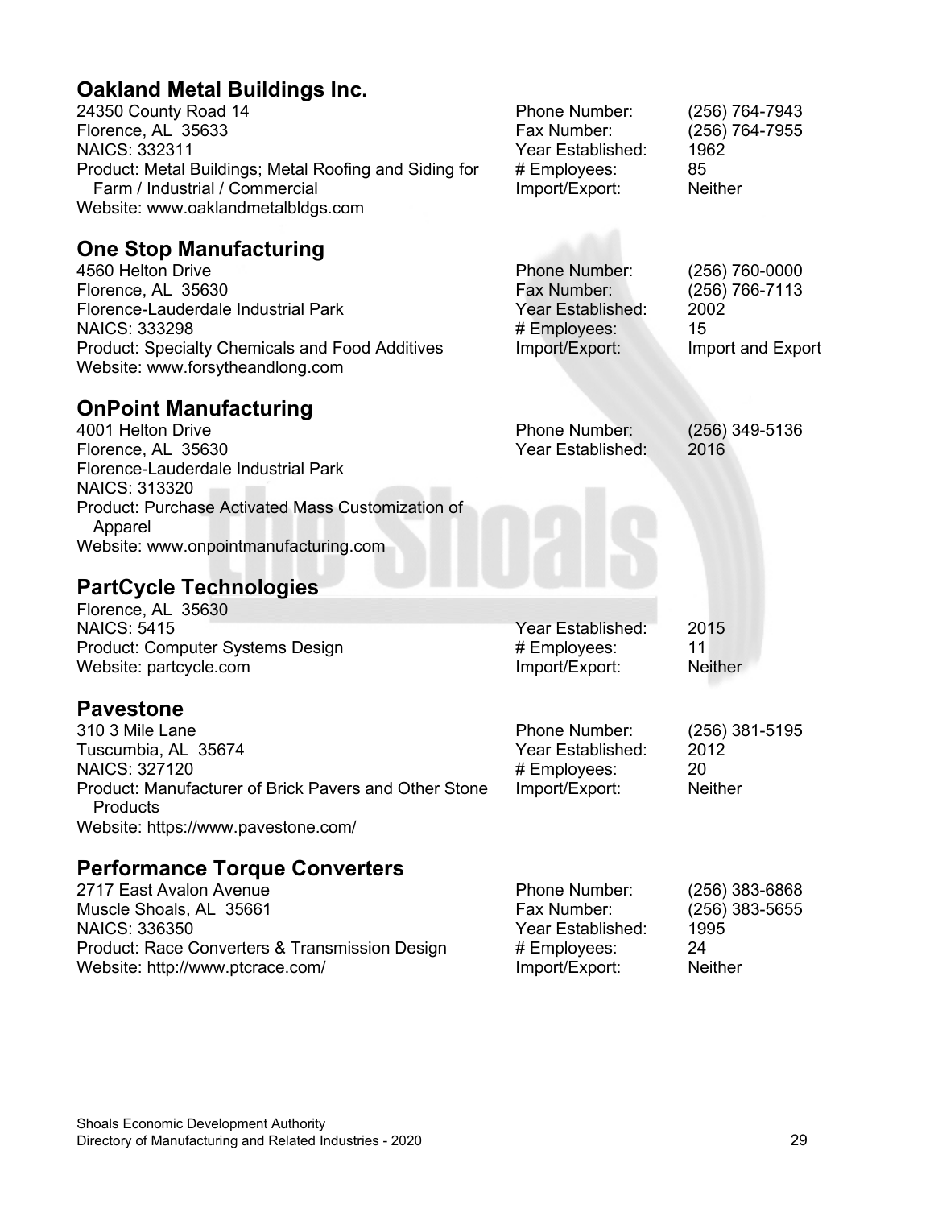## Oakland Metal Buildings Inc.

24350 County Road 14
Florence, AL 35633
NAICS: 332311
Product: Metal Buildings; Metal Roofing and Siding for Farm / Industrial / Commercial
Website: www.oaklandmetalbldgs.com

Phone Number: (256) 764-7943
Fax Number: (256) 764-7955
Year Established: 1962
# Employees: 85
Import/Export: Neither

## One Stop Manufacturing

4560 Helton Drive
Florence, AL 35630
Florence-Lauderdale Industrial Park
NAICS: 333298
Product: Specialty Chemicals and Food Additives
Website: www.forsytheandlong.com

Phone Number: (256) 760-0000
Fax Number: (256) 766-7113
Year Established: 2002
# Employees: 15
Import/Export: Import and Export

## OnPoint Manufacturing

4001 Helton Drive
Florence, AL 35630
Florence-Lauderdale Industrial Park
NAICS: 313320
Product: Purchase Activated Mass Customization of Apparel
Website: www.onpointmanufacturing.com

Phone Number: (256) 349-5136
Year Established: 2016

## PartCycle Technologies

Florence, AL 35630
NAICS: 5415
Product: Computer Systems Design
Website: partcycle.com

Year Established: 2015
# Employees: 11
Import/Export: Neither

## Pavestone

310 3 Mile Lane
Tuscumbia, AL 35674
NAICS: 327120
Product: Manufacturer of Brick Pavers and Other Stone Products
Website: https://www.pavestone.com/

Phone Number: (256) 381-5195
Year Established: 2012
# Employees: 20
Import/Export: Neither

## Performance Torque Converters

2717 East Avalon Avenue
Muscle Shoals, AL 35661
NAICS: 336350
Product: Race Converters & Transmission Design
Website: http://www.ptcrace.com/

Phone Number: (256) 383-6868
Fax Number: (256) 383-5655
Year Established: 1995
# Employees: 24
Import/Export: Neither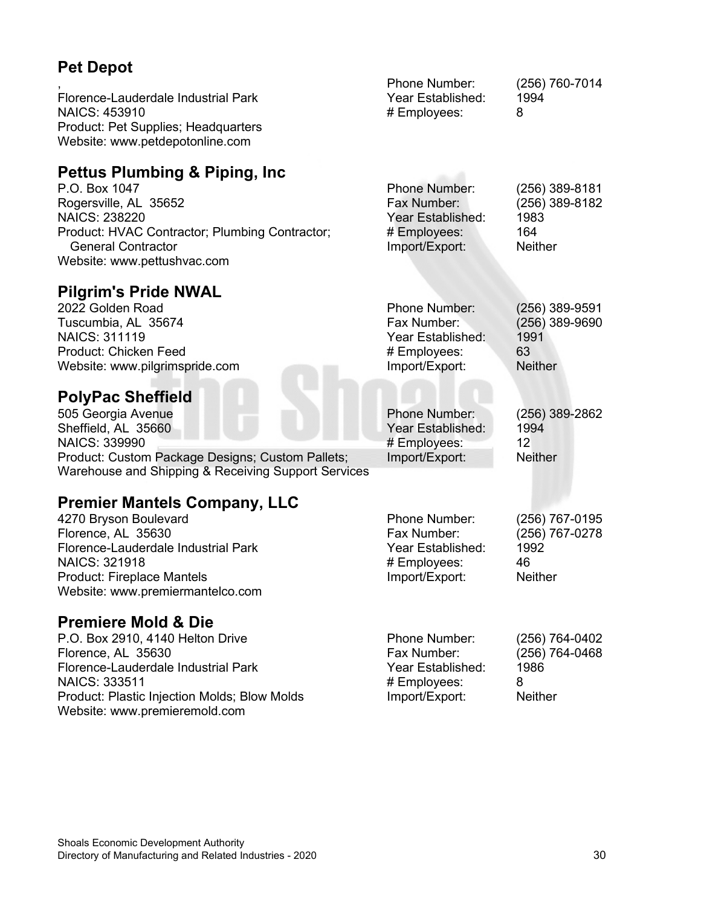## Pet Depot

,
Florence-Lauderdale Industrial Park
NAICS: 453910
Product: Pet Supplies; Headquarters
Website: www.petdepotonline.com

Phone Number: (256) 760-7014
Year Established: 1994
# Employees: 8

## Pettus Plumbing & Piping, Inc

P.O. Box 1047
Rogersville, AL 35652
NAICS: 238220
Product: HVAC Contractor; Plumbing Contractor; General Contractor
Website: www.pettushvac.com

Phone Number: (256) 389-8181
Fax Number: (256) 389-8182
Year Established: 1983
# Employees: 164
Import/Export: Neither

## Pilgrim's Pride NWAL

2022 Golden Road
Tuscumbia, AL 35674
NAICS: 311119
Product: Chicken Feed
Website: www.pilgrimspride.com

Phone Number: (256) 389-9591
Fax Number: (256) 389-9690
Year Established: 1991
# Employees: 63
Import/Export: Neither

## PolyPac Sheffield

505 Georgia Avenue
Sheffield, AL 35660
NAICS: 339990
Product: Custom Package Designs; Custom Pallets; Warehouse and Shipping & Receiving Support Services

Phone Number: (256) 389-2862
Year Established: 1994
# Employees: 12
Import/Export: Neither

## Premier Mantels Company, LLC

4270 Bryson Boulevard
Florence, AL 35630
Florence-Lauderdale Industrial Park
NAICS: 321918
Product: Fireplace Mantels
Website: www.premiermantelco.com

Phone Number: (256) 767-0195
Fax Number: (256) 767-0278
Year Established: 1992
# Employees: 46
Import/Export: Neither

## Premiere Mold & Die

P.O. Box 2910, 4140 Helton Drive
Florence, AL 35630
Florence-Lauderdale Industrial Park
NAICS: 333511
Product: Plastic Injection Molds; Blow Molds
Website: www.premieremold.com

Phone Number: (256) 764-0402
Fax Number: (256) 764-0468
Year Established: 1986
# Employees: 8
Import/Export: Neither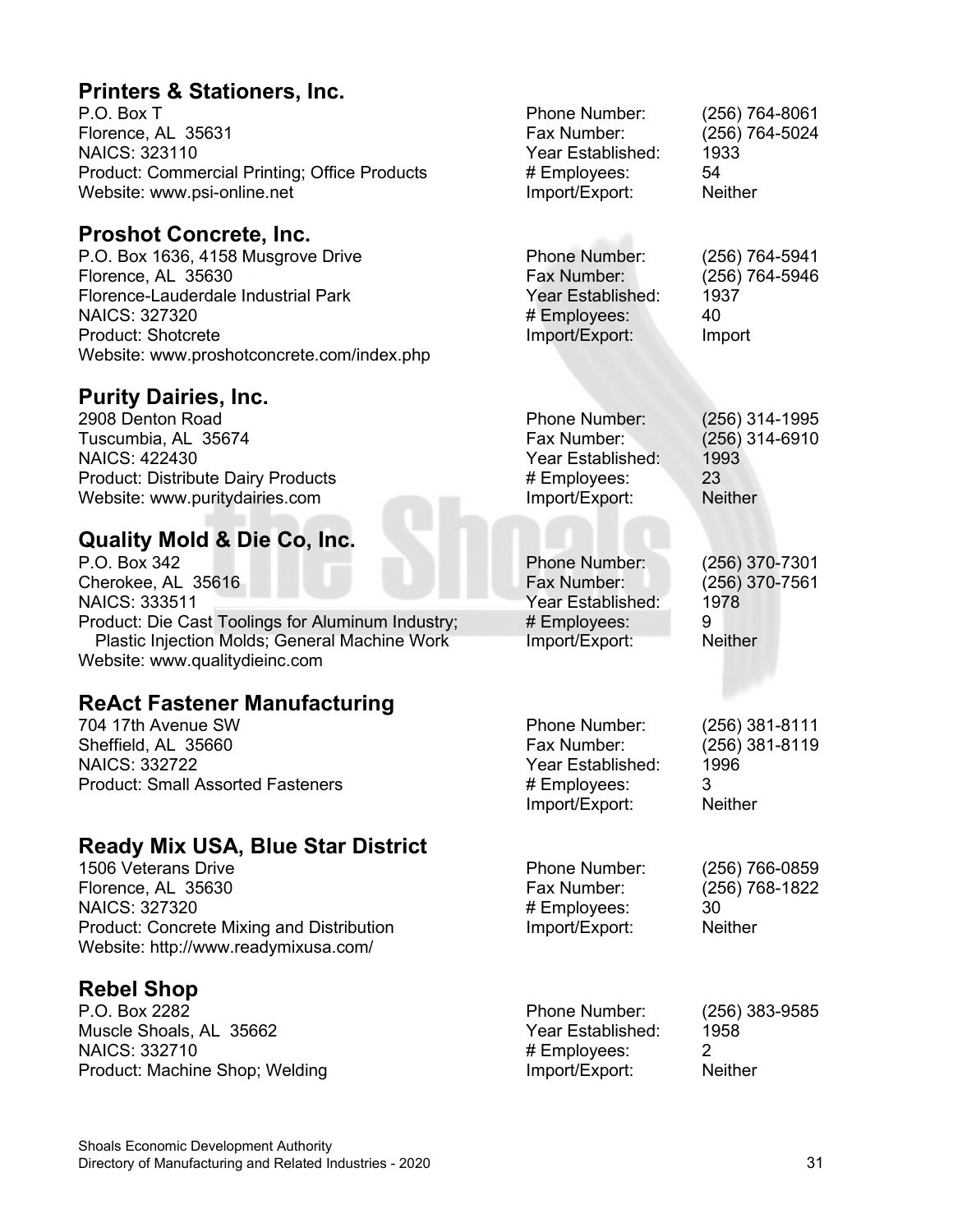## Printers & Stationers, Inc.

P.O. Box T
Florence, AL 35631
NAICS: 323110
Product: Commercial Printing; Office Products
Website: www.psi-online.net

Phone Number: (256) 764-8061
Fax Number: (256) 764-5024
Year Established: 1933
# Employees: 54
Import/Export: Neither

## Proshot Concrete, Inc.

P.O. Box 1636, 4158 Musgrove Drive
Florence, AL 35630
Florence-Lauderdale Industrial Park
NAICS: 327320
Product: Shotcrete
Website: www.proshotconcrete.com/index.php

Phone Number: (256) 764-5941
Fax Number: (256) 764-5946
Year Established: 1937
# Employees: 40
Import/Export: Import

## Purity Dairies, Inc.

2908 Denton Road
Tuscumbia, AL 35674
NAICS: 422430
Product: Distribute Dairy Products
Website: www.puritydairies.com

Phone Number: (256) 314-1995
Fax Number: (256) 314-6910
Year Established: 1993
# Employees: 23
Import/Export: Neither

## Quality Mold & Die Co, Inc.

P.O. Box 342
Cherokee, AL 35616
NAICS: 333511
Product: Die Cast Toolings for Aluminum Industry; Plastic Injection Molds; General Machine Work
Website: www.qualitydieinc.com

Phone Number: (256) 370-7301
Fax Number: (256) 370-7561
Year Established: 1978
# Employees: 9
Import/Export: Neither

## ReAct Fastener Manufacturing

704 17th Avenue SW
Sheffield, AL 35660
NAICS: 332722
Product: Small Assorted Fasteners

Phone Number: (256) 381-8111
Fax Number: (256) 381-8119
Year Established: 1996
# Employees: 3
Import/Export: Neither

## Ready Mix USA, Blue Star District

1506 Veterans Drive
Florence, AL 35630
NAICS: 327320
Product: Concrete Mixing and Distribution
Website: http://www.readymixusa.com/

Phone Number: (256) 766-0859
Fax Number: (256) 768-1822
# Employees: 30
Import/Export: Neither

## Rebel Shop

P.O. Box 2282
Muscle Shoals, AL 35662
NAICS: 332710
Product: Machine Shop; Welding

Phone Number: (256) 383-9585
Year Established: 1958
# Employees: 2
Import/Export: Neither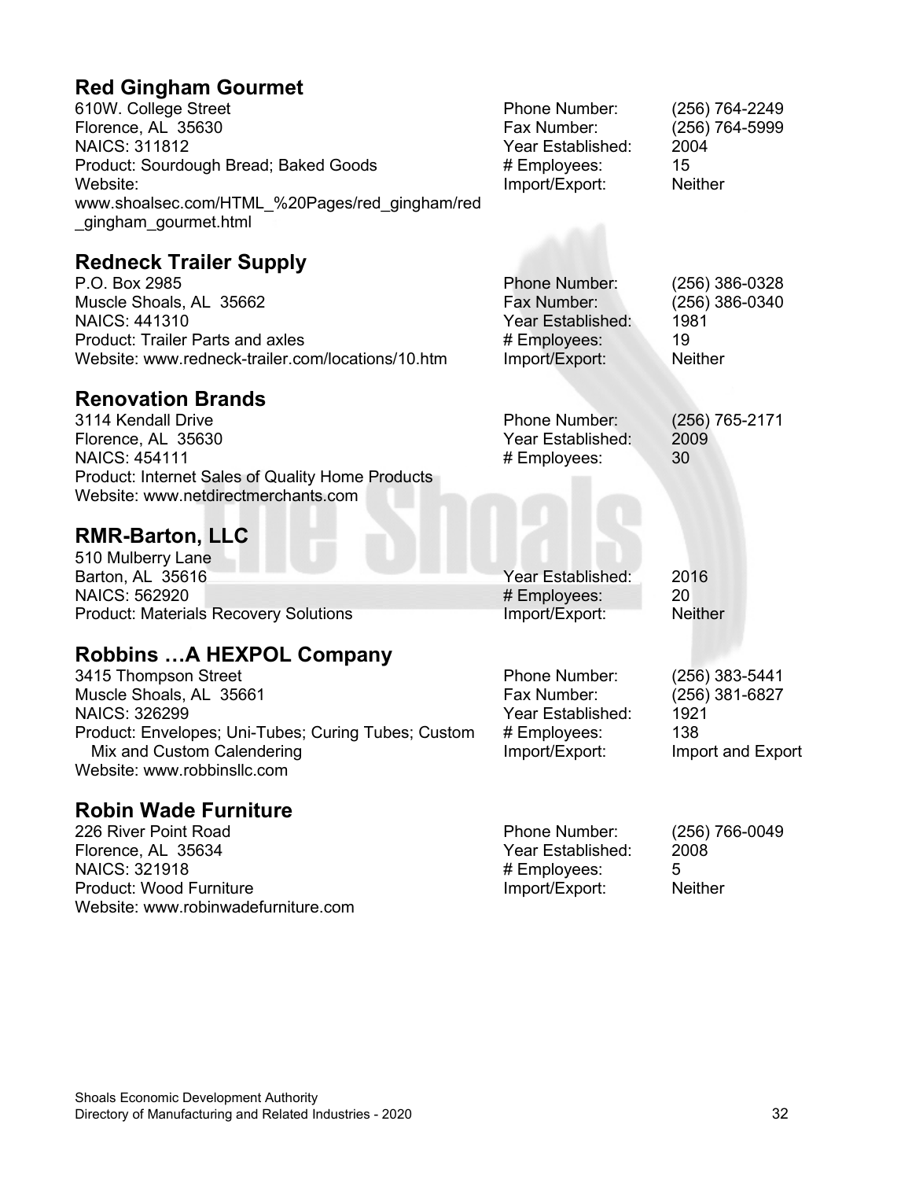## Red Gingham Gourmet

610W. College Street
Florence, AL 35630
NAICS: 311812
Product: Sourdough Bread; Baked Goods
Website: www.shoalsec.com/HTML_%20Pages/red_gingham/red_gingham_gourmet.html

Phone Number: (256) 764-2249
Fax Number: (256) 764-5999
Year Established: 2004
# Employees: 15
Import/Export: Neither

## Redneck Trailer Supply

P.O. Box 2985
Muscle Shoals, AL 35662
NAICS: 441310
Product: Trailer Parts and axles
Website: www.redneck-trailer.com/locations/10.htm

Phone Number: (256) 386-0328
Fax Number: (256) 386-0340
Year Established: 1981
# Employees: 19
Import/Export: Neither

## Renovation Brands

3114 Kendall Drive
Florence, AL 35630
NAICS: 454111
Product: Internet Sales of Quality Home Products
Website: www.netdirectmerchants.com

Phone Number: (256) 765-2171
Year Established: 2009
# Employees: 30

## RMR-Barton, LLC

510 Mulberry Lane
Barton, AL 35616
NAICS: 562920
Product: Materials Recovery Solutions

Year Established: 2016
# Employees: 20
Import/Export: Neither

## Robbins …A HEXPOL Company

3415 Thompson Street
Muscle Shoals, AL 35661
NAICS: 326299
Product: Envelopes; Uni-Tubes; Curing Tubes; Custom Mix and Custom Calendering
Website: www.robbinsllc.com

Phone Number: (256) 383-5441
Fax Number: (256) 381-6827
Year Established: 1921
# Employees: 138
Import/Export: Import and Export

## Robin Wade Furniture

226 River Point Road
Florence, AL 35634
NAICS: 321918
Product: Wood Furniture
Website: www.robinwadefurniture.com

Phone Number: (256) 766-0049
Year Established: 2008
# Employees: 5
Import/Export: Neither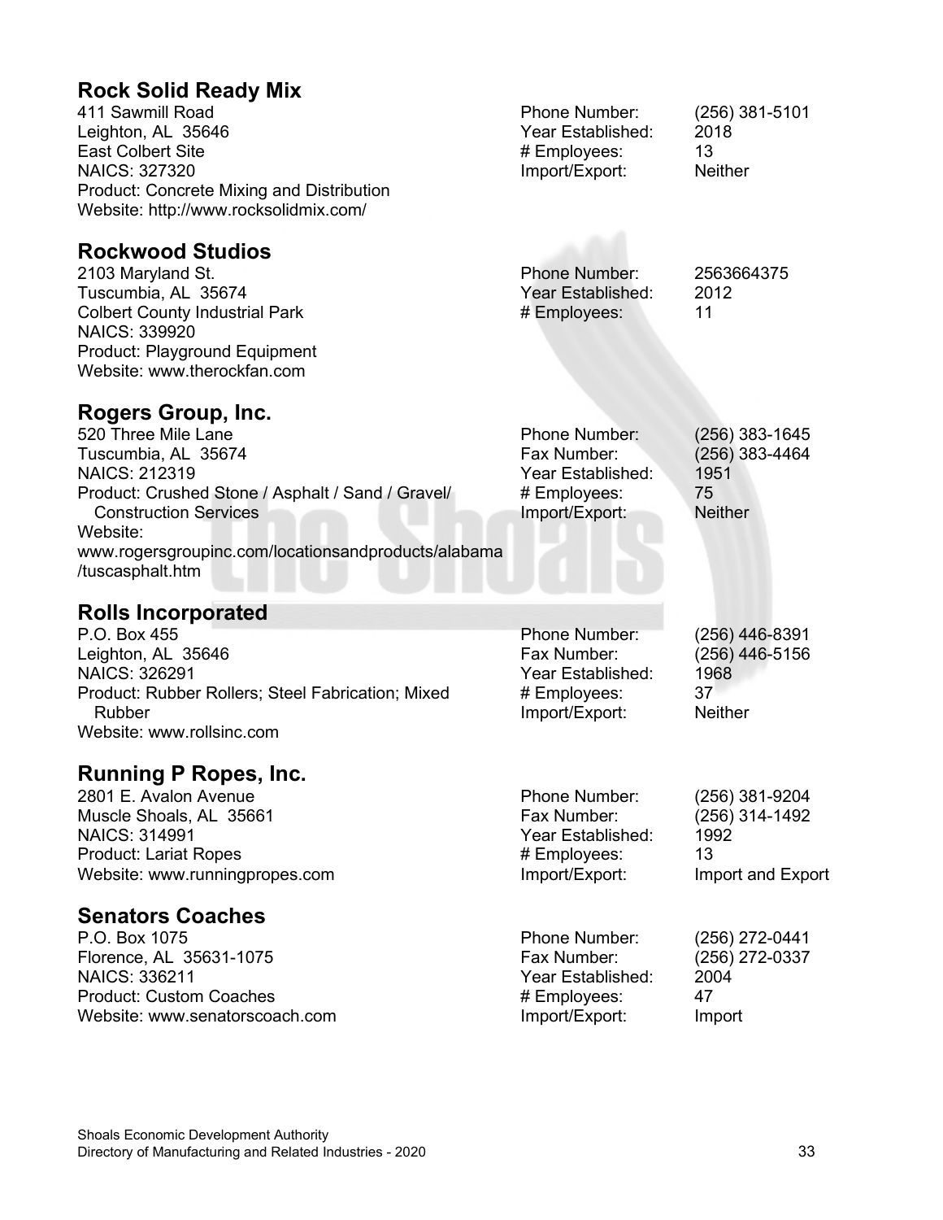## Rock Solid Ready Mix

411 Sawmill Road
Leighton, AL 35646
East Colbert Site
NAICS: 327320
Product: Concrete Mixing and Distribution
Website: http://www.rocksolidmix.com/

Phone Number: (256) 381-5101
Year Established: 2018
# Employees: 13
Import/Export: Neither

## Rockwood Studios

2103 Maryland St.
Tuscumbia, AL 35674
Colbert County Industrial Park
NAICS: 339920
Product: Playground Equipment
Website: www.therockfan.com

Phone Number: 2563664375
Year Established: 2012
# Employees: 11

## Rogers Group, Inc.

520 Three Mile Lane
Tuscumbia, AL 35674
NAICS: 212319
Product: Crushed Stone / Asphalt / Sand / Gravel/ Construction Services
Website: www.rogersgroupinc.com/locationsandproducts/alabama/tuscasphalt.htm

Phone Number: (256) 383-1645
Fax Number: (256) 383-4464
Year Established: 1951
# Employees: 75
Import/Export: Neither

## Rolls Incorporated

P.O. Box 455
Leighton, AL 35646
NAICS: 326291
Product: Rubber Rollers; Steel Fabrication; Mixed Rubber
Website: www.rollsinc.com

Phone Number: (256) 446-8391
Fax Number: (256) 446-5156
Year Established: 1968
# Employees: 37
Import/Export: Neither

## Running P Ropes, Inc.

2801 E. Avalon Avenue
Muscle Shoals, AL 35661
NAICS: 314991
Product: Lariat Ropes
Website: www.runningpropes.com

Phone Number: (256) 381-9204
Fax Number: (256) 314-1492
Year Established: 1992
# Employees: 13
Import/Export: Import and Export

## Senators Coaches

P.O. Box 1075
Florence, AL 35631-1075
NAICS: 336211
Product: Custom Coaches
Website: www.senatorscoach.com

Phone Number: (256) 272-0441
Fax Number: (256) 272-0337
Year Established: 2004
# Employees: 47
Import/Export: Import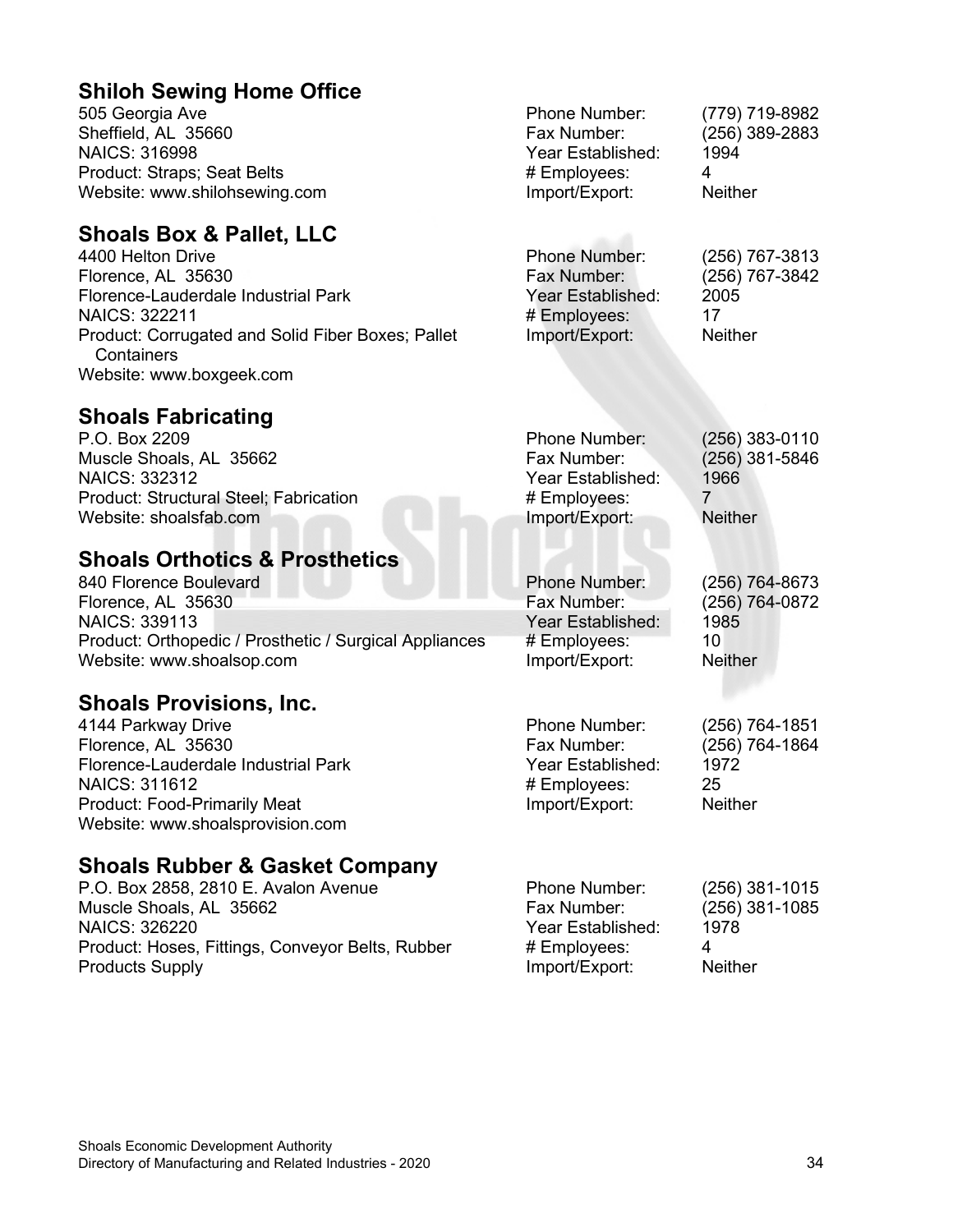## Shiloh Sewing Home Office

505 Georgia Ave
Sheffield, AL 35660
NAICS: 316998
Product: Straps; Seat Belts
Website: www.shilohsewing.com

Phone Number: (779) 719-8982
Fax Number: (256) 389-2883
Year Established: 1994
# Employees: 4
Import/Export: Neither

## Shoals Box & Pallet, LLC

4400 Helton Drive
Florence, AL 35630
Florence-Lauderdale Industrial Park
NAICS: 322211
Product: Corrugated and Solid Fiber Boxes; Pallet Containers
Website: www.boxgeek.com

Phone Number: (256) 767-3813
Fax Number: (256) 767-3842
Year Established: 2005
# Employees: 17
Import/Export: Neither

## Shoals Fabricating

P.O. Box 2209
Muscle Shoals, AL 35662
NAICS: 332312
Product: Structural Steel; Fabrication
Website: shoalsfab.com

Phone Number: (256) 383-0110
Fax Number: (256) 381-5846
Year Established: 1966
# Employees: 7
Import/Export: Neither

## Shoals Orthotics & Prosthetics

840 Florence Boulevard
Florence, AL 35630
NAICS: 339113
Product: Orthopedic / Prosthetic / Surgical Appliances
Website: www.shoalsop.com

Phone Number: (256) 764-8673
Fax Number: (256) 764-0872
Year Established: 1985
# Employees: 10
Import/Export: Neither

## Shoals Provisions, Inc.

4144 Parkway Drive
Florence, AL 35630
Florence-Lauderdale Industrial Park
NAICS: 311612
Product: Food-Primarily Meat
Website: www.shoalsprovision.com

Phone Number: (256) 764-1851
Fax Number: (256) 764-1864
Year Established: 1972
# Employees: 25
Import/Export: Neither

## Shoals Rubber & Gasket Company

P.O. Box 2858, 2810 E. Avalon Avenue
Muscle Shoals, AL 35662
NAICS: 326220
Product: Hoses, Fittings, Conveyor Belts, Rubber Products Supply

Phone Number: (256) 381-1015
Fax Number: (256) 381-1085
Year Established: 1978
# Employees: 4
Import/Export: Neither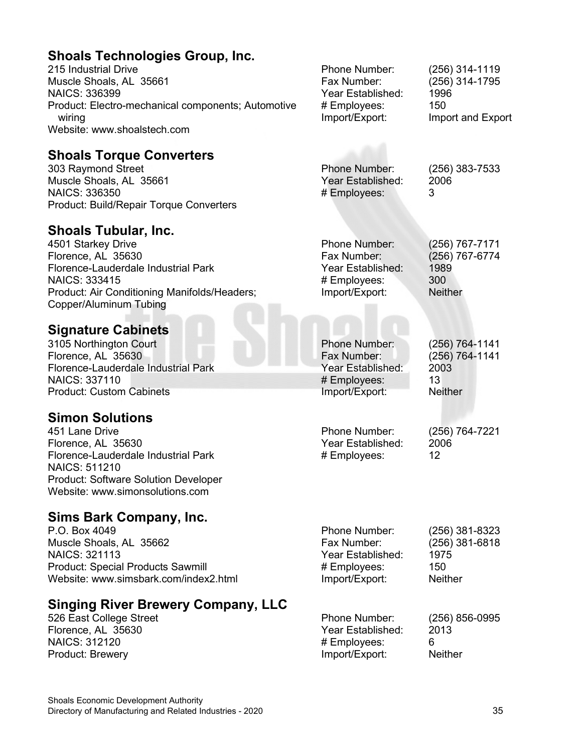## Shoals Technologies Group, Inc.

215 Industrial Drive
Muscle Shoals, AL 35661
NAICS: 336399
Product: Electro-mechanical components; Automotive wiring
Website: www.shoalstech.com

Phone Number: (256) 314-1119
Fax Number: (256) 314-1795
Year Established: 1996
# Employees: 150
Import/Export: Import and Export

## Shoals Torque Converters

303 Raymond Street
Muscle Shoals, AL 35661
NAICS: 336350
Product: Build/Repair Torque Converters

Phone Number: (256) 383-7533
Year Established: 2006
# Employees: 3

## Shoals Tubular, Inc.

4501 Starkey Drive
Florence, AL 35630
Florence-Lauderdale Industrial Park
NAICS: 333415
Product: Air Conditioning Manifolds/Headers; Copper/Aluminum Tubing

Phone Number: (256) 767-7171
Fax Number: (256) 767-6774
Year Established: 1989
# Employees: 300
Import/Export: Neither

## Signature Cabinets

3105 Northington Court
Florence, AL 35630
Florence-Lauderdale Industrial Park
NAICS: 337110
Product: Custom Cabinets

Phone Number: (256) 764-1141
Fax Number: (256) 764-1141
Year Established: 2003
# Employees: 13
Import/Export: Neither

## Simon Solutions

451 Lane Drive
Florence, AL 35630
Florence-Lauderdale Industrial Park
NAICS: 511210
Product: Software Solution Developer
Website: www.simonsolutions.com

Phone Number: (256) 764-7221
Year Established: 2006
# Employees: 12

## Sims Bark Company, Inc.

P.O. Box 4049
Muscle Shoals, AL 35662
NAICS: 321113
Product: Special Products Sawmill
Website: www.simsbark.com/index2.html

Phone Number: (256) 381-8323
Fax Number: (256) 381-6818
Year Established: 1975
# Employees: 150
Import/Export: Neither

## Singing River Brewery Company, LLC

526 East College Street
Florence, AL 35630
NAICS: 312120
Product: Brewery

Phone Number: (256) 856-0995
Year Established: 2013
# Employees: 6
Import/Export: Neither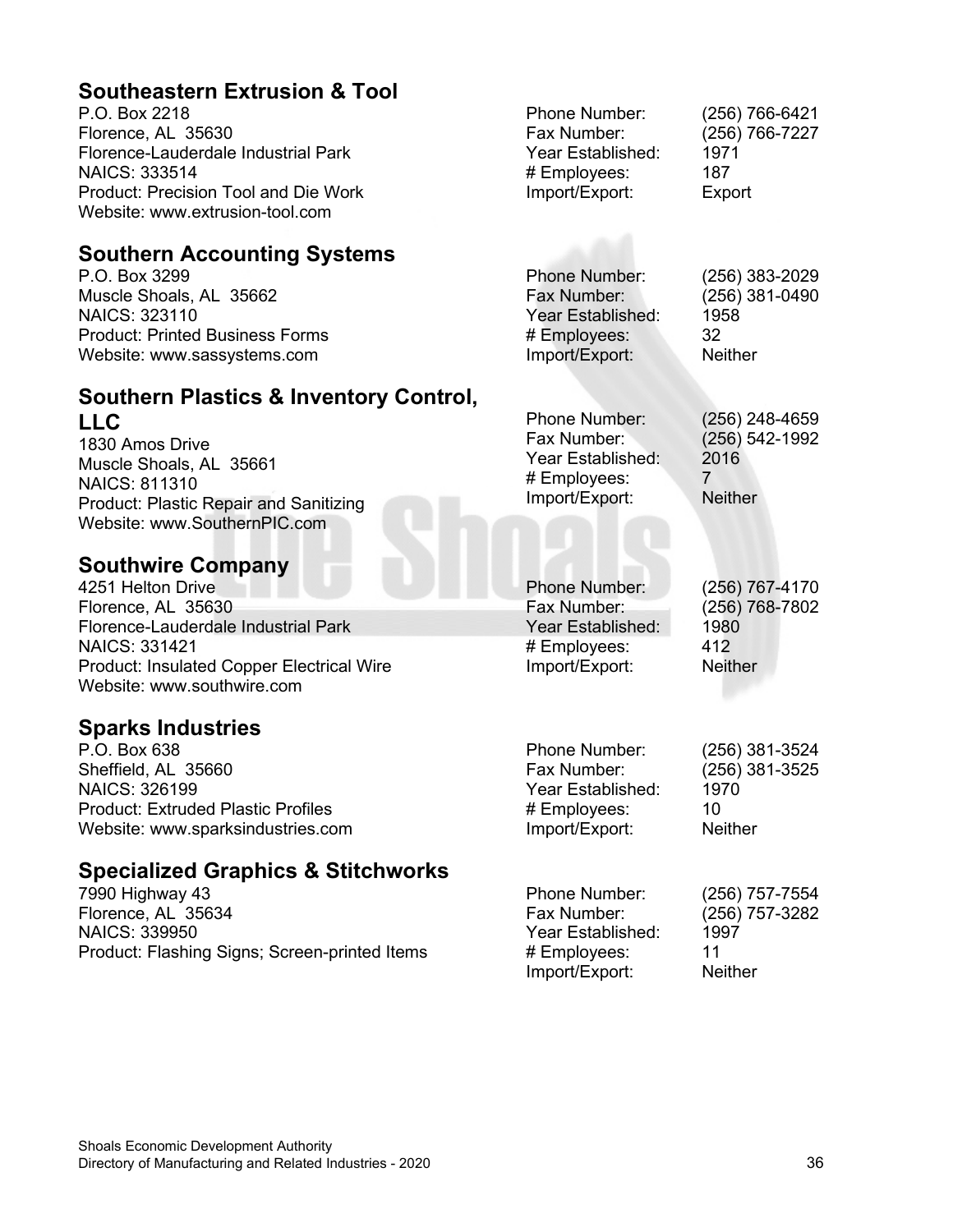## Southeastern Extrusion & Tool

P.O. Box 2218
Florence, AL 35630
Florence-Lauderdale Industrial Park
NAICS: 333514
Product: Precision Tool and Die Work
Website: www.extrusion-tool.com

Phone Number: (256) 766-6421
Fax Number: (256) 766-7227
Year Established: 1971
# Employees: 187
Import/Export: Export

## Southern Accounting Systems

P.O. Box 3299
Muscle Shoals, AL 35662
NAICS: 323110
Product: Printed Business Forms
Website: www.sassystems.com

Phone Number: (256) 383-2029
Fax Number: (256) 381-0490
Year Established: 1958
# Employees: 32
Import/Export: Neither

## Southern Plastics & Inventory Control, LLC

1830 Amos Drive
Muscle Shoals, AL 35661
NAICS: 811310
Product: Plastic Repair and Sanitizing
Website: www.SouthernPIC.com

Phone Number: (256) 248-4659
Fax Number: (256) 542-1992
Year Established: 2016
# Employees: 7
Import/Export: Neither

## Southwire Company

4251 Helton Drive
Florence, AL 35630
Florence-Lauderdale Industrial Park
NAICS: 331421
Product: Insulated Copper Electrical Wire
Website: www.southwire.com

Phone Number: (256) 767-4170
Fax Number: (256) 768-7802
Year Established: 1980
# Employees: 412
Import/Export: Neither

## Sparks Industries

P.O. Box 638
Sheffield, AL 35660
NAICS: 326199
Product: Extruded Plastic Profiles
Website: www.sparksindustries.com

Phone Number: (256) 381-3524
Fax Number: (256) 381-3525
Year Established: 1970
# Employees: 10
Import/Export: Neither

## Specialized Graphics & Stitchworks

7990 Highway 43
Florence, AL 35634
NAICS: 339950
Product: Flashing Signs; Screen-printed Items

Phone Number: (256) 757-7554
Fax Number: (256) 757-3282
Year Established: 1997
# Employees: 11
Import/Export: Neither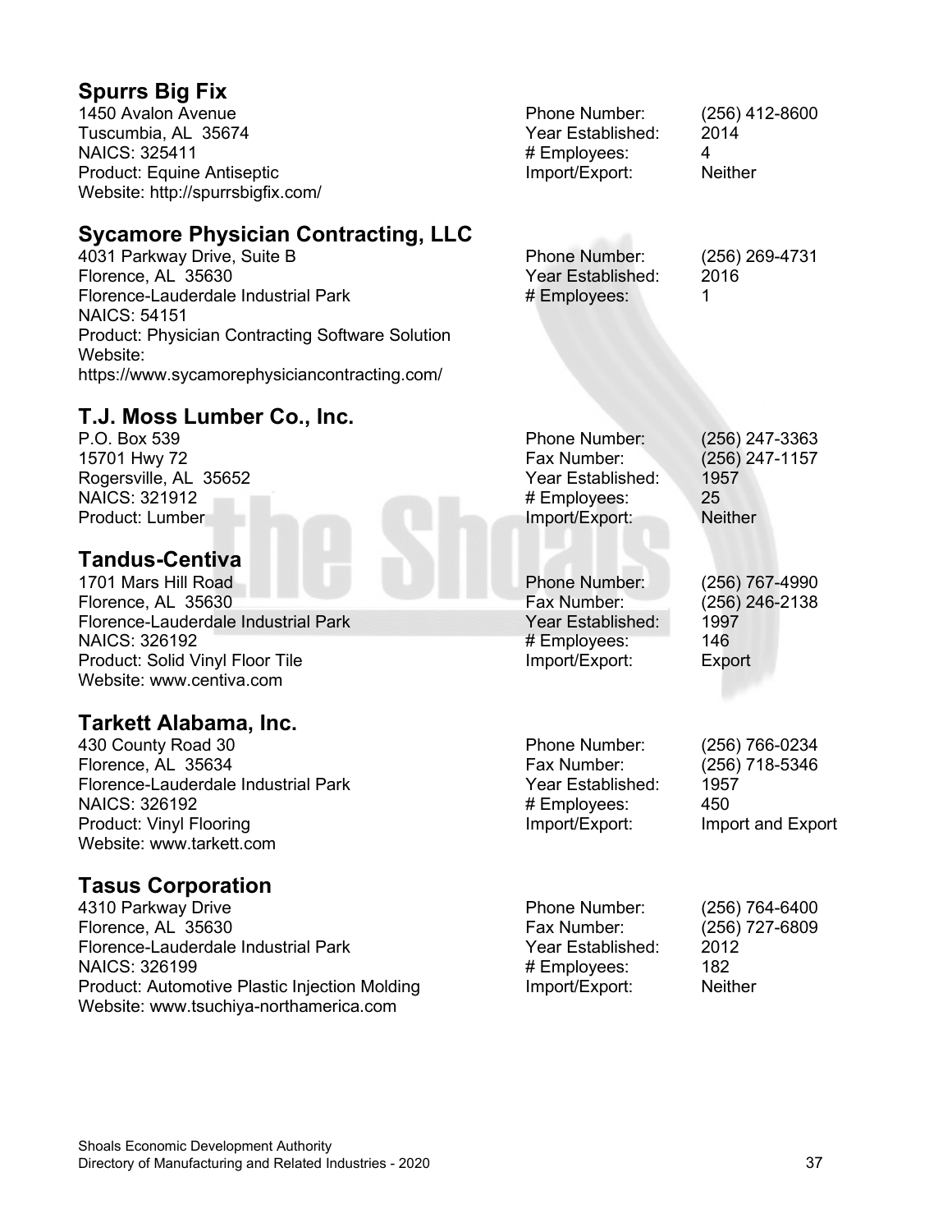## Spurrs Big Fix

1450 Avalon Avenue
Tuscumbia, AL 35674
NAICS: 325411
Product: Equine Antiseptic
Website: http://spurrsbigfix.com/

Phone Number: (256) 412-8600
Year Established: 2014
# Employees: 4
Import/Export: Neither

## Sycamore Physician Contracting, LLC

4031 Parkway Drive, Suite B
Florence, AL 35630
Florence-Lauderdale Industrial Park
NAICS: 54151
Product: Physician Contracting Software Solution
Website:
https://www.sycamorephysiciancontracting.com/

Phone Number: (256) 269-4731
Year Established: 2016
# Employees: 1

## T.J. Moss Lumber Co., Inc.

P.O. Box 539
15701 Hwy 72
Rogersville, AL 35652
NAICS: 321912
Product: Lumber

Phone Number: (256) 247-3363
Fax Number: (256) 247-1157
Year Established: 1957
# Employees: 25
Import/Export: Neither

## Tandus-Centiva

1701 Mars Hill Road
Florence, AL 35630
Florence-Lauderdale Industrial Park
NAICS: 326192
Product: Solid Vinyl Floor Tile
Website: www.centiva.com

Phone Number: (256) 767-4990
Fax Number: (256) 246-2138
Year Established: 1997
# Employees: 146
Import/Export: Export

## Tarkett Alabama, Inc.

430 County Road 30
Florence, AL 35634
Florence-Lauderdale Industrial Park
NAICS: 326192
Product: Vinyl Flooring
Website: www.tarkett.com

Phone Number: (256) 766-0234
Fax Number: (256) 718-5346
Year Established: 1957
# Employees: 450
Import/Export: Import and Export

## Tasus Corporation

4310 Parkway Drive
Florence, AL 35630
Florence-Lauderdale Industrial Park
NAICS: 326199
Product: Automotive Plastic Injection Molding
Website: www.tsuchiya-northamerica.com

Phone Number: (256) 764-6400
Fax Number: (256) 727-6809
Year Established: 2012
# Employees: 182
Import/Export: Neither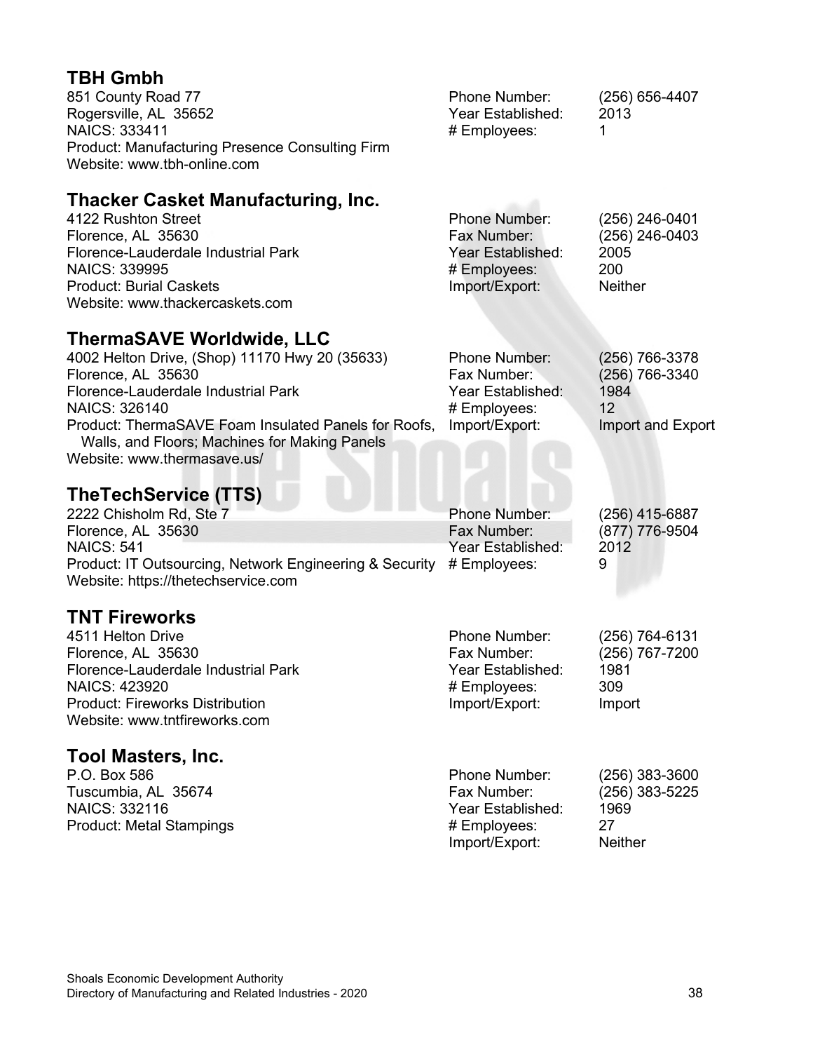## TBH Gmbh

851 County Road 77
Rogersville, AL 35652
NAICS: 333411
Product: Manufacturing Presence Consulting Firm
Website: www.tbh-online.com

Phone Number: (256) 656-4407
Year Established: 2013
# Employees: 1

## Thacker Casket Manufacturing, Inc.

4122 Rushton Street
Florence, AL 35630
Florence-Lauderdale Industrial Park
NAICS: 339995
Product: Burial Caskets
Website: www.thackercaskets.com

Phone Number: (256) 246-0401
Fax Number: (256) 246-0403
Year Established: 2005
# Employees: 200
Import/Export: Neither

## ThermaSAVE Worldwide, LLC

4002 Helton Drive, (Shop) 11170 Hwy 20 (35633)
Florence, AL 35630
Florence-Lauderdale Industrial Park
NAICS: 326140
Product: ThermaSAVE Foam Insulated Panels for Roofs, Walls, and Floors; Machines for Making Panels
Website: www.thermasave.us/

Phone Number: (256) 766-3378
Fax Number: (256) 766-3340
Year Established: 1984
# Employees: 12
Import/Export: Import and Export

## TheTechService (TTS)

2222 Chisholm Rd, Ste 7
Florence, AL 35630
NAICS: 541
Product: IT Outsourcing, Network Engineering & Security
Website: https://thetechservice.com

Phone Number: (256) 415-6887
Fax Number: (877) 776-9504
Year Established: 2012
# Employees: 9

## TNT Fireworks

4511 Helton Drive
Florence, AL 35630
Florence-Lauderdale Industrial Park
NAICS: 423920
Product: Fireworks Distribution
Website: www.tntfireworks.com

Phone Number: (256) 764-6131
Fax Number: (256) 767-7200
Year Established: 1981
# Employees: 309
Import/Export: Import

## Tool Masters, Inc.

P.O. Box 586
Tuscumbia, AL 35674
NAICS: 332116
Product: Metal Stampings

Phone Number: (256) 383-3600
Fax Number: (256) 383-5225
Year Established: 1969
# Employees: 27
Import/Export: Neither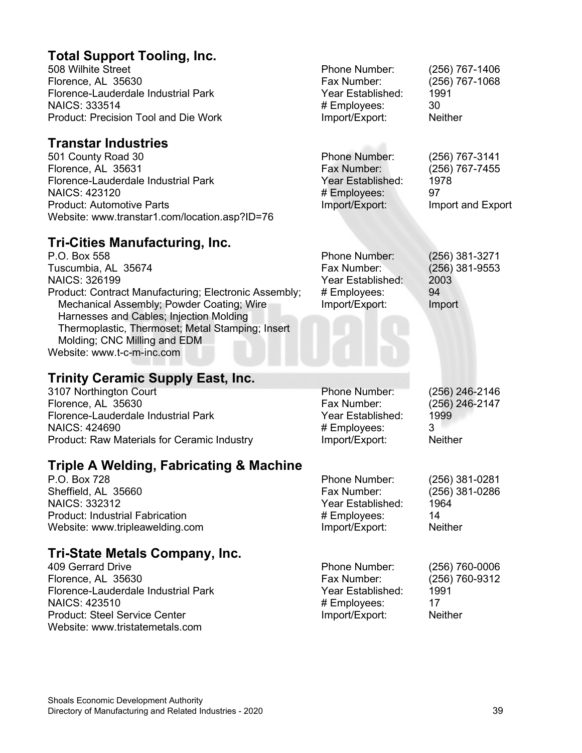## Total Support Tooling, Inc.

508 Wilhite Street
Florence, AL 35630
Florence-Lauderdale Industrial Park
NAICS: 333514
Product: Precision Tool and Die Work

Phone Number: (256) 767-1406
Fax Number: (256) 767-1068
Year Established: 1991
# Employees: 30
Import/Export: Neither

## Transtar Industries

501 County Road 30
Florence, AL 35631
Florence-Lauderdale Industrial Park
NAICS: 423120
Product: Automotive Parts
Website: www.transtar1.com/location.asp?ID=76

Phone Number: (256) 767-3141
Fax Number: (256) 767-7455
Year Established: 1978
# Employees: 97
Import/Export: Import and Export

## Tri-Cities Manufacturing, Inc.

P.O. Box 558
Tuscumbia, AL 35674
NAICS: 326199
Product: Contract Manufacturing; Electronic Assembly; Mechanical Assembly; Powder Coating; Wire Harnesses and Cables; Injection Molding Thermoplastic, Thermoset; Metal Stamping; Insert Molding; CNC Milling and EDM
Website: www.t-c-m-inc.com

Phone Number: (256) 381-3271
Fax Number: (256) 381-9553
Year Established: 2003
# Employees: 94
Import/Export: Import

## Trinity Ceramic Supply East, Inc.

3107 Northington Court
Florence, AL 35630
Florence-Lauderdale Industrial Park
NAICS: 424690
Product: Raw Materials for Ceramic Industry

Phone Number: (256) 246-2146
Fax Number: (256) 246-2147
Year Established: 1999
# Employees: 3
Import/Export: Neither

## Triple A Welding, Fabricating & Machine

P.O. Box 728
Sheffield, AL 35660
NAICS: 332312
Product: Industrial Fabrication
Website: www.tripleawelding.com

Phone Number: (256) 381-0281
Fax Number: (256) 381-0286
Year Established: 1964
# Employees: 14
Import/Export: Neither

## Tri-State Metals Company, Inc.

409 Gerrard Drive
Florence, AL 35630
Florence-Lauderdale Industrial Park
NAICS: 423510
Product: Steel Service Center
Website: www.tristatemetals.com

Phone Number: (256) 760-0006
Fax Number: (256) 760-9312
Year Established: 1991
# Employees: 17
Import/Export: Neither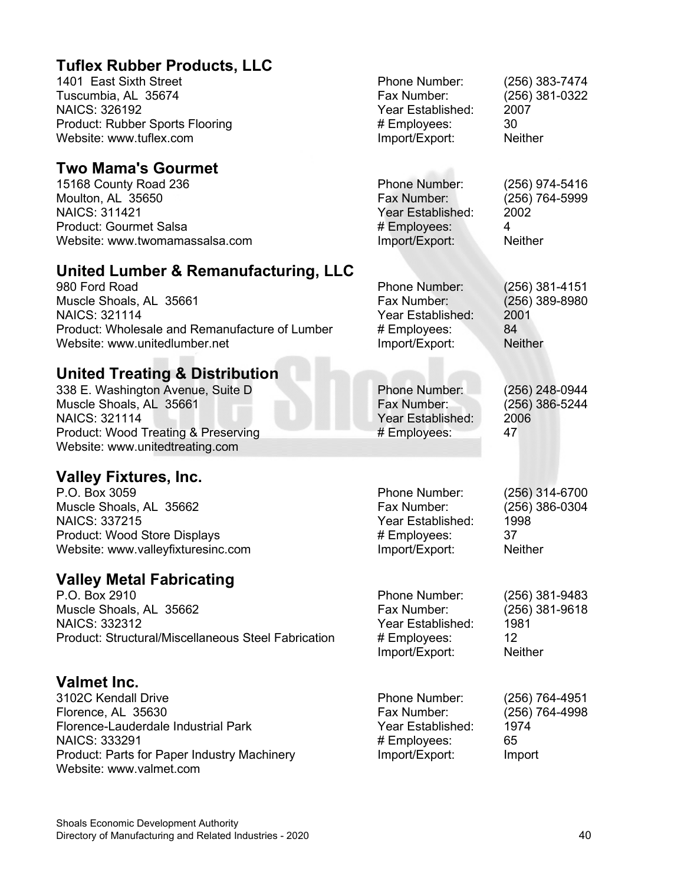## Tuflex Rubber Products, LLC

1401 East Sixth Street
Tuscumbia, AL 35674
NAICS: 326192
Product: Rubber Sports Flooring
Website: www.tuflex.com

Phone Number: (256) 383-7474
Fax Number: (256) 381-0322
Year Established: 2007
# Employees: 30
Import/Export: Neither

## Two Mama's Gourmet

15168 County Road 236
Moulton, AL 35650
NAICS: 311421
Product: Gourmet Salsa
Website: www.twomamassalsa.com

Phone Number: (256) 974-5416
Fax Number: (256) 764-5999
Year Established: 2002
# Employees: 4
Import/Export: Neither

## United Lumber & Remanufacturing, LLC

980 Ford Road
Muscle Shoals, AL 35661
NAICS: 321114
Product: Wholesale and Remanufacture of Lumber
Website: www.unitedlumber.net

Phone Number: (256) 381-4151
Fax Number: (256) 389-8980
Year Established: 2001
# Employees: 84
Import/Export: Neither

## United Treating & Distribution

338 E. Washington Avenue, Suite D
Muscle Shoals, AL 35661
NAICS: 321114
Product: Wood Treating & Preserving
Website: www.unitedtreating.com

Phone Number: (256) 248-0944
Fax Number: (256) 386-5244
Year Established: 2006
# Employees: 47

## Valley Fixtures, Inc.

P.O. Box 3059
Muscle Shoals, AL 35662
NAICS: 337215
Product: Wood Store Displays
Website: www.valleyfixturesinc.com

Phone Number: (256) 314-6700
Fax Number: (256) 386-0304
Year Established: 1998
# Employees: 37
Import/Export: Neither

## Valley Metal Fabricating

P.O. Box 2910
Muscle Shoals, AL 35662
NAICS: 332312
Product: Structural/Miscellaneous Steel Fabrication

Phone Number: (256) 381-9483
Fax Number: (256) 381-9618
Year Established: 1981
# Employees: 12
Import/Export: Neither

## Valmet Inc.

3102C Kendall Drive
Florence, AL 35630
Florence-Lauderdale Industrial Park
NAICS: 333291
Product: Parts for Paper Industry Machinery
Website: www.valmet.com

Phone Number: (256) 764-4951
Fax Number: (256) 764-4998
Year Established: 1974
# Employees: 65
Import/Export: Import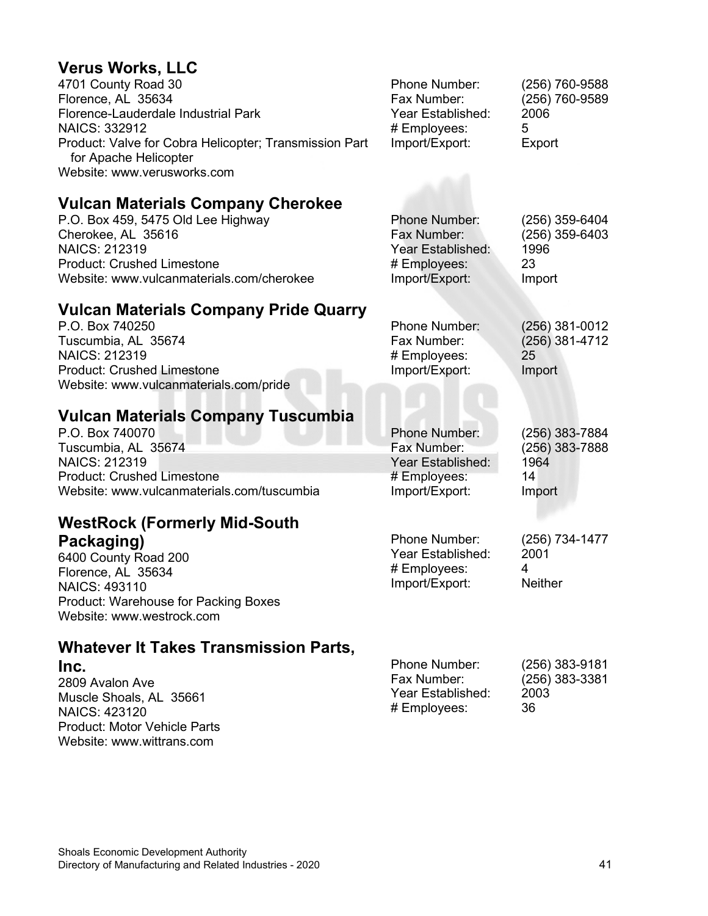## Verus Works, LLC

4701 County Road 30
Florence, AL 35634
Florence-Lauderdale Industrial Park
NAICS: 332912
Product: Valve for Cobra Helicopter; Transmission Part for Apache Helicopter
Website: www.verusworks.com

Phone Number: (256) 760-9588
Fax Number: (256) 760-9589
Year Established: 2006
# Employees: 5
Import/Export: Export

## Vulcan Materials Company Cherokee

P.O. Box 459, 5475 Old Lee Highway
Cherokee, AL 35616
NAICS: 212319
Product: Crushed Limestone
Website: www.vulcanmaterials.com/cherokee

Phone Number: (256) 359-6404
Fax Number: (256) 359-6403
Year Established: 1996
# Employees: 23
Import/Export: Import

## Vulcan Materials Company Pride Quarry

P.O. Box 740250
Tuscumbia, AL 35674
NAICS: 212319
Product: Crushed Limestone
Website: www.vulcanmaterials.com/pride

Phone Number: (256) 381-0012
Fax Number: (256) 381-4712
# Employees: 25
Import/Export: Import

## Vulcan Materials Company Tuscumbia

P.O. Box 740070
Tuscumbia, AL 35674
NAICS: 212319
Product: Crushed Limestone
Website: www.vulcanmaterials.com/tuscumbia

Phone Number: (256) 383-7884
Fax Number: (256) 383-7888
Year Established: 1964
# Employees: 14
Import/Export: Import

## WestRock (Formerly Mid-South Packaging)

6400 County Road 200
Florence, AL 35634
NAICS: 493110
Product: Warehouse for Packing Boxes
Website: www.westrock.com

Phone Number: (256) 734-1477
Year Established: 2001
# Employees: 4
Import/Export: Neither

## Whatever It Takes Transmission Parts, Inc.

2809 Avalon Ave
Muscle Shoals, AL 35661
NAICS: 423120
Product: Motor Vehicle Parts
Website: www.wittrans.com

Phone Number: (256) 383-9181
Fax Number: (256) 383-3381
Year Established: 2003
# Employees: 36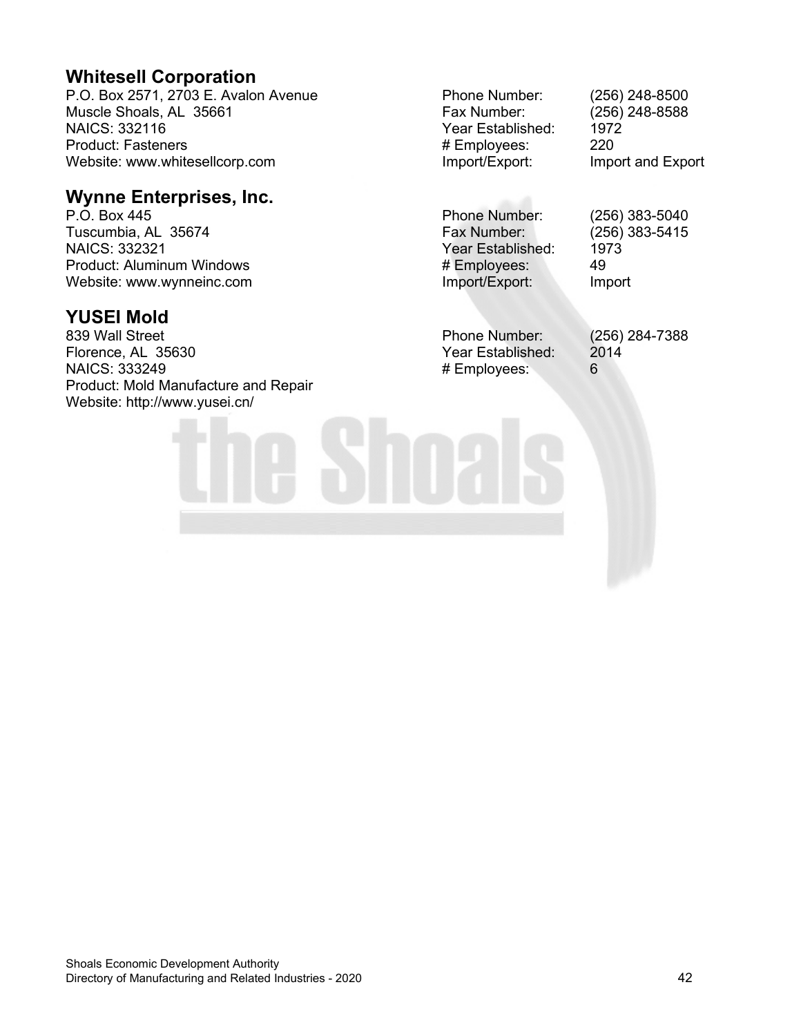## Whitesell Corporation

P.O. Box 2571, 2703 E. Avalon Avenue
Muscle Shoals, AL 35661
NAICS: 332116
Product: Fasteners
Website: www.whitesellcorp.com

Phone Number: (256) 248-8500
Fax Number: (256) 248-8588
Year Established: 1972
# Employees: 220
Import/Export: Import and Export

## Wynne Enterprises, Inc.

P.O. Box 445
Tuscumbia, AL 35674
NAICS: 332321
Product: Aluminum Windows
Website: www.wynneinc.com

Phone Number: (256) 383-5040
Fax Number: (256) 383-5415
Year Established: 1973
# Employees: 49
Import/Export: Import

## YUSEI Mold

839 Wall Street
Florence, AL 35630
NAICS: 333249
Product: Mold Manufacture and Repair
Website: http://www.yusei.cn/

Phone Number: (256) 284-7388
Year Established: 2014
# Employees: 6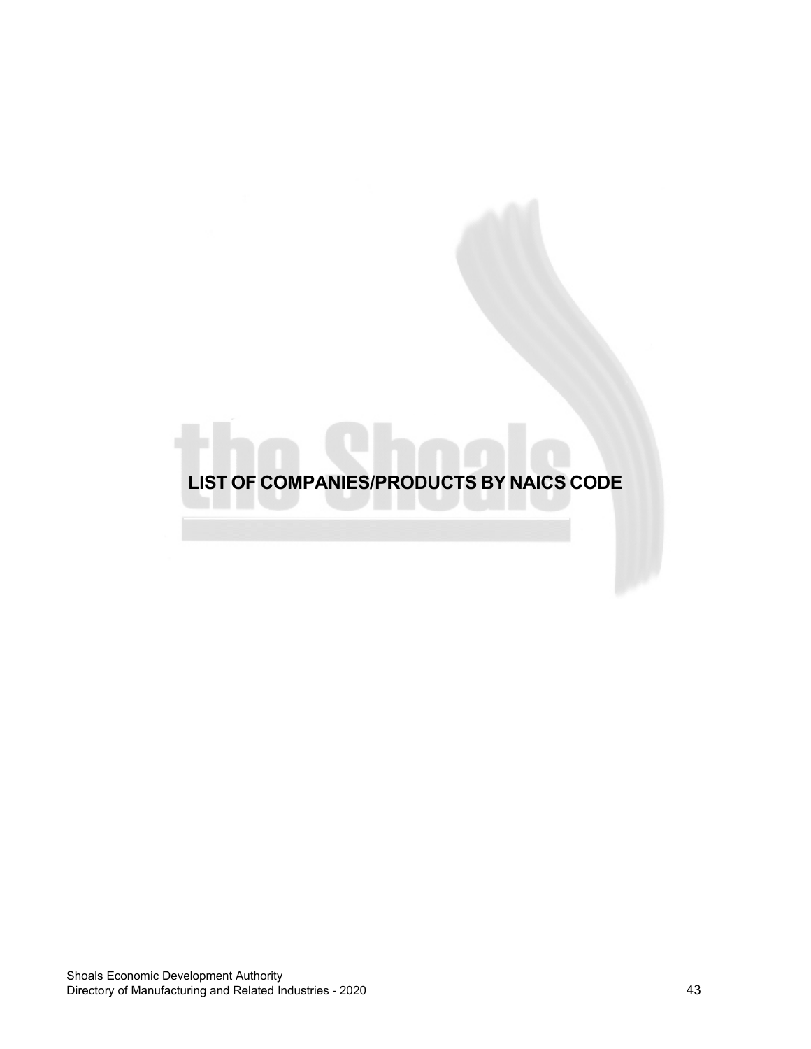# LIST OF COMPANIES/PRODUCTS BY NAICS CODE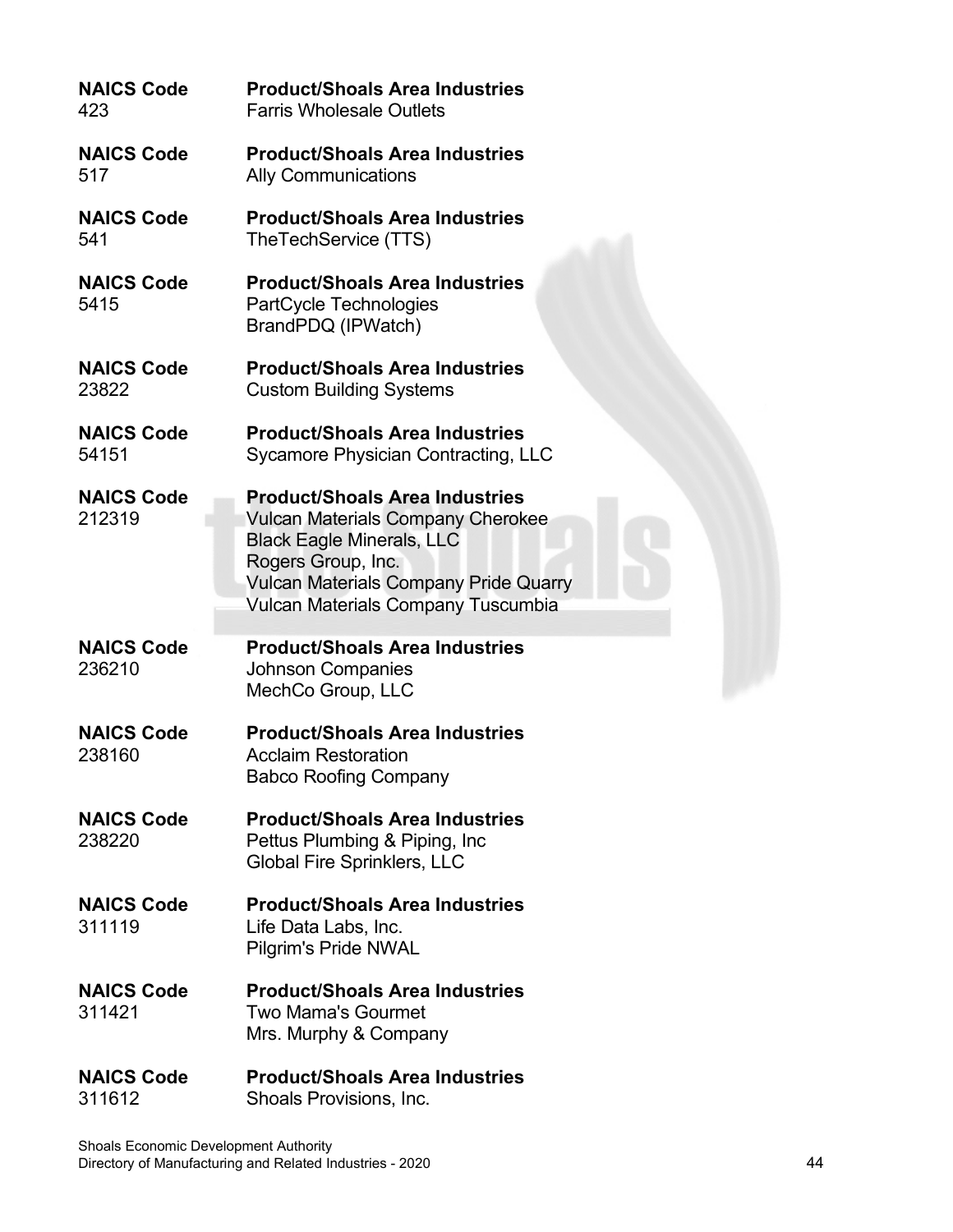| NAICS Code | Product/Shoals Area Industries |
|---|---|
| 423 | Farris Wholesale Outlets |

| NAICS Code | Product/Shoals Area Industries |
|---|---|
| 517 | Ally Communications |

| NAICS Code | Product/Shoals Area Industries |
|---|---|
| 541 | TheTechService (TTS) |

| NAICS Code | Product/Shoals Area Industries |
|---|---|
| 5415 | PartCycle Technologies |
| | BrandPDQ (IPWatch) |

| NAICS Code | Product/Shoals Area Industries |
|---|---|
| 23822 | Custom Building Systems |

| NAICS Code | Product/Shoals Area Industries |
|---|---|
| 54151 | Sycamore Physician Contracting, LLC |

| NAICS Code | Product/Shoals Area Industries |
|---|---|
| 212319 | Vulcan Materials Company Cherokee |
| | Black Eagle Minerals, LLC |
| | Rogers Group, Inc. |
| | Vulcan Materials Company Pride Quarry |
| | Vulcan Materials Company Tuscumbia |

| NAICS Code | Product/Shoals Area Industries |
|---|---|
| 236210 | Johnson Companies |
| | MechCo Group, LLC |

| NAICS Code | Product/Shoals Area Industries |
|---|---|
| 238160 | Acclaim Restoration |
| | Babco Roofing Company |

| NAICS Code | Product/Shoals Area Industries |
|---|---|
| 238220 | Pettus Plumbing & Piping, Inc |
| | Global Fire Sprinklers, LLC |

| NAICS Code | Product/Shoals Area Industries |
|---|---|
| 311119 | Life Data Labs, Inc. |
| | Pilgrim's Pride NWAL |

| NAICS Code | Product/Shoals Area Industries |
|---|---|
| 311421 | Two Mama's Gourmet |
| | Mrs. Murphy & Company |

| NAICS Code | Product/Shoals Area Industries |
|---|---|
| 311612 | Shoals Provisions, Inc. |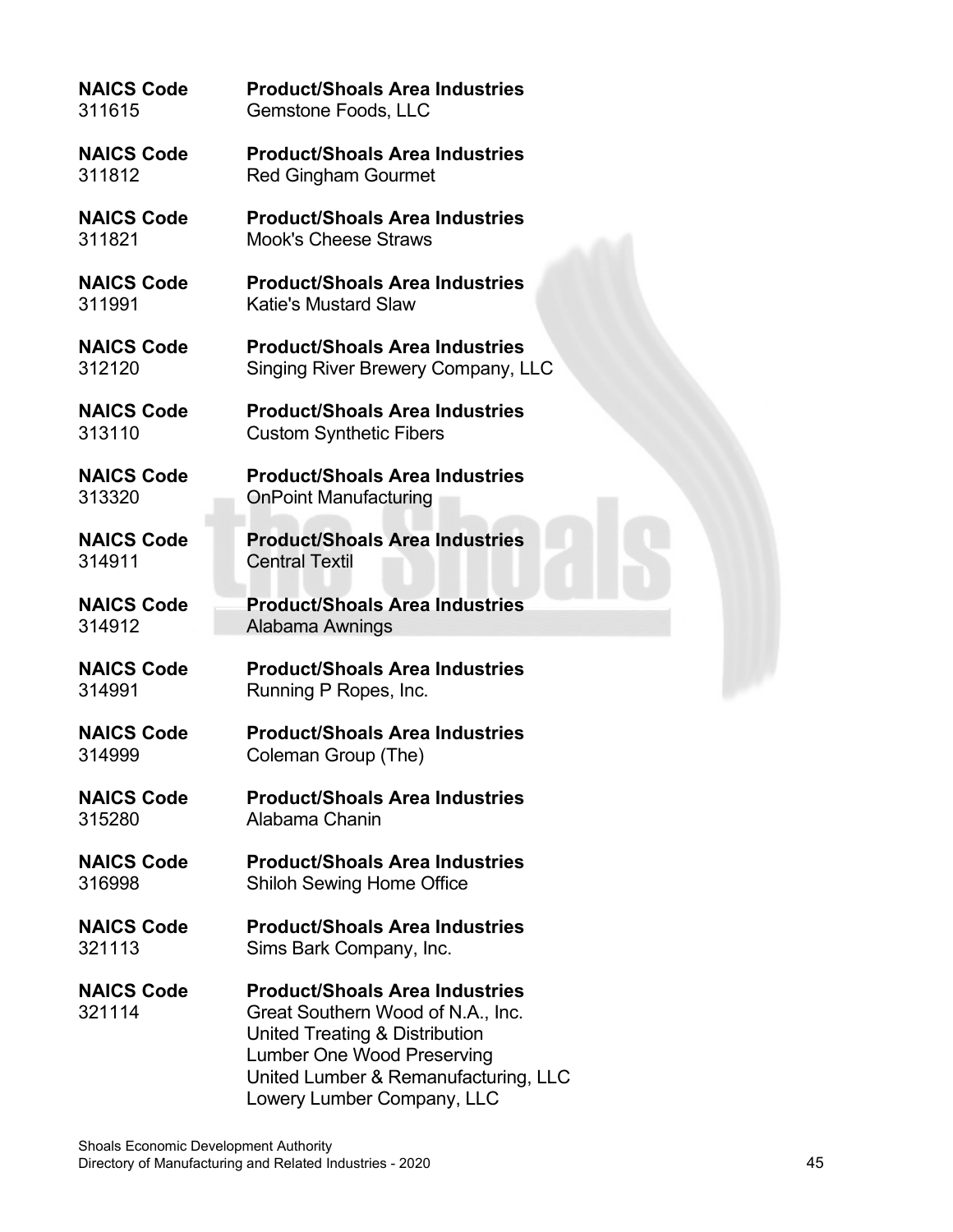| NAICS Code | Product/Shoals Area Industries |
|---|---|
| 311615 | Gemstone Foods, LLC |

| NAICS Code | Product/Shoals Area Industries |
|---|---|
| 311812 | Red Gingham Gourmet |

| NAICS Code | Product/Shoals Area Industries |
|---|---|
| 311821 | Mook's Cheese Straws |

| NAICS Code | Product/Shoals Area Industries |
|---|---|
| 311991 | Katie's Mustard Slaw |

| NAICS Code | Product/Shoals Area Industries |
|---|---|
| 312120 | Singing River Brewery Company, LLC |

| NAICS Code | Product/Shoals Area Industries |
|---|---|
| 313110 | Custom Synthetic Fibers |

| NAICS Code | Product/Shoals Area Industries |
|---|---|
| 313320 | OnPoint Manufacturing |

| NAICS Code | Product/Shoals Area Industries |
|---|---|
| 314911 | Central Textil |

| NAICS Code | Product/Shoals Area Industries |
|---|---|
| 314912 | Alabama Awnings |

| NAICS Code | Product/Shoals Area Industries |
|---|---|
| 314991 | Running P Ropes, Inc. |

| NAICS Code | Product/Shoals Area Industries |
|---|---|
| 314999 | Coleman Group (The) |

| NAICS Code | Product/Shoals Area Industries |
|---|---|
| 315280 | Alabama Chanin |

| NAICS Code | Product/Shoals Area Industries |
|---|---|
| 316998 | Shiloh Sewing Home Office |

| NAICS Code | Product/Shoals Area Industries |
|---|---|
| 321113 | Sims Bark Company, Inc. |

| NAICS Code | Product/Shoals Area Industries |
|---|---|
| 321114 | Great Southern Wood of N.A., Inc.<br>United Treating & Distribution<br>Lumber One Wood Preserving<br>United Lumber & Remanufacturing, LLC<br>Lowery Lumber Company, LLC |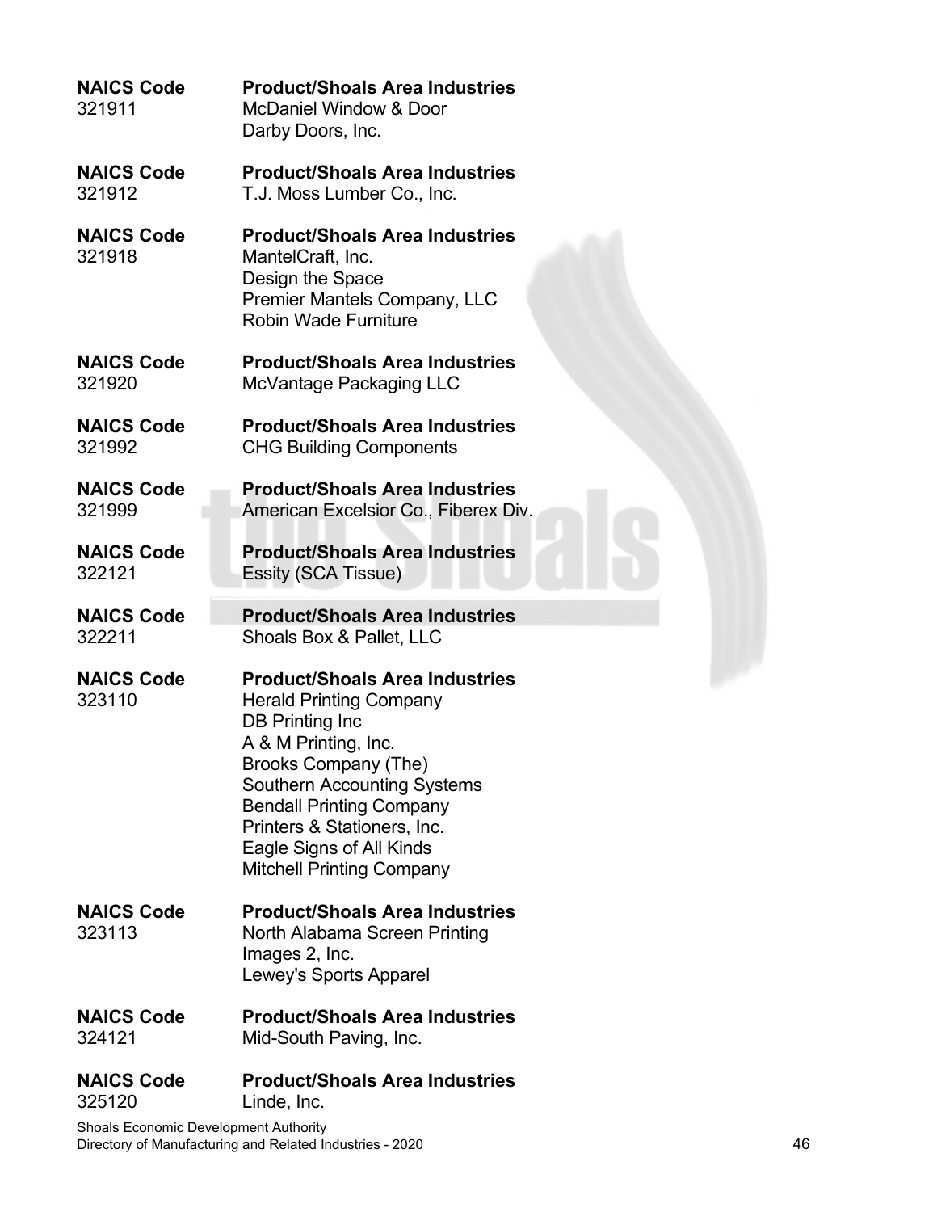| NAICS Code | Product/Shoals Area Industries |
| --- | --- |
| 321911 | McDaniel Window & Door<br>Darby Doors, Inc. |

| NAICS Code | Product/Shoals Area Industries |
| --- | --- |
| 321912 | T.J. Moss Lumber Co., Inc. |

| NAICS Code | Product/Shoals Area Industries |
| --- | --- |
| 321918 | MantelCraft, Inc.<br>Design the Space<br>Premier Mantels Company, LLC<br>Robin Wade Furniture |

| NAICS Code | Product/Shoals Area Industries |
| --- | --- |
| 321920 | McVantage Packaging LLC |

| NAICS Code | Product/Shoals Area Industries |
| --- | --- |
| 321992 | CHG Building Components |

| NAICS Code | Product/Shoals Area Industries |
| --- | --- |
| 321999 | American Excelsior Co., Fiberex Div. |

| NAICS Code | Product/Shoals Area Industries |
| --- | --- |
| 322121 | Essity (SCA Tissue) |

| NAICS Code | Product/Shoals Area Industries |
| --- | --- |
| 322211 | Shoals Box & Pallet, LLC |

| NAICS Code | Product/Shoals Area Industries |
| --- | --- |
| 323110 | Herald Printing Company<br>DB Printing Inc<br>A & M Printing, Inc.<br>Brooks Company (The)<br>Southern Accounting Systems<br>Bendall Printing Company<br>Printers & Stationers, Inc.<br>Eagle Signs of All Kinds<br>Mitchell Printing Company |

| NAICS Code | Product/Shoals Area Industries |
| --- | --- |
| 323113 | North Alabama Screen Printing<br>Images 2, Inc.<br>Lewey's Sports Apparel |

| NAICS Code | Product/Shoals Area Industries |
| --- | --- |
| 324121 | Mid-South Paving, Inc. |

| NAICS Code | Product/Shoals Area Industries |
| --- | --- |
| 325120 | Linde, Inc. |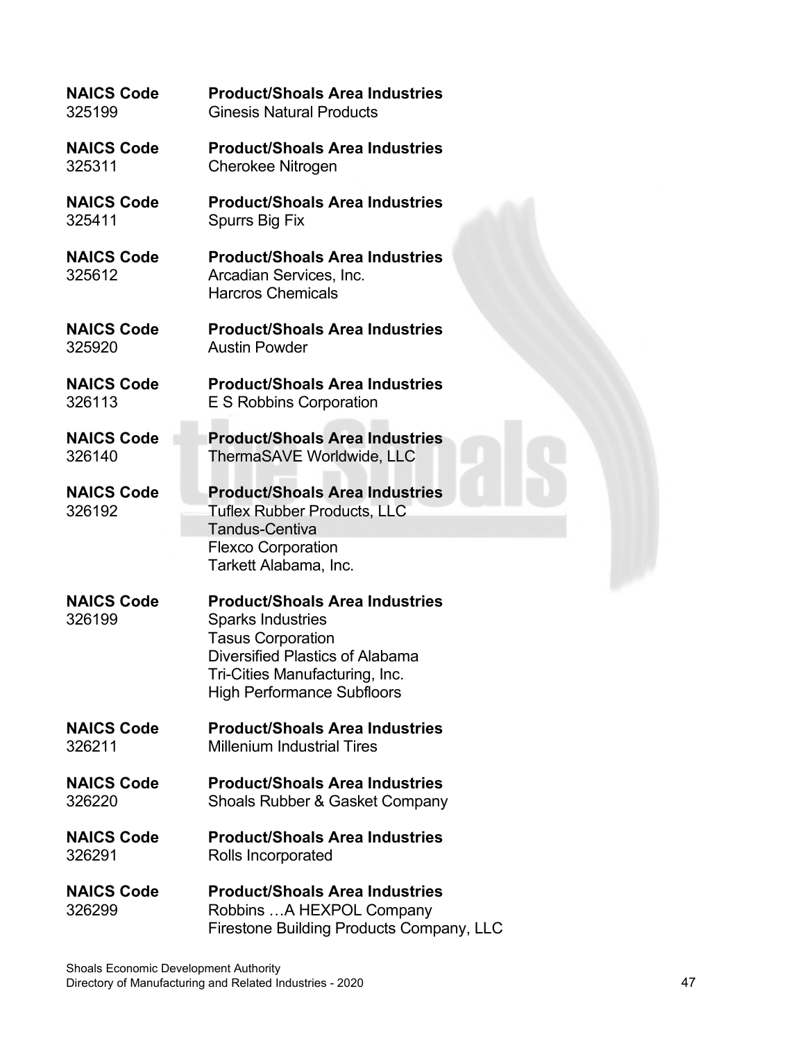| NAICS Code | Product/Shoals Area Industries |
| --- | --- |
| 325199 | Ginesis Natural Products |

| NAICS Code | Product/Shoals Area Industries |
| --- | --- |
| 325311 | Cherokee Nitrogen |

| NAICS Code | Product/Shoals Area Industries |
| --- | --- |
| 325411 | Spurrs Big Fix |

| NAICS Code | Product/Shoals Area Industries |
| --- | --- |
| 325612 | Arcadian Services, Inc.<br>Harcros Chemicals |

| NAICS Code | Product/Shoals Area Industries |
| --- | --- |
| 325920 | Austin Powder |

| NAICS Code | Product/Shoals Area Industries |
| --- | --- |
| 326113 | E S Robbins Corporation |

| NAICS Code | Product/Shoals Area Industries |
| --- | --- |
| 326140 | ThermaSAVE Worldwide, LLC |

| NAICS Code | Product/Shoals Area Industries |
| --- | --- |
| 326192 | Tuflex Rubber Products, LLC<br>Tandus-Centiva<br>Flexco Corporation<br>Tarkett Alabama, Inc. |

| NAICS Code | Product/Shoals Area Industries |
| --- | --- |
| 326199 | Sparks Industries<br>Tasus Corporation<br>Diversified Plastics of Alabama<br>Tri-Cities Manufacturing, Inc.<br>High Performance Subfloors |

| NAICS Code | Product/Shoals Area Industries |
| --- | --- |
| 326211 | Millenium Industrial Tires |

| NAICS Code | Product/Shoals Area Industries |
| --- | --- |
| 326220 | Shoals Rubber & Gasket Company |

| NAICS Code | Product/Shoals Area Industries |
| --- | --- |
| 326291 | Rolls Incorporated |

| NAICS Code | Product/Shoals Area Industries |
| --- | --- |
| 326299 | Robbins …A HEXPOL Company<br>Firestone Building Products Company, LLC |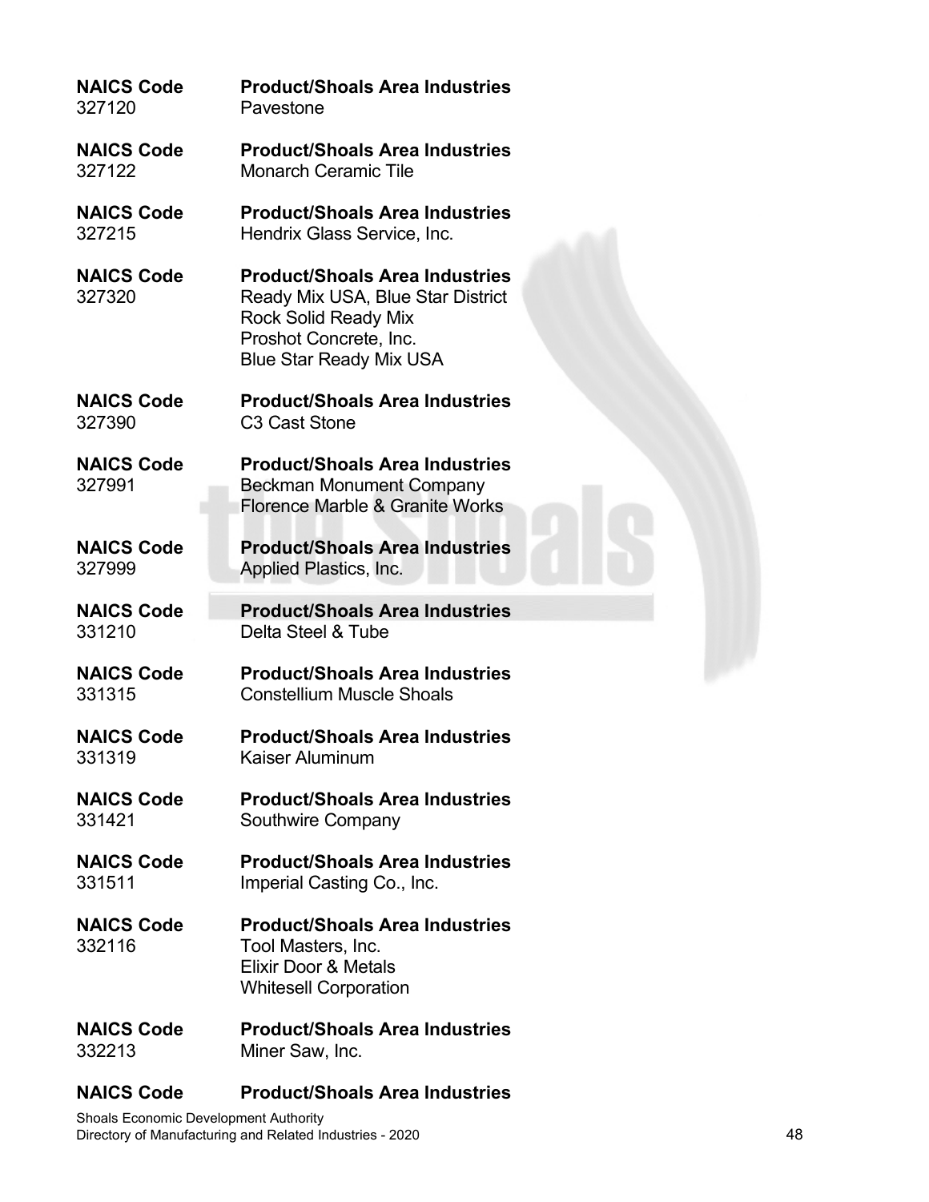**NAICS Code** **Product/Shoals Area Industries**
327120 Pavestone

**NAICS Code** **Product/Shoals Area Industries**
327122 Monarch Ceramic Tile

**NAICS Code** **Product/Shoals Area Industries**
327215 Hendrix Glass Service, Inc.

**NAICS Code** **Product/Shoals Area Industries**
327320 Ready Mix USA, Blue Star District
Rock Solid Ready Mix
Proshot Concrete, Inc.
Blue Star Ready Mix USA

**NAICS Code** **Product/Shoals Area Industries**
327390 C3 Cast Stone

**NAICS Code** **Product/Shoals Area Industries**
327991 Beckman Monument Company
Florence Marble & Granite Works

**NAICS Code** **Product/Shoals Area Industries**
327999 Applied Plastics, Inc.

**NAICS Code** **Product/Shoals Area Industries**
331210 Delta Steel & Tube

**NAICS Code** **Product/Shoals Area Industries**
331315 Constellium Muscle Shoals

**NAICS Code** **Product/Shoals Area Industries**
331319 Kaiser Aluminum

**NAICS Code** **Product/Shoals Area Industries**
331421 Southwire Company

**NAICS Code** **Product/Shoals Area Industries**
331511 Imperial Casting Co., Inc.

**NAICS Code** **Product/Shoals Area Industries**
332116 Tool Masters, Inc.
Elixir Door & Metals
Whitesell Corporation

**NAICS Code** **Product/Shoals Area Industries**
332213 Miner Saw, Inc.

**NAICS Code** **Product/Shoals Area Industries**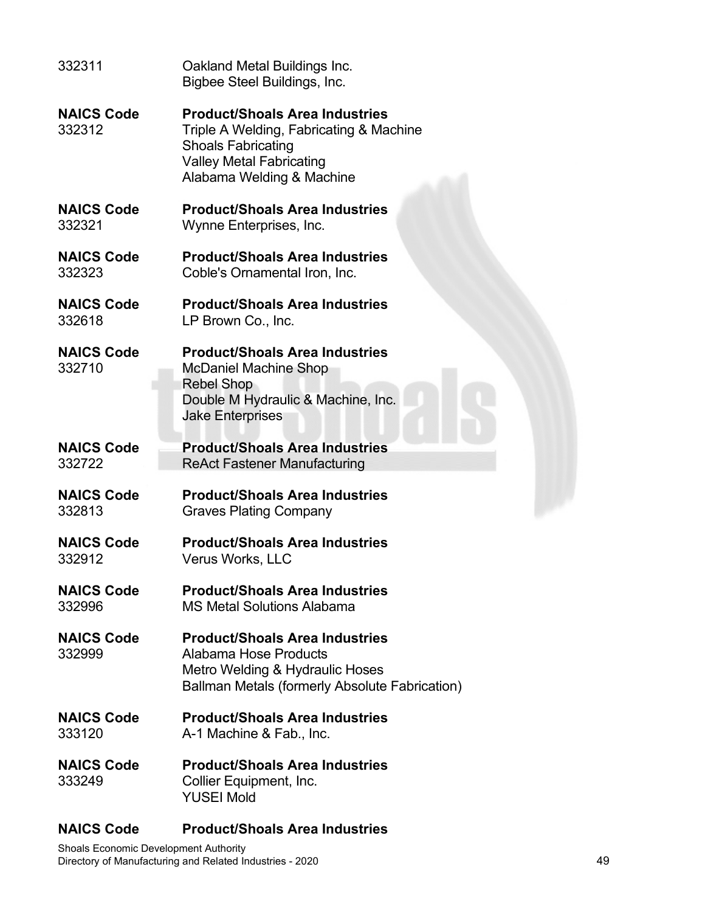| NAICS Code | Product/Shoals Area Industries |
|---|---|
| 332311 | Oakland Metal Buildings Inc.<br>Bigbee Steel Buildings, Inc. |

| NAICS Code | Product/Shoals Area Industries |
|---|---|
| 332312 | Triple A Welding, Fabricating & Machine<br>Shoals Fabricating<br>Valley Metal Fabricating<br>Alabama Welding & Machine |

| NAICS Code | Product/Shoals Area Industries |
|---|---|
| 332321 | Wynne Enterprises, Inc. |

| NAICS Code | Product/Shoals Area Industries |
|---|---|
| 332323 | Coble's Ornamental Iron, Inc. |

| NAICS Code | Product/Shoals Area Industries |
|---|---|
| 332618 | LP Brown Co., Inc. |

| NAICS Code | Product/Shoals Area Industries |
|---|---|
| 332710 | McDaniel Machine Shop<br>Rebel Shop<br>Double M Hydraulic & Machine, Inc.<br>Jake Enterprises |

| NAICS Code | Product/Shoals Area Industries |
|---|---|
| 332722 | ReAct Fastener Manufacturing |

| NAICS Code | Product/Shoals Area Industries |
|---|---|
| 332813 | Graves Plating Company |

| NAICS Code | Product/Shoals Area Industries |
|---|---|
| 332912 | Verus Works, LLC |

| NAICS Code | Product/Shoals Area Industries |
|---|---|
| 332996 | MS Metal Solutions Alabama |

| NAICS Code | Product/Shoals Area Industries |
|---|---|
| 332999 | Alabama Hose Products<br>Metro Welding & Hydraulic Hoses<br>Ballman Metals (formerly Absolute Fabrication) |

| NAICS Code | Product/Shoals Area Industries |
|---|---|
| 333120 | A-1 Machine & Fab., Inc. |

| NAICS Code | Product/Shoals Area Industries |
|---|---|
| 333249 | Collier Equipment, Inc.<br>YUSEI Mold |

| NAICS Code | Product/Shoals Area Industries |
|---|---|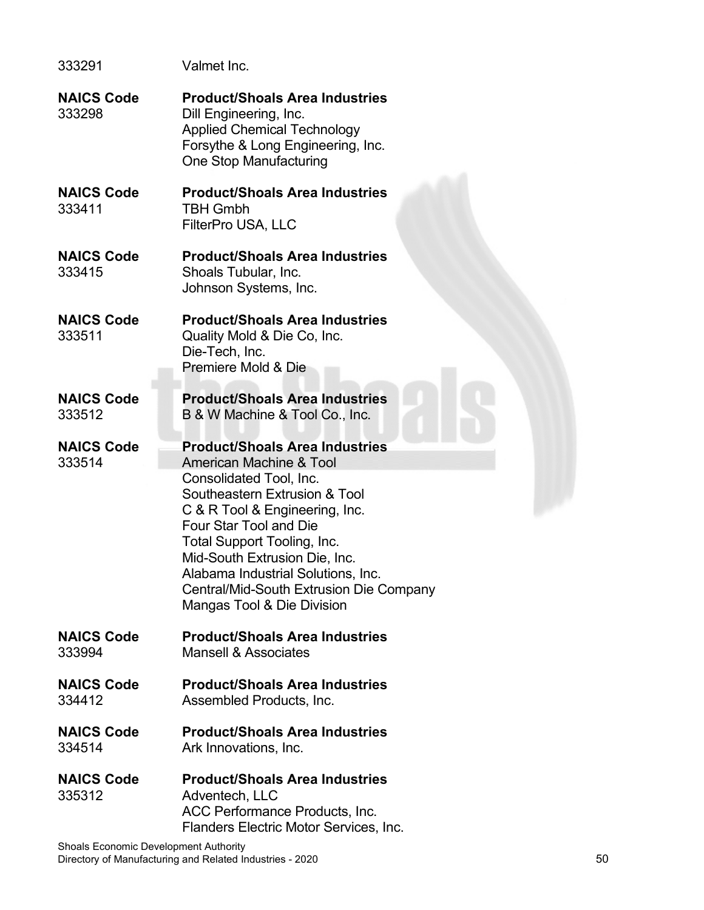| NAICS Code | Product/Shoals Area Industries |
|---|---|
| 333291 | Valmet Inc. |

| NAICS Code | Product/Shoals Area Industries |
|---|---|
| 333298 | Dill Engineering, Inc. |
| | Applied Chemical Technology |
| | Forsythe & Long Engineering, Inc. |
| | One Stop Manufacturing |

| NAICS Code | Product/Shoals Area Industries |
|---|---|
| 333411 | TBH Gmbh |
| | FilterPro USA, LLC |

| NAICS Code | Product/Shoals Area Industries |
|---|---|
| 333415 | Shoals Tubular, Inc. |
| | Johnson Systems, Inc. |

| NAICS Code | Product/Shoals Area Industries |
|---|---|
| 333511 | Quality Mold & Die Co, Inc. |
| | Die-Tech, Inc. |
| | Premiere Mold & Die |

| NAICS Code | Product/Shoals Area Industries |
|---|---|
| 333512 | B & W Machine & Tool Co., Inc. |

| NAICS Code | Product/Shoals Area Industries |
|---|---|
| 333514 | American Machine & Tool |
| | Consolidated Tool, Inc. |
| | Southeastern Extrusion & Tool |
| | C & R Tool & Engineering, Inc. |
| | Four Star Tool and Die |
| | Total Support Tooling, Inc. |
| | Mid-South Extrusion Die, Inc. |
| | Alabama Industrial Solutions, Inc. |
| | Central/Mid-South Extrusion Die Company |
| | Mangas Tool & Die Division |

| NAICS Code | Product/Shoals Area Industries |
|---|---|
| 333994 | Mansell & Associates |

| NAICS Code | Product/Shoals Area Industries |
|---|---|
| 334412 | Assembled Products, Inc. |

| NAICS Code | Product/Shoals Area Industries |
|---|---|
| 334514 | Ark Innovations, Inc. |

| NAICS Code | Product/Shoals Area Industries |
|---|---|
| 335312 | Adventech, LLC |
| | ACC Performance Products, Inc. |
| | Flanders Electric Motor Services, Inc. |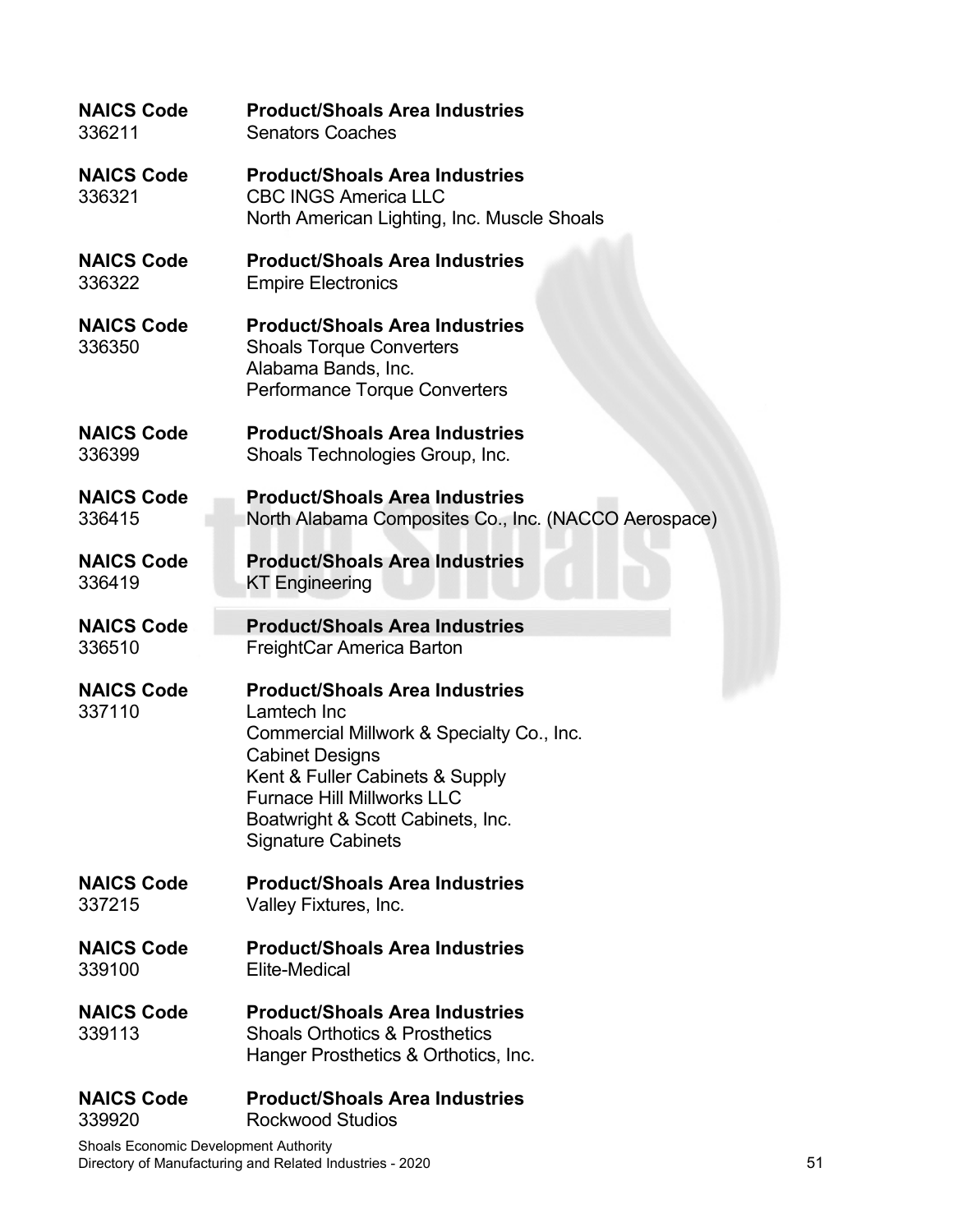| NAICS Code | Product/Shoals Area Industries |
| --- | --- |
| 336211 | Senators Coaches |

| NAICS Code | Product/Shoals Area Industries |
| --- | --- |
| 336321 | CBC INGS America LLC<br>North American Lighting, Inc. Muscle Shoals |

| NAICS Code | Product/Shoals Area Industries |
| --- | --- |
| 336322 | Empire Electronics |

| NAICS Code | Product/Shoals Area Industries |
| --- | --- |
| 336350 | Shoals Torque Converters<br>Alabama Bands, Inc.<br>Performance Torque Converters |

| NAICS Code | Product/Shoals Area Industries |
| --- | --- |
| 336399 | Shoals Technologies Group, Inc. |

| NAICS Code | Product/Shoals Area Industries |
| --- | --- |
| 336415 | North Alabama Composites Co., Inc. (NACCO Aerospace) |

| NAICS Code | Product/Shoals Area Industries |
| --- | --- |
| 336419 | KT Engineering |

| NAICS Code | Product/Shoals Area Industries |
| --- | --- |
| 336510 | FreightCar America Barton |

| NAICS Code | Product/Shoals Area Industries |
| --- | --- |
| 337110 | Lamtech Inc<br>Commercial Millwork & Specialty Co., Inc.<br>Cabinet Designs<br>Kent & Fuller Cabinets & Supply<br>Furnace Hill Millworks LLC<br>Boatwright & Scott Cabinets, Inc.<br>Signature Cabinets |

| NAICS Code | Product/Shoals Area Industries |
| --- | --- |
| 337215 | Valley Fixtures, Inc. |

| NAICS Code | Product/Shoals Area Industries |
| --- | --- |
| 339100 | Elite-Medical |

| NAICS Code | Product/Shoals Area Industries |
| --- | --- |
| 339113 | Shoals Orthotics & Prosthetics<br>Hanger Prosthetics & Orthotics, Inc. |

| NAICS Code | Product/Shoals Area Industries |
| --- | --- |
| 339920 | Rockwood Studios |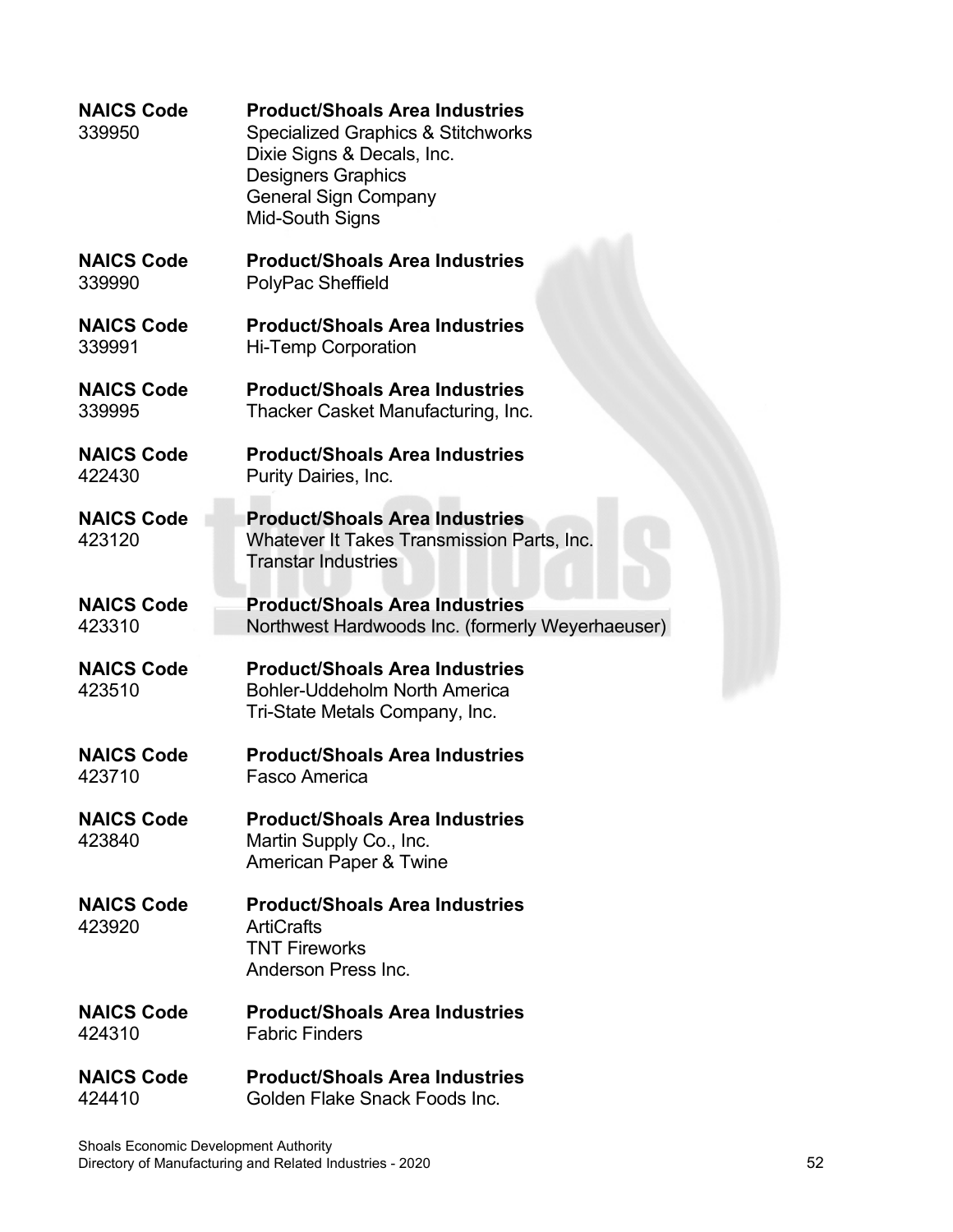| NAICS Code | Product/Shoals Area Industries |
| --- | --- |
| 339950 | Specialized Graphics & Stitchworks<br>Dixie Signs & Decals, Inc.<br>Designers Graphics<br>General Sign Company<br>Mid-South Signs |

| NAICS Code | Product/Shoals Area Industries |
| --- | --- |
| 339990 | PolyPac Sheffield |

| NAICS Code | Product/Shoals Area Industries |
| --- | --- |
| 339991 | Hi-Temp Corporation |

| NAICS Code | Product/Shoals Area Industries |
| --- | --- |
| 339995 | Thacker Casket Manufacturing, Inc. |

| NAICS Code | Product/Shoals Area Industries |
| --- | --- |
| 422430 | Purity Dairies, Inc. |

| NAICS Code | Product/Shoals Area Industries |
| --- | --- |
| 423120 | Whatever It Takes Transmission Parts, Inc.<br>Transtar Industries |

| NAICS Code | Product/Shoals Area Industries |
| --- | --- |
| 423310 | Northwest Hardwoods Inc. (formerly Weyerhaeuser) |

| NAICS Code | Product/Shoals Area Industries |
| --- | --- |
| 423510 | Bohler-Uddeholm North America<br>Tri-State Metals Company, Inc. |

| NAICS Code | Product/Shoals Area Industries |
| --- | --- |
| 423710 | Fasco America |

| NAICS Code | Product/Shoals Area Industries |
| --- | --- |
| 423840 | Martin Supply Co., Inc.<br>American Paper & Twine |

| NAICS Code | Product/Shoals Area Industries |
| --- | --- |
| 423920 | ArtiCrafts<br>TNT Fireworks<br>Anderson Press Inc. |

| NAICS Code | Product/Shoals Area Industries |
| --- | --- |
| 424310 | Fabric Finders |

| NAICS Code | Product/Shoals Area Industries |
| --- | --- |
| 424410 | Golden Flake Snack Foods Inc. |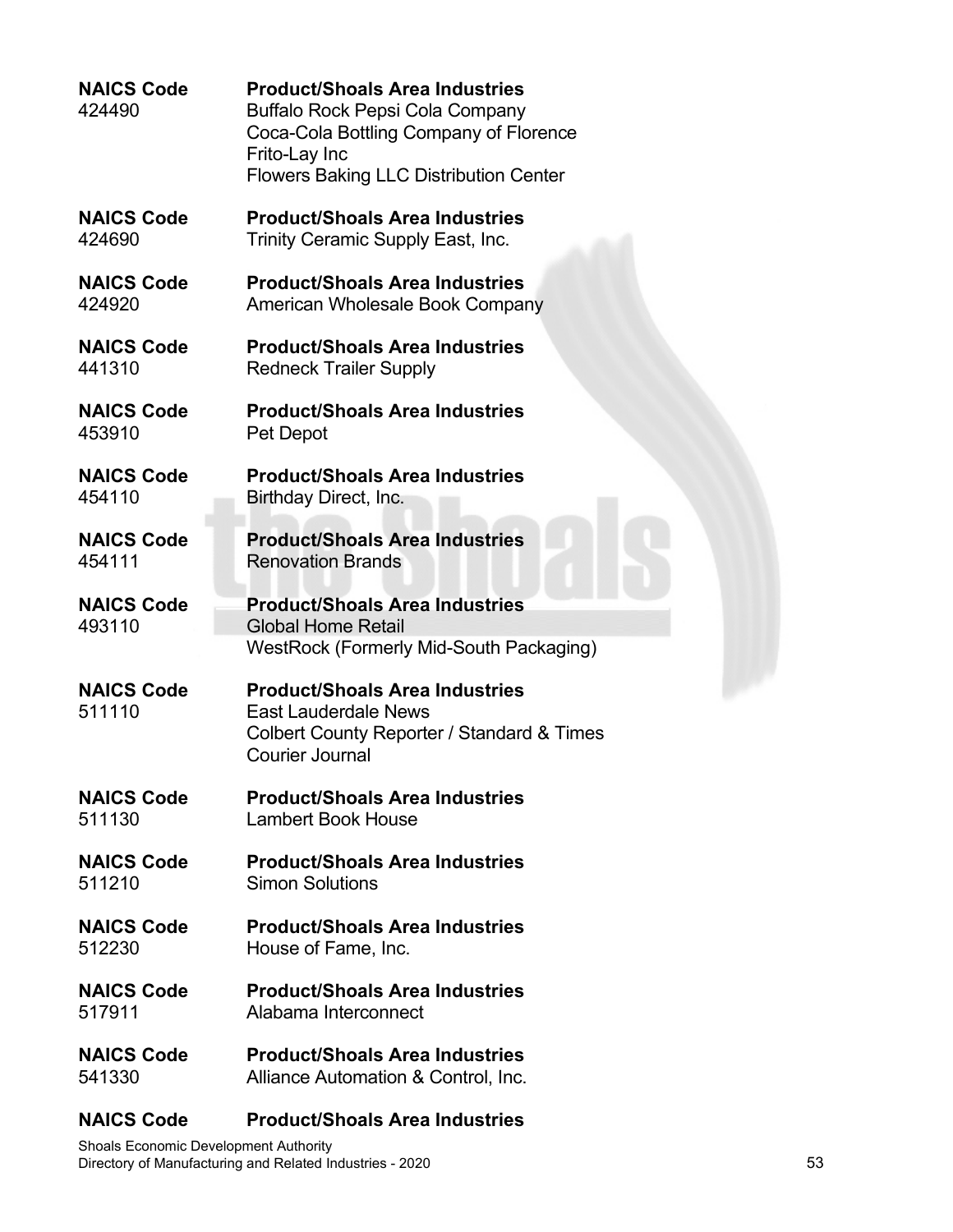| NAICS Code | Product/Shoals Area Industries |
|---|---|
| 424490 | Buffalo Rock Pepsi Cola Company<br>Coca-Cola Bottling Company of Florence<br>Frito-Lay Inc<br>Flowers Baking LLC Distribution Center |

| NAICS Code | Product/Shoals Area Industries |
|---|---|
| 424690 | Trinity Ceramic Supply East, Inc. |

| NAICS Code | Product/Shoals Area Industries |
|---|---|
| 424920 | American Wholesale Book Company |

| NAICS Code | Product/Shoals Area Industries |
|---|---|
| 441310 | Redneck Trailer Supply |

| NAICS Code | Product/Shoals Area Industries |
|---|---|
| 453910 | Pet Depot |

| NAICS Code | Product/Shoals Area Industries |
|---|---|
| 454110 | Birthday Direct, Inc. |

| NAICS Code | Product/Shoals Area Industries |
|---|---|
| 454111 | Renovation Brands |

| NAICS Code | Product/Shoals Area Industries |
|---|---|
| 493110 | Global Home Retail<br>WestRock (Formerly Mid-South Packaging) |

| NAICS Code | Product/Shoals Area Industries |
|---|---|
| 511110 | East Lauderdale News<br>Colbert County Reporter / Standard & Times<br>Courier Journal |

| NAICS Code | Product/Shoals Area Industries |
|---|---|
| 511130 | Lambert Book House |

| NAICS Code | Product/Shoals Area Industries |
|---|---|
| 511210 | Simon Solutions |

| NAICS Code | Product/Shoals Area Industries |
|---|---|
| 512230 | House of Fame, Inc. |

| NAICS Code | Product/Shoals Area Industries |
|---|---|
| 517911 | Alabama Interconnect |

| NAICS Code | Product/Shoals Area Industries |
|---|---|
| 541330 | Alliance Automation & Control, Inc. |

| NAICS Code | Product/Shoals Area Industries |
|---|---|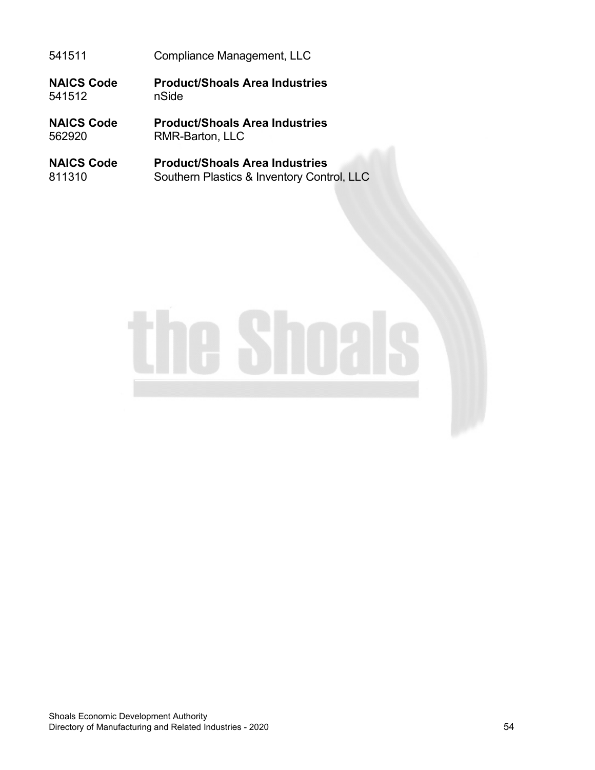| | |
|---|---|
| 541511 | Compliance Management, LLC |

| NAICS Code | Product/Shoals Area Industries |
|---|---|
| 541512 | nSide |

| NAICS Code | Product/Shoals Area Industries |
|---|---|
| 562920 | RMR-Barton, LLC |

| NAICS Code | Product/Shoals Area Industries |
|---|---|
| 811310 | Southern Plastics & Inventory Control, LLC |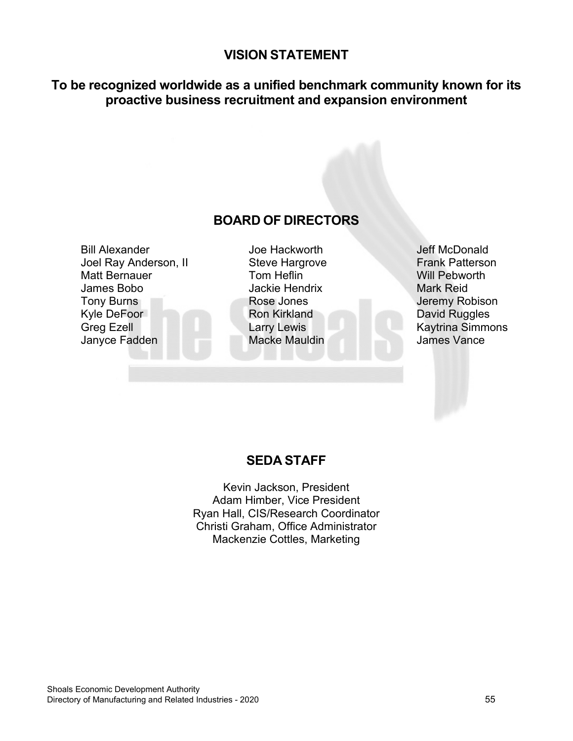## VISION STATEMENT

### To be recognized worldwide as a unified benchmark community known for its proactive business recruitment and expansion environment

## BOARD OF DIRECTORS

Bill Alexander
Joel Ray Anderson, II
Matt Bernauer
James Bobo
Tony Burns
Kyle DeFoor
Greg Ezell
Janyce Fadden
Joe Hackworth
Steve Hargrove
Tom Heflin
Jackie Hendrix
Rose Jones
Ron Kirkland
Larry Lewis
Macke Mauldin
Jeff McDonald
Frank Patterson
Will Pebworth
Mark Reid
Jeremy Robison
David Ruggles
Kaytrina Simmons
James Vance

## SEDA STAFF

Kevin Jackson, President
Adam Himber, Vice President
Ryan Hall, CIS/Research Coordinator
Christi Graham, Office Administrator
Mackenzie Cottles, Marketing